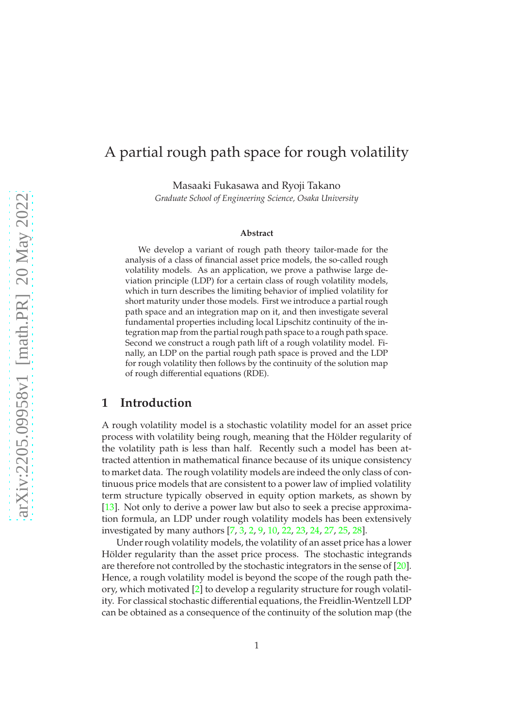# A partial rough path space for rough volatility

Masaaki Fukasawa and Ryoji Takano

*Graduate School of Engineering Science, Osaka University*

**Abstract**

We develop a variant of rough path theory tailor-made for the analysis of a class of financial asset price models, the so-called rough volatility models. As an application, we prove a pathwise large deviation principle (LDP) for a certain class of rough volatility models, which in turn describes the limiting behavior of implied volatility for short maturity under those models. First we introduce a partial rough path space and an integration map on it, and then investigate several fundamental properties including local Lipschitz continuity of the integration map from the partial rough path space to a rough path space. Second we construct a rough path lift of a rough volatility model. Finally, an LDP on the partial rough path space is proved and the LDP for rough volatility then follows by the continuity of the solution map of rough differential equations (RDE).

## 1 Introduction

A rough volatility model is a stochastic volatility model for an asset price process with volatility being rough, meaning that the Hölder regularity of the volatility path is less than half. Recently such a model has been attracted attention in mathematical finance because of its unique consistency to market data. The rough volatility models are indeed the only class of continuous price models that are consistent to a power law of implied volatility term structure typically observed in equity option markets, as shown by [13]. Not only to derive a power law but also to seek a precise approximation formula, an LDP under rough volatility models has been extensively investigated by many authors [7, 3, 2, 9, 10, 22, 23, 24, 27, 25, 28].

Under rough volatility models, the volatility of an asset price has a lower Hölder regularity than the asset price process. The stochastic integrands are therefore not controlled by the stochastic integrators in the sense of [20]. Hence, a rough volatility model is beyond the scope of the rough path theory, which motivated [2] to develop a regularity structure for rough volatility. For classical stochastic differential equations, the Freidlin-Wentzell LDP can be obtained as a consequence of the continuity of the solution map (the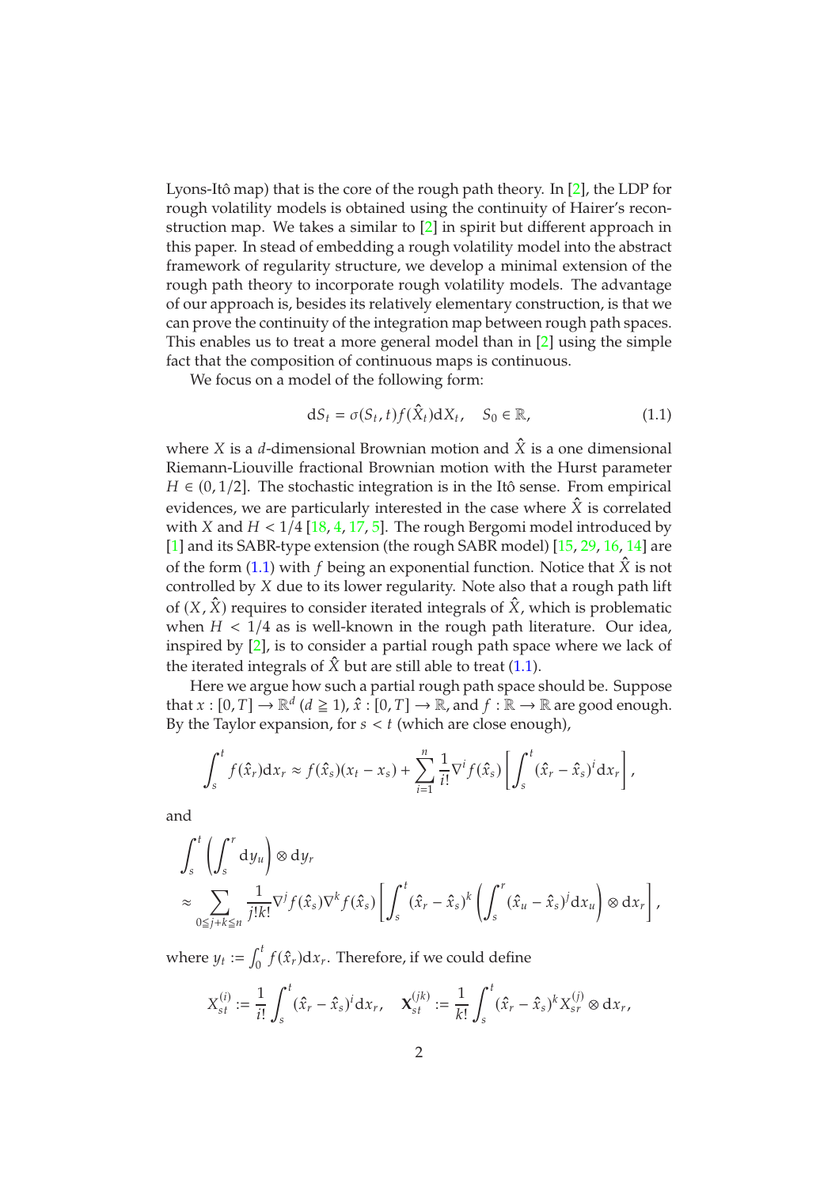Lyons-Itô map) that is the core of the rough path theory. In [2], the LDP for rough volatility models is obtained using the continuity of Hairer's reconstruction map. We takes a similar to [2] in spirit but different approach in this paper. In stead of embedding a rough volatility model into the abstract framework of regularity structure, we develop a minimal extension of the rough path theory to incorporate rough volatility models. The advantage of our approach is, besides its relatively elementary construction, is that we can prove the continuity of the integration map between rough path spaces. This enables us to treat a more general model than in [2] using the simple fact that the composition of continuous maps is continuous.

We focus on a model of the following form:

$$
\mathrm{d}S_t = \sigma(S_t, t) f(\hat{X}_t)\mathrm{d}X_t, \quad S_0 \in \mathbb{R}, \tag{1.1}
$$

where $X$ is a $d$-dimensional Brownian motion and $\hat{X}$ is a one dimensional Riemann-Liouville fractional Brownian motion with the Hurst parameter $H \in (0, 1/2]$. The stochastic integration is in the Itô sense. From empirical evidences, we are particularly interested in the case where $\hat{X}$ is correlated with $X$ and $H < 1/4$ [18, 4, 17, 5]. The rough Bergomi model introduced by [1] and its SABR-type extension (the rough SABR model) [15, 29, 16, 14] are of the form (1.1) with $f$ being an exponential function. Notice that $\hat{X}$ is not controlled by $X$ due to its lower regularity. Note also that a rough path lift of $(X, \hat{X})$ requires to consider iterated integrals of $\hat{X}$, which is problematic when $H < 1/4$ as is well-known in the rough path literature. Our idea, inspired by [2], is to consider a partial rough path space where we lack of the iterated integrals of $\hat{X}$ but are still able to treat (1.1).

Here we argue how such a partial rough path space should be. Suppose that $x : [0, T] \to \mathbb{R}^d$ ($d \geqq 1$), $\hat{x} : [0, T] \to \mathbb{R}$, and $f : \mathbb{R} \to \mathbb{R}$ are good enough. By the Taylor expansion, for $s < t$ (which are close enough),

$$
\int_s^t f(\hat{x}_r)\mathrm{d}x_r \approx f(\hat{x}_s)(x_t - x_s) + \sum_{i=1}^n \frac{1}{i!}\nabla^i f(\hat{x}_s)\left[\int_s^t (\hat{x}_r - \hat{x}_s)^i \mathrm{d}x_r\right],
$$

and

$$
\begin{aligned}
&\int_s^t \left(\int_s^r \mathrm{d}y_u\right) \otimes \mathrm{d}y_r \\
&\approx \sum_{0 \leqq j+k \leqq n} \frac{1}{j!k!}\nabla^j f(\hat{x}_s)\nabla^k f(\hat{x}_s)\left[\int_s^t (\hat{x}_r - \hat{x}_s)^k \left(\int_s^r (\hat{x}_u - \hat{x}_s)^j \mathrm{d}x_u\right) \otimes \mathrm{d}x_r\right],
\end{aligned}
$$

where $y_t := \int_0^t f(\hat{x}_r)\mathrm{d}x_r$. Therefore, if we could define

$$
X^{(i)}_{st} := \frac{1}{i!}\int_s^t (\hat{x}_r - \hat{x}_s)^i \mathrm{d}x_r, \quad \mathbf{X}^{(jk)}_{st} := \frac{1}{k!}\int_s^t (\hat{x}_r - \hat{x}_s)^k X^{(j)}_{sr} \otimes \mathrm{d}x_r,
$$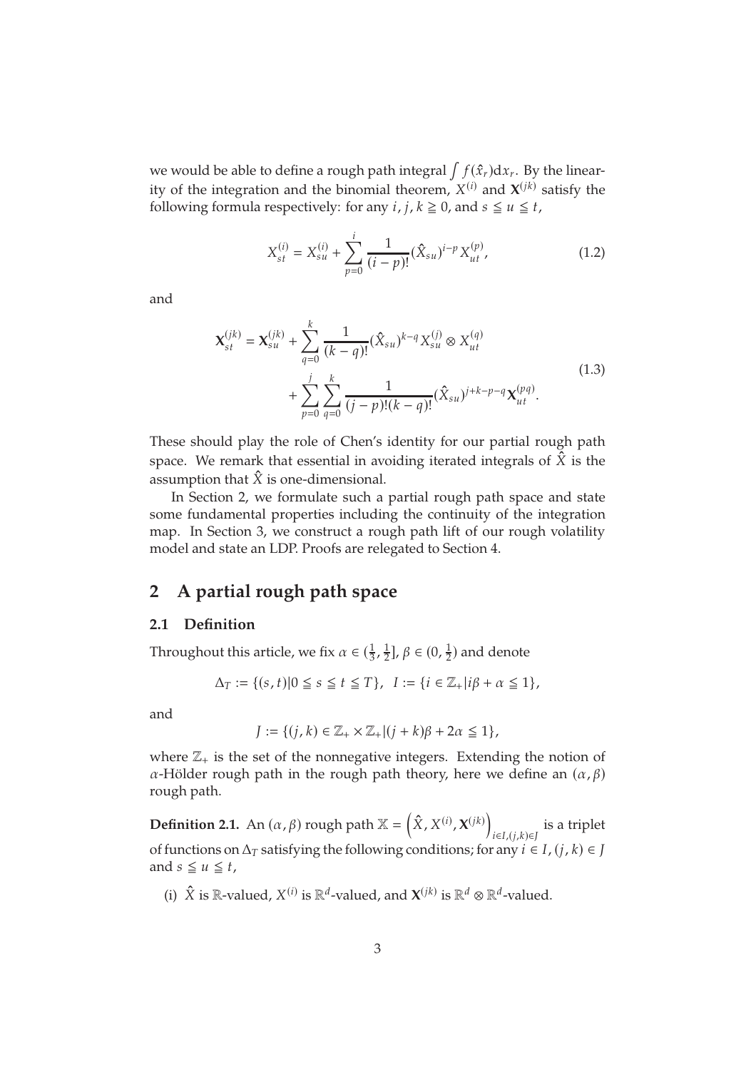we would be able to define a rough path integral $\int f(\hat{x}_r)\mathrm{d}x_r$. By the linearity of the integration and the binomial theorem, $X^{(i)}$ and $\mathbf{X}^{(jk)}$ satisfy the following formula respectively: for any $i, j, k \geqq 0$, and $s \leqq u \leqq t$,

$$X^{(i)}_{st} = X^{(i)}_{su} + \sum_{p=0}^{i} \frac{1}{(i-p)!}(\hat{X}_{su})^{i-p} X^{(p)}_{ut}, \tag{1.2}$$

and

$$\begin{aligned} \mathbf{X}^{(jk)}_{st} = \mathbf{X}^{(jk)}_{su} &+ \sum_{q=0}^{k} \frac{1}{(k-q)!}(\hat{X}_{su})^{k-q} X^{(j)}_{su} \otimes X^{(q)}_{ut} \\ &+ \sum_{p=0}^{j}\sum_{q=0}^{k} \frac{1}{(j-p)!(k-q)!}(\hat{X}_{su})^{j+k-p-q} \mathbf{X}^{(pq)}_{ut}. \end{aligned} \tag{1.3}$$

These should play the role of Chen's identity for our partial rough path space. We remark that essential in avoiding iterated integrals of $\hat{X}$ is the assumption that $\hat{X}$ is one-dimensional.

In Section 2, we formulate such a partial rough path space and state some fundamental properties including the continuity of the integration map. In Section 3, we construct a rough path lift of our rough volatility model and state an LDP. Proofs are relegated to Section 4.

## 2 A partial rough path space

### 2.1 Definition

Throughout this article, we fix $\alpha \in (\frac{1}{3}, \frac{1}{2}]$, $\beta \in (0, \frac{1}{2})$ and denote

$$\Delta_T := \{(s,t) | 0 \leqq s \leqq t \leqq T\}, \quad I := \{i \in \mathbb{Z}_+ | i\beta + \alpha \leqq 1\},$$

and

$$J := \{(j,k) \in \mathbb{Z}_+ \times \mathbb{Z}_+ | (j+k)\beta + 2\alpha \leqq 1\},$$

where $\mathbb{Z}_+$ is the set of the nonnegative integers. Extending the notion of $\alpha$-Hölder rough path in the rough path theory, here we define an $(\alpha, \beta)$ rough path.

**Definition 2.1.** An $(\alpha, \beta)$ rough path $\mathbb{X} = \left(\hat{X}, X^{(i)}, \mathbf{X}^{(jk)}\right)_{i \in I, (j,k) \in J}$ is a triplet of functions on $\Delta_T$ satisfying the following conditions; for any $i \in I$, $(j,k) \in J$ and $s \leqq u \leqq t$,

(i) $\hat{X}$ is $\mathbb{R}$-valued, $X^{(i)}$ is $\mathbb{R}^d$-valued, and $\mathbf{X}^{(jk)}$ is $\mathbb{R}^d \otimes \mathbb{R}^d$-valued.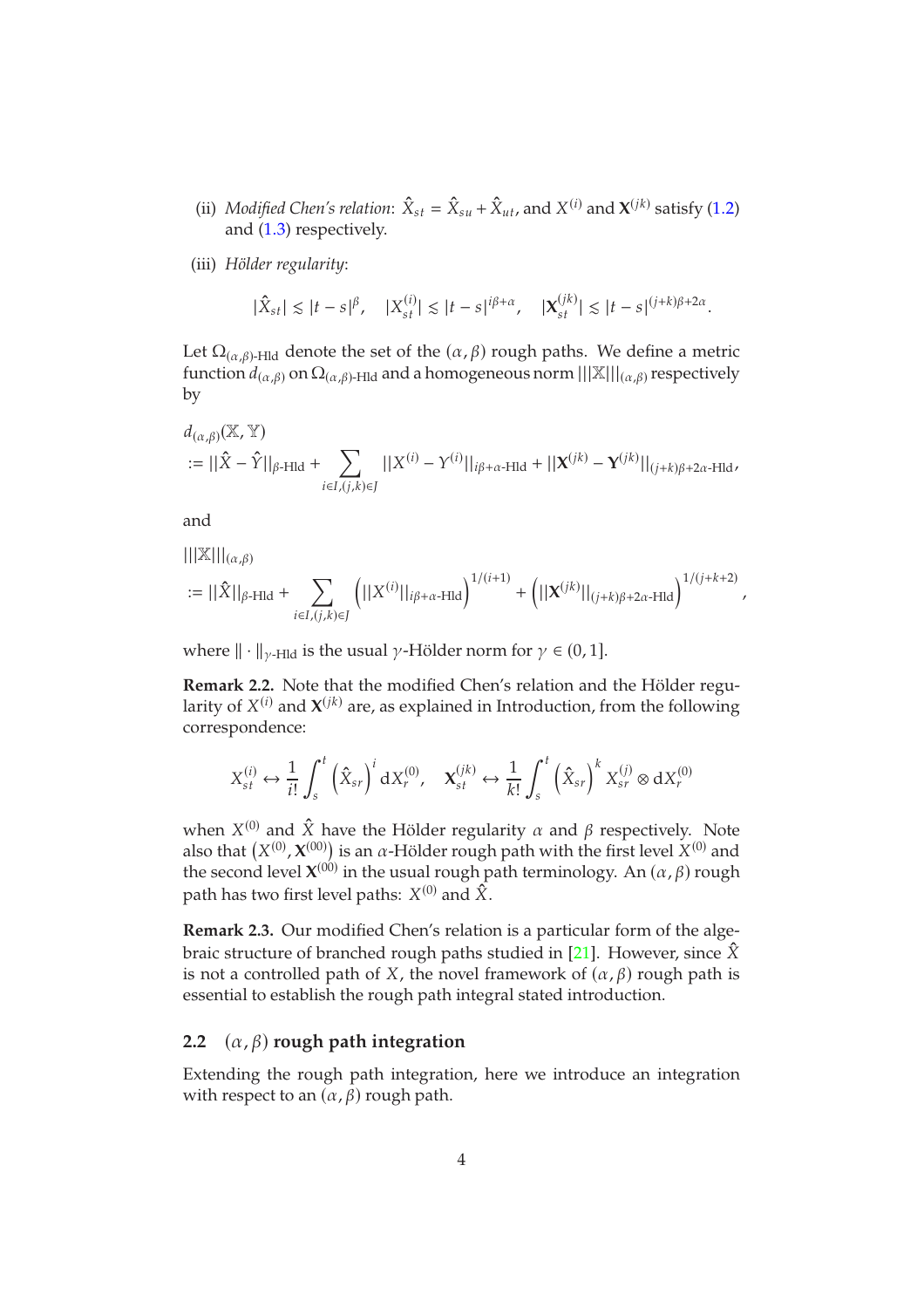(ii) *Modified Chen's relation*: $\hat{X}_{st} = \hat{X}_{su} + \hat{X}_{ut}$, and $X^{(i)}$ and $\mathbf{X}^{(jk)}$ satisfy (1.2) and (1.3) respectively.

(iii) *Hölder regularity*:

$$|\hat{X}_{st}| \lesssim |t-s|^{\beta}, \quad |X^{(i)}_{st}| \lesssim |t-s|^{i\beta+\alpha}, \quad |\mathbf{X}^{(jk)}_{st}| \lesssim |t-s|^{(j+k)\beta+2\alpha}.$$

Let $\Omega_{(\alpha,\beta)\text{-Hld}}$ denote the set of the $(\alpha, \beta)$ rough paths. We define a metric function $d_{(\alpha,\beta)}$ on $\Omega_{(\alpha,\beta)\text{-Hld}}$ and a homogeneous norm $|||\mathbb{X}|||_{(\alpha,\beta)}$ respectively by

$$\begin{aligned}
&d_{(\alpha,\beta)}(\mathbb{X}, \mathbb{Y}) \\
&:= \|\hat{X} - \hat{Y}\|_{\beta\text{-Hld}} + \sum_{i\in I,(j,k)\in J} \|X^{(i)} - Y^{(i)}\|_{i\beta+\alpha\text{-Hld}} + \|\mathbf{X}^{(jk)} - \mathbf{Y}^{(jk)}\|_{(j+k)\beta+2\alpha\text{-Hld}},
\end{aligned}$$

and

$$\begin{aligned}
&|||\mathbb{X}|||_{(\alpha,\beta)} \\
&:= \|\hat{X}\|_{\beta\text{-Hld}} + \sum_{i\in I,(j,k)\in J} \left(\|X^{(i)}\|_{i\beta+\alpha\text{-Hld}}\right)^{1/(i+1)} + \left(\|\mathbf{X}^{(jk)}\|_{(j+k)\beta+2\alpha\text{-Hld}}\right)^{1/(j+k+2)},
\end{aligned}$$

where $\|\cdot\|_{\gamma\text{-Hld}}$ is the usual $\gamma$-Hölder norm for $\gamma \in (0, 1]$.

**Remark 2.2.** Note that the modified Chen's relation and the Hölder regularity of $X^{(i)}$ and $\mathbf{X}^{(jk)}$ are, as explained in Introduction, from the following correspondence:

$$X^{(i)}_{st} \leftrightarrow \frac{1}{i!}\int_s^t \left(\hat{X}_{sr}\right)^i \mathrm{d}X^{(0)}_r, \quad \mathbf{X}^{(jk)}_{st} \leftrightarrow \frac{1}{k!}\int_s^t \left(\hat{X}_{sr}\right)^k X^{(j)}_{sr} \otimes \mathrm{d}X^{(0)}_r$$

when $X^{(0)}$ and $\hat{X}$ have the Hölder regularity $\alpha$ and $\beta$ respectively. Note also that $\left(X^{(0)}, \mathbf{X}^{(00)}\right)$ is an $\alpha$-Hölder rough path with the first level $X^{(0)}$ and the second level $\mathbf{X}^{(00)}$ in the usual rough path terminology. An $(\alpha, \beta)$ rough path has two first level paths: $X^{(0)}$ and $\hat{X}$.

**Remark 2.3.** Our modified Chen's relation is a particular form of the algebraic structure of branched rough paths studied in [21]. However, since $\hat{X}$ is not a controlled path of $X$, the novel framework of $(\alpha, \beta)$ rough path is essential to establish the rough path integral stated introduction.

## 2.2 $(\alpha, \beta)$ rough path integration

Extending the rough path integration, here we introduce an integration with respect to an $(\alpha, \beta)$ rough path.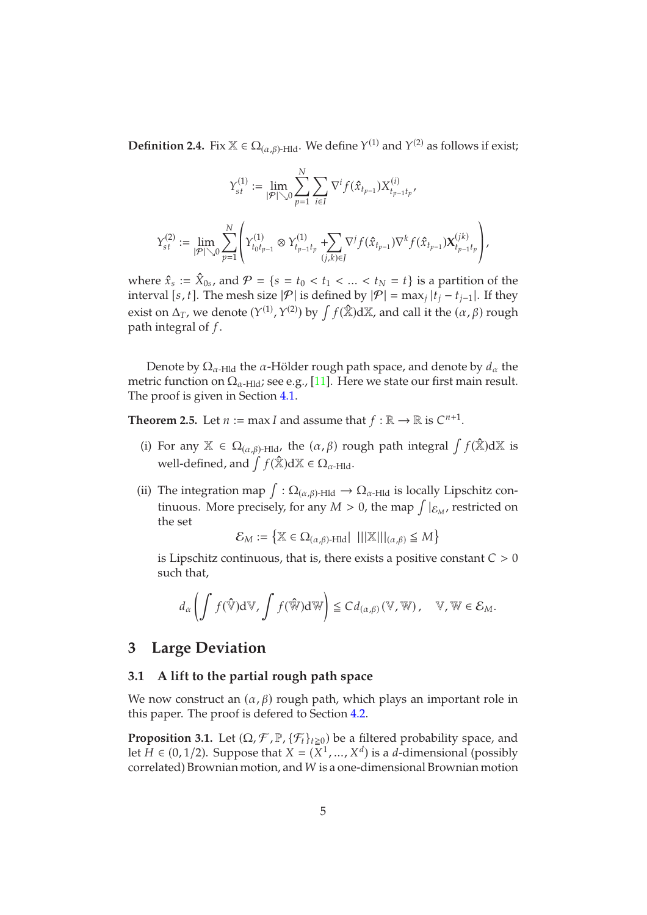**Definition 2.4.** Fix $\mathbb{X} \in \Omega_{(\alpha,\beta)\text{-Hld}}$. We define $Y^{(1)}$ and $Y^{(2)}$ as follows if exist;

$$Y^{(1)}_{st} := \lim_{|\mathcal{P}|\searrow 0} \sum_{p=1}^{N} \sum_{i \in I} \nabla^i f(\hat{x}_{t_{p-1}}) X^{(i)}_{t_{p-1}t_p},$$

$$Y^{(2)}_{st} := \lim_{|\mathcal{P}|\searrow 0} \sum_{p=1}^{N} \left( Y^{(1)}_{t_0 t_{p-1}} \otimes Y^{(1)}_{t_{p-1}t_p} + \sum_{(j,k)\in J} \nabla^j f(\hat{x}_{t_{p-1}}) \nabla^k f(\hat{x}_{t_{p-1}}) \mathbf{X}^{(jk)}_{t_{p-1}t_p} \right),$$

where $\hat{x}_s := \hat{X}_{0s}$, and $\mathcal{P} = \{s = t_0 < t_1 < \ldots < t_N = t\}$ is a partition of the interval $[s,t]$. The mesh size $|\mathcal{P}|$ is defined by $|\mathcal{P}| = \max_j |t_j - t_{j-1}|$. If they exist on $\Delta_T$, we denote $(Y^{(1)}, Y^{(2)})$ by $\int f(\hat{\mathbb{X}})\mathrm{d}\mathbb{X}$, and call it the $(\alpha,\beta)$ rough path integral of $f$.

Denote by $\Omega_{\alpha\text{-Hld}}$ the $\alpha$-Hölder rough path space, and denote by $d_\alpha$ the metric function on $\Omega_{\alpha\text{-Hld}}$; see e.g., [11]. Here we state our first main result. The proof is given in Section 4.1.

**Theorem 2.5.** Let $n := \max I$ and assume that $f : \mathbb{R} \to \mathbb{R}$ is $C^{n+1}$.

(i) For any $\mathbb{X} \in \Omega_{(\alpha,\beta)\text{-Hld}}$, the $(\alpha,\beta)$ rough path integral $\int f(\hat{\mathbb{X}})\mathrm{d}\mathbb{X}$ is well-defined, and $\int f(\hat{\mathbb{X}})\mathrm{d}\mathbb{X} \in \Omega_{\alpha\text{-Hld}}$.

(ii) The integration map $\int : \Omega_{(\alpha,\beta)\text{-Hld}} \longrightarrow \Omega_{\alpha\text{-Hld}}$ is locally Lipschitz continuous. More precisely, for any $M > 0$, the map $\int |_{\mathcal{E}_M}$, restricted on the set

$$\mathcal{E}_M := \left\{ \mathbb{X} \in \Omega_{(\alpha,\beta)\text{-Hld}} \middle| \ |||\mathbb{X}|||_{(\alpha,\beta)} \leqq M \right\}$$

is Lipschitz continuous, that is, there exists a positive constant $C > 0$ such that,

$$d_\alpha \left( \int f(\hat{\mathbb{V}})\mathrm{d}\mathbb{V}, \int f(\hat{\mathbb{W}})\mathrm{d}\mathbb{W} \right) \leqq C d_{(\alpha,\beta)}(\mathbb{V}, \mathbb{W}), \quad \mathbb{V}, \mathbb{W} \in \mathcal{E}_M.$$

# 3 Large Deviation

## 3.1 A lift to the partial rough path space

We now construct an $(\alpha,\beta)$ rough path, which plays an important role in this paper. The proof is defered to Section 4.2.

**Proposition 3.1.** Let $(\Omega, \mathcal{F}, \mathbb{P}, \{\mathcal{F}_t\}_{t\geqq 0})$ be a filtered probability space, and let $H \in (0, 1/2)$. Suppose that $X = (X^1, \ldots, X^d)$ is a $d$-dimensional (possibly correlated) Brownian motion, and $W$ is a one-dimensional Brownian motion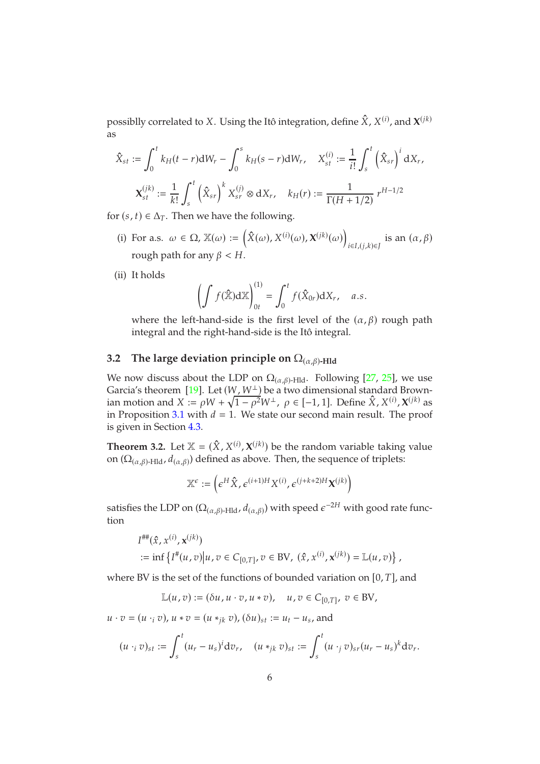possiblly correlated to $X$. Using the Itô integration, define $\hat{X}$, $X^{(i)}$, and $\mathbf{X}^{(jk)}$ as

$$
\hat{X}_{st} := \int_0^t k_H(t-r)\mathrm{d}W_r - \int_0^s k_H(s-r)\mathrm{d}W_r, \quad X^{(i)}_{st} := \frac{1}{i!}\int_s^t \left(\hat{X}_{sr}\right)^i \mathrm{d}X_r,
$$

$$
\mathbf{X}^{(jk)}_{st} := \frac{1}{k!}\int_s^t \left(\hat{X}_{sr}\right)^k X^{(j)}_{sr} \otimes \mathrm{d}X_r, \quad k_H(r) := \frac{1}{\Gamma(H+1/2)}\, r^{H-1/2}
$$

for $(s,t) \in \Delta_T$. Then we have the following.

(i) For a.s. $\omega \in \Omega$, $\mathbb{X}(\omega) := \left(\hat{X}(\omega), X^{(i)}(\omega), \mathbf{X}^{(jk)}(\omega)\right)_{i\in I,(j,k)\in J}$ is an $(\alpha,\beta)$ rough path for any $\beta < H$.

(ii) It holds

$$
\left(\int f(\hat{\mathbb{X}})\mathrm{d}\mathbb{X}\right)^{(1)}_{0t} = \int_0^t f(\hat{X}_{0r})\mathrm{d}X_r, \quad a.s.
$$

where the left-hand-side is the first level of the $(\alpha,\beta)$ rough path integral and the right-hand-side is the Itô integral.

### 3.2 The large deviation principle on $\Omega_{(\alpha,\beta)\text{-Hld}}$

We now discuss about the LDP on $\Omega_{(\alpha,\beta)\text{-Hld}}$. Following [27, 25], we use Garcia's theorem [19]. Let $(W, W^{\perp})$ be a two dimensional standard Brownian motion and $X := \rho W + \sqrt{1-\rho^2}W^{\perp}$, $\rho \in [-1,1]$. Define $\hat{X}, X^{(i)}, \mathbf{X}^{(jk)}$ as in Proposition 3.1 with $d = 1$. We state our second main result. The proof is given in Section 4.3.

**Theorem 3.2.** Let $\mathbb{X} = (\hat{X}, X^{(i)}, \mathbf{X}^{(jk)})$ be the random variable taking value on $(\Omega_{(\alpha,\beta)\text{-Hld}}, d_{(\alpha,\beta)})$ defined as above. Then, the sequence of triplets:

$$
\mathbb{X}^{\epsilon} := \left(\epsilon^H \hat{X}, \epsilon^{(i+1)H} X^{(i)}, \epsilon^{(j+k+2)H}\mathbf{X}^{(jk)}\right)
$$

satisfies the LDP on $(\Omega_{(\alpha,\beta)\text{-Hld}}, d_{(\alpha,\beta)})$ with speed $\epsilon^{-2H}$ with good rate function

$$
\begin{aligned}
&I^{\#\#}(\hat{x}, x^{(i)}, \mathbf{x}^{(jk)}) \\
&:= \inf\left\{ I^{\#}(u,v) \middle| u, v \in C_{[0,T]}, v \in \mathrm{BV},\ (\hat{x}, x^{(i)}, \mathbf{x}^{(jk)}) = \mathbb{L}(u,v) \right\},
\end{aligned}
$$

where BV is the set of the functions of bounded variation on $[0,T]$, and

$$
\mathbb{L}(u,v) := (\delta u, u \cdot v, u * v), \quad u, v \in C_{[0,T]},\ v \in \mathrm{BV},
$$

$u \cdot v = (u \cdot_i v)$, $u * v = (u *_{jk} v)$, $(\delta u)_{st} := u_t - u_s$, and

$$
(u \cdot_i v)_{st} := \int_s^t (u_r - u_s)^i \mathrm{d}v_r, \quad (u *_{jk} v)_{st} := \int_s^t (u \cdot_j v)_{sr}(u_r - u_s)^k \mathrm{d}v_r.
$$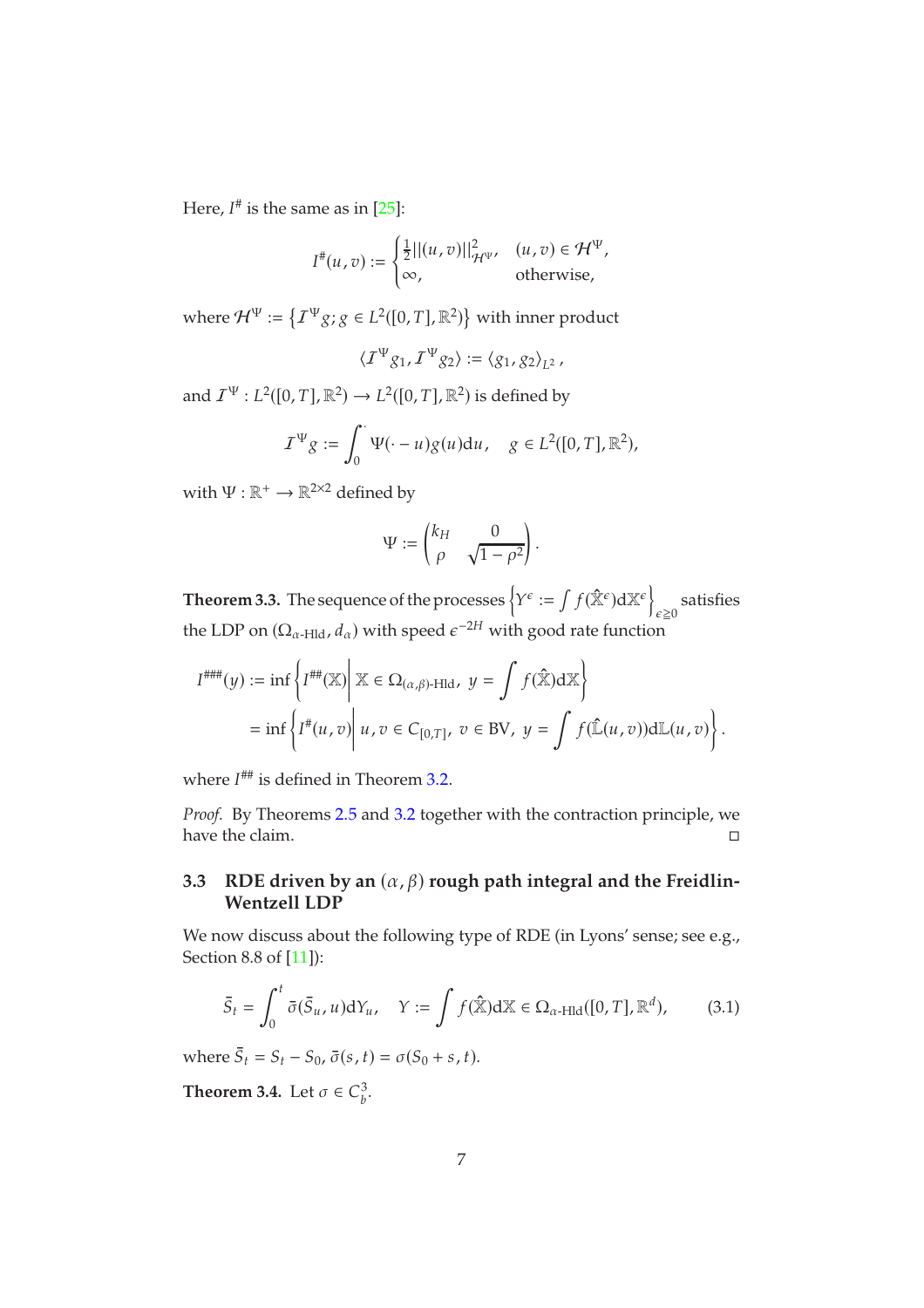Here, $I^{\#}$ is the same as in [25]:

$$I^{\#}(u,v) := \begin{cases} \frac{1}{2}\|(u,v)\|^2_{\mathcal{H}^{\Psi}}, & (u,v) \in \mathcal{H}^{\Psi}, \\ \infty, & \text{otherwise,} \end{cases}$$

where $\mathcal{H}^{\Psi} := \left\{ \mathcal{I}^{\Psi} g; g \in L^2([0,T], \mathbb{R}^2) \right\}$ with inner product

$$\langle \mathcal{I}^{\Psi} g_1, \mathcal{I}^{\Psi} g_2 \rangle := \langle g_1, g_2 \rangle_{L^2},$$

and $\mathcal{I}^{\Psi} : L^2([0,T], \mathbb{R}^2) \to L^2([0,T], \mathbb{R}^2)$ is defined by

$$\mathcal{I}^{\Psi} g := \int_0^{\cdot} \Psi(\cdot - u) g(u) \mathrm{d}u, \quad g \in L^2([0,T], \mathbb{R}^2),$$

with $\Psi : \mathbb{R}^+ \to \mathbb{R}^{2\times 2}$ defined by

$$\Psi := \begin{pmatrix} k_H & 0 \\ \rho & \sqrt{1-\rho^2} \end{pmatrix}.$$

**Theorem 3.3.** The sequence of the processes $\left\{ Y^{\epsilon} := \int f(\hat{\mathbb{X}}^{\epsilon}) \mathrm{d}\mathbb{X}^{\epsilon} \right\}_{\epsilon \geq 0}$ satisfies the LDP on $(\Omega_{\alpha\text{-Hld}}, d_{\alpha})$ with speed $\epsilon^{-2H}$ with good rate function

$$\begin{aligned} I^{\#\#\#}(y) &:= \inf \left\{ I^{\#\#}(\mathbb{X}) \,\middle|\, \mathbb{X} \in \Omega_{(\alpha,\beta)\text{-Hld}},\ y = \int f(\hat{\mathbb{X}}) \mathrm{d}\mathbb{X} \right\} \\ &= \inf \left\{ I^{\#}(u,v) \,\middle|\, u, v \in C_{[0,T]},\ v \in \mathrm{BV},\ y = \int f(\hat{\mathbb{L}}(u,v)) \mathrm{d}\mathbb{L}(u,v) \right\}. \end{aligned}$$

where $I^{\#\#}$ is defined in Theorem 3.2.

*Proof.* By Theorems 2.5 and 3.2 together with the contraction principle, we have the claim. □

### 3.3 RDE driven by an $(\alpha, \beta)$ rough path integral and the Freidlin-Wentzell LDP

We now discuss about the following type of RDE (in Lyons' sense; see e.g., Section 8.8 of [11]):

$$\bar{S}_t = \int_0^t \bar{\sigma}(\bar{S}_u, u) \mathrm{d}Y_u, \quad Y := \int f(\hat{\mathbb{X}}) \mathrm{d}\mathbb{X} \in \Omega_{\alpha\text{-Hld}}([0,T], \mathbb{R}^d), \tag{3.1}$$

where $\bar{S}_t = S_t - S_0$, $\bar{\sigma}(s,t) = \sigma(S_0 + s, t)$.

**Theorem 3.4.** Let $\sigma \in C_b^3$.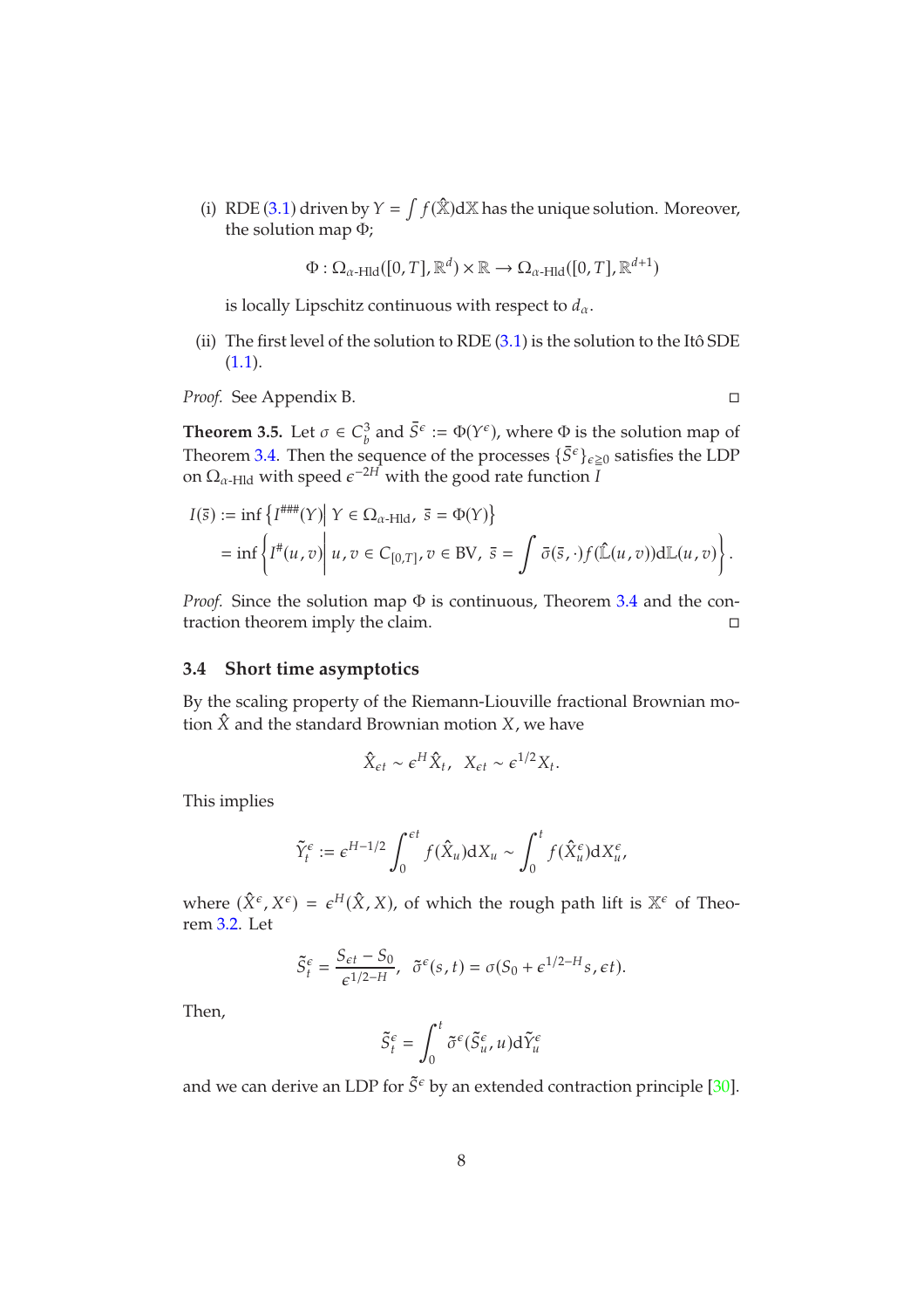(i) RDE (3.1) driven by $Y = \int f(\hat{\mathbb{X}})\mathrm{d}\mathbb{X}$ has the unique solution. Moreover, the solution map $\Phi$;

$$\Phi : \Omega_{\alpha\text{-Hld}}([0,T], \mathbb{R}^d) \times \mathbb{R} \to \Omega_{\alpha\text{-Hld}}([0,T], \mathbb{R}^{d+1})$$

is locally Lipschitz continuous with respect to $d_\alpha$.

(ii) The first level of the solution to RDE (3.1) is the solution to the Itô SDE (1.1).

*Proof.* See Appendix B. □

**Theorem 3.5.** Let $\sigma \in C_b^3$ and $\bar{S}^\epsilon := \Phi(Y^\epsilon)$, where $\Phi$ is the solution map of Theorem 3.4. Then the sequence of the processes $\{\bar{S}^\epsilon\}_{\epsilon \geq 0}$ satisfies the LDP on $\Omega_{\alpha\text{-Hld}}$ with speed $\epsilon^{-2H}$ with the good rate function $I$

$$\begin{aligned}
I(\bar{s}) &:= \inf\left\{ I^{\#\#\#}(Y) \,\middle|\, Y \in \Omega_{\alpha\text{-Hld}},\ \bar{s} = \Phi(Y) \right\} \\
&= \inf\left\{ I^{\#}(u,v) \,\middle|\, u, v \in C_{[0,T]}, v \in \mathrm{BV},\ \bar{s} = \int \bar{\sigma}(\bar{s}, \cdot) f(\hat{\mathbb{L}}(u,v))\mathrm{d}\mathbb{L}(u,v) \right\}.
\end{aligned}$$

*Proof.* Since the solution map $\Phi$ is continuous, Theorem 3.4 and the contraction theorem imply the claim. □

### 3.4 Short time asymptotics

By the scaling property of the Riemann-Liouville fractional Brownian motion $\hat{X}$ and the standard Brownian motion $X$, we have

$$\hat{X}_{\epsilon t} \sim \epsilon^H \hat{X}_t, \quad X_{\epsilon t} \sim \epsilon^{1/2} X_t.$$

This implies

$$\tilde{Y}_t^\epsilon := \epsilon^{H-1/2} \int_0^{\epsilon t} f(\hat{X}_u)\mathrm{d}X_u \sim \int_0^t f(\hat{X}_u^\epsilon)\mathrm{d}X_u^\epsilon,$$

where $(\hat{X}^\epsilon, X^\epsilon) = \epsilon^H(\hat{X}, X)$, of which the rough path lift is $\mathbb{X}^\epsilon$ of Theorem 3.2. Let

$$\tilde{S}_t^\epsilon = \frac{S_{\epsilon t} - S_0}{\epsilon^{1/2-H}}, \quad \tilde{\sigma}^\epsilon(s,t) = \sigma(S_0 + \epsilon^{1/2-H}s, \epsilon t).$$

Then,

$$\tilde{S}_t^\epsilon = \int_0^t \tilde{\sigma}^\epsilon(\tilde{S}_u^\epsilon, u)\mathrm{d}\tilde{Y}_u^\epsilon$$

and we can derive an LDP for $\tilde{S}^\epsilon$ by an extended contraction principle [30].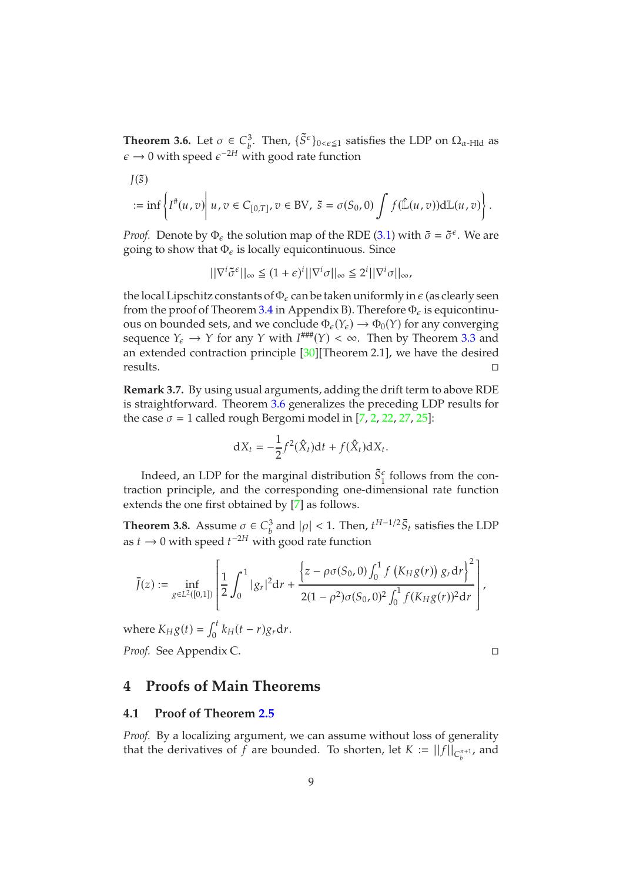**Theorem 3.6.** Let $\sigma \in C_b^3$. Then, $\{\tilde{S}^\epsilon\}_{0<\epsilon\leqq 1}$ satisfies the LDP on $\Omega_{\alpha\text{-Hld}}$ as $\epsilon \to 0$ with speed $\epsilon^{-2H}$ with good rate function

$$
\begin{aligned}
&J(\tilde{s}) \\
&:= \inf\left\{ I^\#(u,v) \middle| \, u,v \in C_{[0,T]}, v \in \mathrm{BV},\ \tilde{s} = \sigma(S_0,0)\int f(\hat{\mathbb{L}}(u,v))\mathrm{d}\mathbb{L}(u,v) \right\}.
\end{aligned}
$$

*Proof.* Denote by $\Phi_\epsilon$ the solution map of the RDE (3.1) with $\bar{\sigma} = \tilde{\sigma}^\epsilon$. We are going to show that $\Phi_\epsilon$ is locally equicontinuous. Since

$$
||\nabla^i \tilde{\sigma}^\epsilon||_\infty \leqq (1+\epsilon)^i ||\nabla^i \sigma||_\infty \leqq 2^i ||\nabla^i \sigma||_\infty,
$$

the local Lipschitz constants of $\Phi_\epsilon$ can be taken uniformly in $\epsilon$ (as clearly seen from the proof of Theorem 3.4 in Appendix B). Therefore $\Phi_\epsilon$ is equicontinuous on bounded sets, and we conclude $\Phi_\epsilon(Y_\epsilon) \to \Phi_0(Y)$ for any converging sequence $Y_\epsilon \to Y$ for any $Y$ with $I^{\#\#\#}(Y) < \infty$. Then by Theorem 3.3 and an extended contraction principle [30][Theorem 2.1], we have the desired results. ◻

**Remark 3.7.** By using usual arguments, adding the drift term to above RDE is straightforward. Theorem 3.6 generalizes the preceding LDP results for the case $\sigma = 1$ called rough Bergomi model in [7, 2, 22, 27, 25]:

$$
\mathrm{d}X_t = -\frac{1}{2}f^2(\hat{X}_t)\mathrm{d}t + f(\hat{X}_t)\mathrm{d}X_t.
$$

Indeed, an LDP for the marginal distribution $\tilde{S}_1^\epsilon$ follows from the contraction principle, and the corresponding one-dimensional rate function extends the one first obtained by [7] as follows.

**Theorem 3.8.** Assume $\sigma \in C_b^3$ and $|\rho| < 1$. Then, $t^{H-1/2}\bar{S}_t$ satisfies the LDP as $t \to 0$ with speed $t^{-2H}$ with good rate function

$$
\bar{J}(z) := \inf_{g\in L^2([0,1])}\left[ \frac{1}{2}\int_0^1 |g_r|^2 \mathrm{d}r + \frac{\left\{ z - \rho\sigma(S_0,0)\int_0^1 f\left(K_H g(r)\right) g_r \mathrm{d}r \right\}^2}{2(1-\rho^2)\sigma(S_0,0)^2 \int_0^1 f(K_H g(r))^2 \mathrm{d}r} \right],
$$

where $K_H g(t) = \int_0^t k_H(t-r) g_r \mathrm{d}r$.

*Proof.* See Appendix C. ◻

## 4 Proofs of Main Theorems

### 4.1 Proof of Theorem 2.5

*Proof.* By a localizing argument, we can assume without loss of generality that the derivatives of $f$ are bounded. To shorten, let $K := ||f||_{C_b^{n+1}}$, and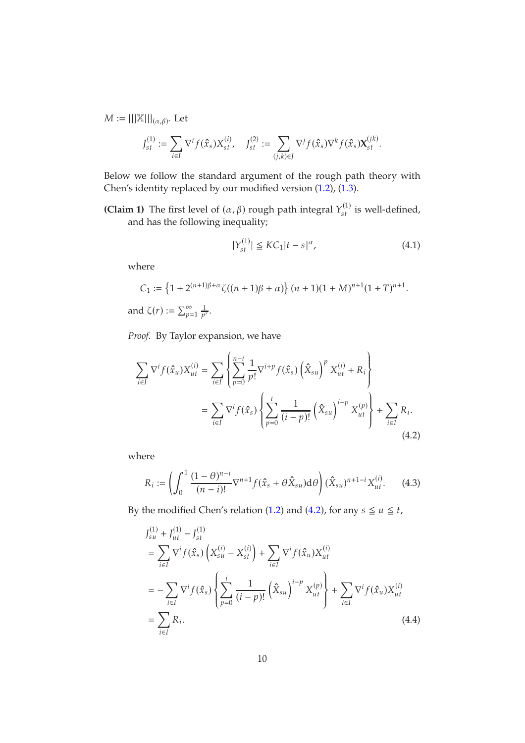$M := |||\mathbb{X}|||_{(\alpha,\beta)}$. Let

$$J^{(1)}_{st} := \sum_{i\in I} \nabla^i f(\hat{x}_s) X^{(i)}_{st}, \quad J^{(2)}_{st} := \sum_{(j,k)\in J} \nabla^j f(\hat{x}_s) \nabla^k f(\hat{x}_s) \mathbf{X}^{(jk)}_{st}.$$

Below we follow the standard argument of the rough path theory with Chen's identity replaced by our modified version (1.2), (1.3).

**(Claim 1)** The first level of $(\alpha,\beta)$ rough path integral $Y^{(1)}_{st}$ is well-defined, and has the following inequality;

$$|Y^{(1)}_{st}| \leqq KC_1|t-s|^{\alpha}, \tag{4.1}$$

where

$$C_1 := \left\{1 + 2^{(n+1)\beta+\alpha}\zeta((n+1)\beta+\alpha)\right\}(n+1)(1+M)^{n+1}(1+T)^{n+1}.$$

and $\zeta(r) := \sum_{p=1}^{\infty} \frac{1}{p^r}$.

*Proof.* By Taylor expansion, we have

$$\begin{aligned}
\sum_{i\in I} \nabla^i f(\hat{x}_u) X^{(i)}_{ut} &= \sum_{i\in I} \left\{ \sum_{p=0}^{n-i} \frac{1}{p!} \nabla^{i+p} f(\hat{x}_s) \left(\hat{X}_{su}\right)^p X^{(i)}_{ut} + R_i \right\} \\
&= \sum_{i\in I} \nabla^i f(\hat{x}_s) \left\{ \sum_{p=0}^{i} \frac{1}{(i-p)!} \left(\hat{X}_{su}\right)^{i-p} X^{(p)}_{ut} \right\} + \sum_{i\in I} R_i.
\end{aligned} \tag{4.2}$$

where

$$R_i := \left( \int_0^1 \frac{(1-\theta)^{n-i}}{(n-i)!} \nabla^{n+1} f(\hat{x}_s + \theta \hat{X}_{su}) \mathrm{d}\theta \right) (\hat{X}_{su})^{n+1-i} X^{(i)}_{ut}. \tag{4.3}$$

By the modified Chen's relation (1.2) and (4.2), for any $s \leqq u \leqq t$,

$$\begin{aligned}
&J^{(1)}_{su} + J^{(1)}_{ut} - J^{(1)}_{st} \\
&= \sum_{i\in I} \nabla^i f(\hat{x}_s) \left( X^{(i)}_{su} - X^{(i)}_{st} \right) + \sum_{i\in I} \nabla^i f(\hat{x}_u) X^{(i)}_{ut} \\
&= -\sum_{i\in I} \nabla^i f(\hat{x}_s) \left\{ \sum_{p=0}^{i} \frac{1}{(i-p)!} \left(\hat{X}_{su}\right)^{i-p} X^{(p)}_{ut} \right\} + \sum_{i\in I} \nabla^i f(\hat{x}_u) X^{(i)}_{ut} \\
&= \sum_{i\in I} R_i.
\end{aligned} \tag{4.4}$$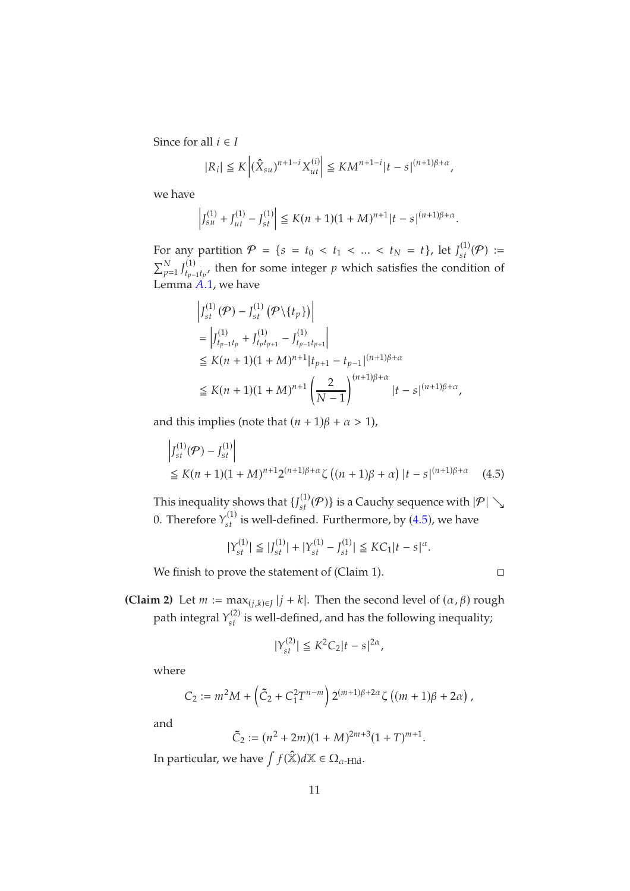Since for all $i \in I$

$$|R_i| \leqq K \left| (\hat{X}_{su})^{n+1-i} X_{ut}^{(i)} \right| \leqq K M^{n+1-i} |t-s|^{(n+1)\beta+\alpha},$$

we have

$$\left| J_{su}^{(1)} + J_{ut}^{(1)} - J_{st}^{(1)} \right| \leqq K(n+1)(1+M)^{n+1} |t-s|^{(n+1)\beta+\alpha}.$$

For any partition $\mathcal{P} = \{s = t_0 < t_1 < \ldots < t_N = t\}$, let $J_{st}^{(1)}(\mathcal{P}) := \sum_{p=1}^{N} J_{t_{p-1}t_p}^{(1)}$, then for some integer $p$ which satisfies the condition of Lemma A.1, we have

$$\begin{aligned}
&\left| J_{st}^{(1)}(\mathcal{P}) - J_{st}^{(1)}(\mathcal{P} \backslash \{t_p\}) \right| \\
&= \left| J_{t_{p-1}t_p}^{(1)} + J_{t_p t_{p+1}}^{(1)} - J_{t_{p-1}t_{p+1}}^{(1)} \right| \\
&\leqq K(n+1)(1+M)^{n+1} |t_{p+1} - t_{p-1}|^{(n+1)\beta+\alpha} \\
&\leqq K(n+1)(1+M)^{n+1} \left( \frac{2}{N-1} \right)^{(n+1)\beta+\alpha} |t-s|^{(n+1)\beta+\alpha},
\end{aligned}$$

and this implies (note that $(n+1)\beta + \alpha > 1$),

$$\begin{aligned}
&\left| J_{st}^{(1)}(\mathcal{P}) - J_{st}^{(1)} \right| \\
&\leqq K(n+1)(1+M)^{n+1} 2^{(n+1)\beta+\alpha} \zeta\left((n+1)\beta + \alpha\right) |t-s|^{(n+1)\beta+\alpha} \qquad (4.5)
\end{aligned}$$

This inequality shows that $\{J_{st}^{(1)}(\mathcal{P})\}$ is a Cauchy sequence with $|\mathcal{P}| \searrow 0$. Therefore $Y_{st}^{(1)}$ is well-defined. Furthermore, by (4.5), we have

$$|Y_{st}^{(1)}| \leqq |J_{st}^{(1)}| + |Y_{st}^{(1)} - J_{st}^{(1)}| \leqq K C_1 |t-s|^{\alpha}.$$

We finish to prove the statement of (Claim 1). □

**(Claim 2)** Let $m := \max_{(j,k)\in J} |j+k|$. Then the second level of $(\alpha, \beta)$ rough path integral $Y_{st}^{(2)}$ is well-defined, and has the following inequality;

$$|Y_{st}^{(2)}| \leqq K^2 C_2 |t-s|^{2\alpha},$$

where

$$C_2 := m^2 M + \left( \tilde{C}_2 + C_1^2 T^{n-m} \right) 2^{(m+1)\beta+2\alpha} \zeta\left((m+1)\beta + 2\alpha\right),$$

and

$$\tilde{C}_2 := (n^2 + 2m)(1+M)^{2m+3}(1+T)^{m+1}.$$

In particular, we have $\int f(\hat{\mathbb{X}}) d\mathbb{X} \in \Omega_{\alpha\text{-Hld}}$.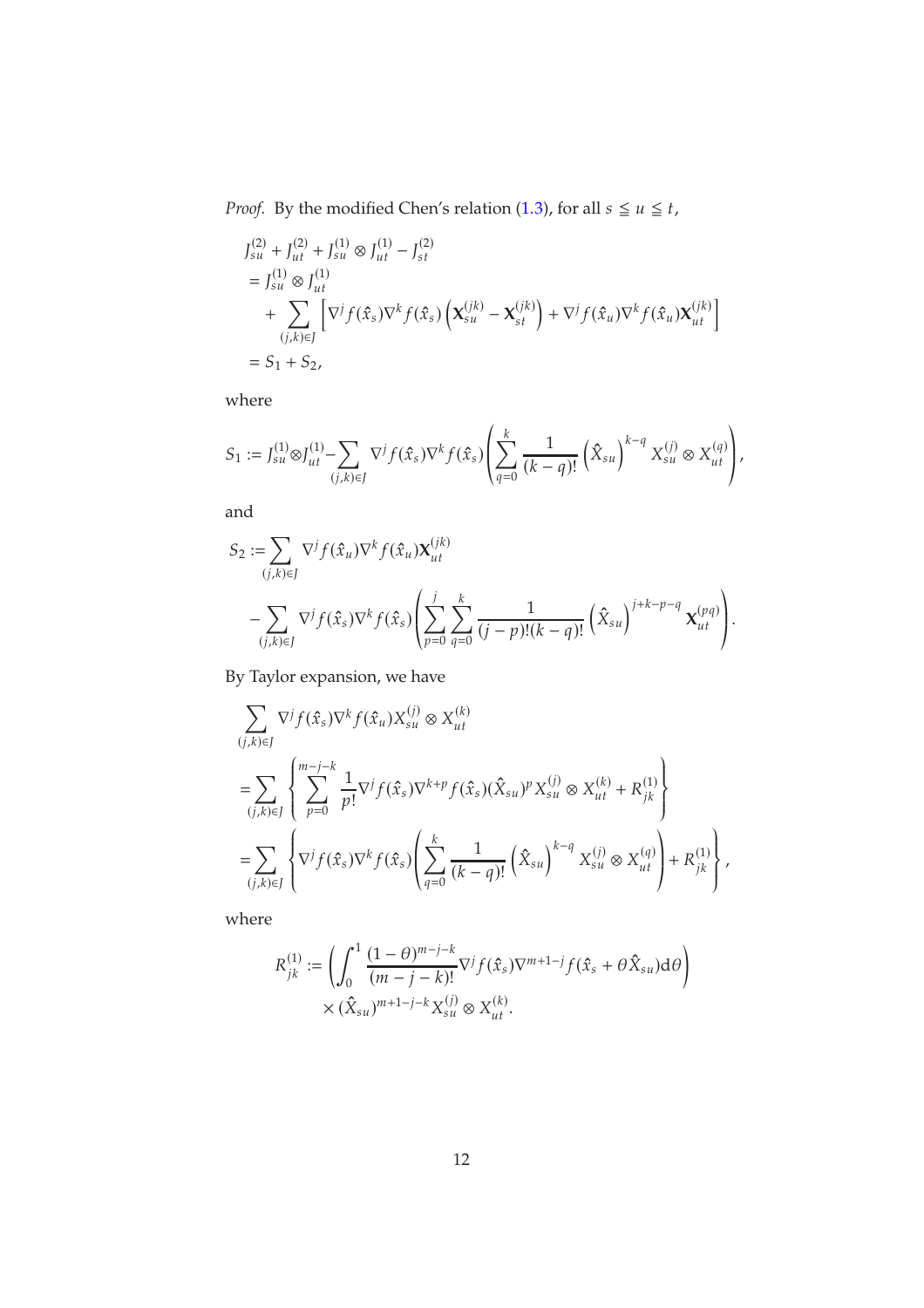*Proof.* By the modified Chen's relation (1.3), for all $s \leqq u \leqq t$,

$$
\begin{aligned}
&J_{su}^{(2)} + J_{ut}^{(2)} + J_{su}^{(1)} \otimes J_{ut}^{(1)} - J_{st}^{(2)} \\
&= J_{su}^{(1)} \otimes J_{ut}^{(1)} \\
&\quad + \sum_{(j,k)\in J} \left[ \nabla^j f(\hat{x}_s) \nabla^k f(\hat{x}_s) \left( \mathbf{X}_{su}^{(jk)} - \mathbf{X}_{st}^{(jk)} \right) + \nabla^j f(\hat{x}_u) \nabla^k f(\hat{x}_u) \mathbf{X}_{ut}^{(jk)} \right] \\
&= S_1 + S_2,
\end{aligned}
$$

where

$$
S_1 := J_{su}^{(1)} \otimes J_{ut}^{(1)} - \sum_{(j,k)\in J} \nabla^j f(\hat{x}_s) \nabla^k f(\hat{x}_s) \left( \sum_{q=0}^{k} \frac{1}{(k-q)!} \left( \hat{X}_{su} \right)^{k-q} X_{su}^{(j)} \otimes X_{ut}^{(q)} \right),
$$

and

$$
\begin{aligned}
S_2 :=& \sum_{(j,k)\in J} \nabla^j f(\hat{x}_u) \nabla^k f(\hat{x}_u) \mathbf{X}_{ut}^{(jk)} \\
&- \sum_{(j,k)\in J} \nabla^j f(\hat{x}_s) \nabla^k f(\hat{x}_s) \left( \sum_{p=0}^{j} \sum_{q=0}^{k} \frac{1}{(j-p)!(k-q)!} \left( \hat{X}_{su} \right)^{j+k-p-q} \mathbf{X}_{ut}^{(pq)} \right).
\end{aligned}
$$

By Taylor expansion, we have

$$
\begin{aligned}
&\sum_{(j,k)\in J} \nabla^j f(\hat{x}_s) \nabla^k f(\hat{x}_u) X_{su}^{(j)} \otimes X_{ut}^{(k)} \\
&= \sum_{(j,k)\in J} \left\{ \sum_{p=0}^{m-j-k} \frac{1}{p!} \nabla^j f(\hat{x}_s) \nabla^{k+p} f(\hat{x}_s) (\hat{X}_{su})^p X_{su}^{(j)} \otimes X_{ut}^{(k)} + R_{jk}^{(1)} \right\} \\
&= \sum_{(j,k)\in J} \left\{ \nabla^j f(\hat{x}_s) \nabla^k f(\hat{x}_s) \left( \sum_{q=0}^{k} \frac{1}{(k-q)!} \left( \hat{X}_{su} \right)^{k-q} X_{su}^{(j)} \otimes X_{ut}^{(q)} \right) + R_{jk}^{(1)} \right\},
\end{aligned}
$$

where

$$
\begin{aligned}
R_{jk}^{(1)} :=& \left( \int_0^1 \frac{(1-\theta)^{m-j-k}}{(m-j-k)!} \nabla^j f(\hat{x}_s) \nabla^{m+1-j} f(\hat{x}_s + \theta \hat{X}_{su}) \mathrm{d}\theta \right) \\
&\times (\hat{X}_{su})^{m+1-j-k} X_{su}^{(j)} \otimes X_{ut}^{(k)}.
\end{aligned}
$$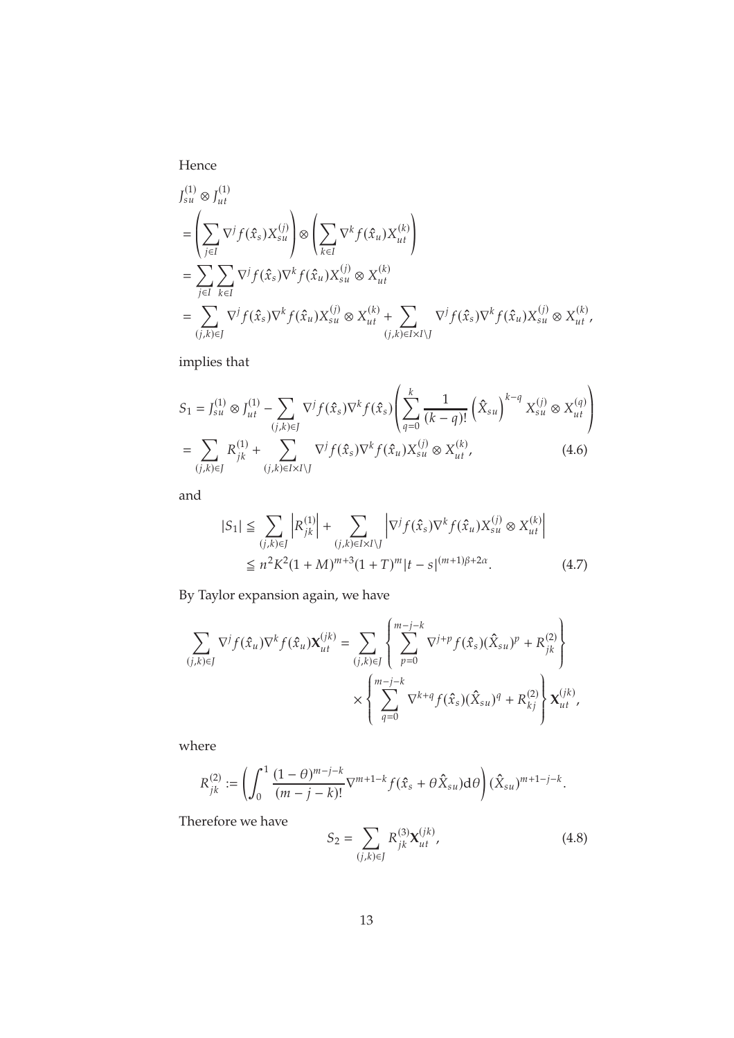Hence

$$
\begin{aligned}
&J_{su}^{(1)} \otimes J_{ut}^{(1)} \\
&= \left( \sum_{j \in I} \nabla^j f(\hat{x}_s) X_{su}^{(j)} \right) \otimes \left( \sum_{k \in I} \nabla^k f(\hat{x}_u) X_{ut}^{(k)} \right) \\
&= \sum_{j \in I} \sum_{k \in I} \nabla^j f(\hat{x}_s) \nabla^k f(\hat{x}_u) X_{su}^{(j)} \otimes X_{ut}^{(k)} \\
&= \sum_{(j,k) \in J} \nabla^j f(\hat{x}_s) \nabla^k f(\hat{x}_u) X_{su}^{(j)} \otimes X_{ut}^{(k)} + \sum_{(j,k) \in I \times I \setminus J} \nabla^j f(\hat{x}_s) \nabla^k f(\hat{x}_u) X_{su}^{(j)} \otimes X_{ut}^{(k)},
\end{aligned}
$$

implies that

$$
\begin{aligned}
S_1 &= J_{su}^{(1)} \otimes J_{ut}^{(1)} - \sum_{(j,k) \in J} \nabla^j f(\hat{x}_s) \nabla^k f(\hat{x}_s) \left( \sum_{q=0}^{k} \frac{1}{(k-q)!} \left( \hat{X}_{su} \right)^{k-q} X_{su}^{(j)} \otimes X_{ut}^{(q)} \right) \\
&= \sum_{(j,k) \in J} R_{jk}^{(1)} + \sum_{(j,k) \in I \times I \setminus J} \nabla^j f(\hat{x}_s) \nabla^k f(\hat{x}_u) X_{su}^{(j)} \otimes X_{ut}^{(k)}, \qquad (4.6)
\end{aligned}
$$

and

$$
\begin{aligned}
|S_1| &\leqq \sum_{(j,k) \in J} \left| R_{jk}^{(1)} \right| + \sum_{(j,k) \in I \times I \setminus J} \left| \nabla^j f(\hat{x}_s) \nabla^k f(\hat{x}_u) X_{su}^{(j)} \otimes X_{ut}^{(k)} \right| \\
&\leqq n^2 K^2 (1+M)^{m+3} (1+T)^m |t-s|^{(m+1)\beta + 2\alpha}. \qquad (4.7)
\end{aligned}
$$

By Taylor expansion again, we have

$$
\begin{aligned}
\sum_{(j,k) \in J} \nabla^j f(\hat{x}_u) \nabla^k f(\hat{x}_u) \mathbf{X}_{ut}^{(jk)} = \sum_{(j,k) \in J} &\left\{ \sum_{p=0}^{m-j-k} \nabla^{j+p} f(\hat{x}_s) (\hat{X}_{su})^p + R_{jk}^{(2)} \right\} \\
&\times \left\{ \sum_{q=0}^{m-j-k} \nabla^{k+q} f(\hat{x}_s) (\hat{X}_{su})^q + R_{kj}^{(2)} \right\} \mathbf{X}_{ut}^{(jk)},
\end{aligned}
$$

where

$$
R_{jk}^{(2)} := \left( \int_0^1 \frac{(1-\theta)^{m-j-k}}{(m-j-k)!} \nabla^{m+1-k} f(\hat{x}_s + \theta \hat{X}_{su}) \mathrm{d}\theta \right) (\hat{X}_{su})^{m+1-j-k}.
$$

Therefore we have

$$
S_2 = \sum_{(j,k) \in J} R_{jk}^{(3)} \mathbf{X}_{ut}^{(jk)}, \qquad (4.8)
$$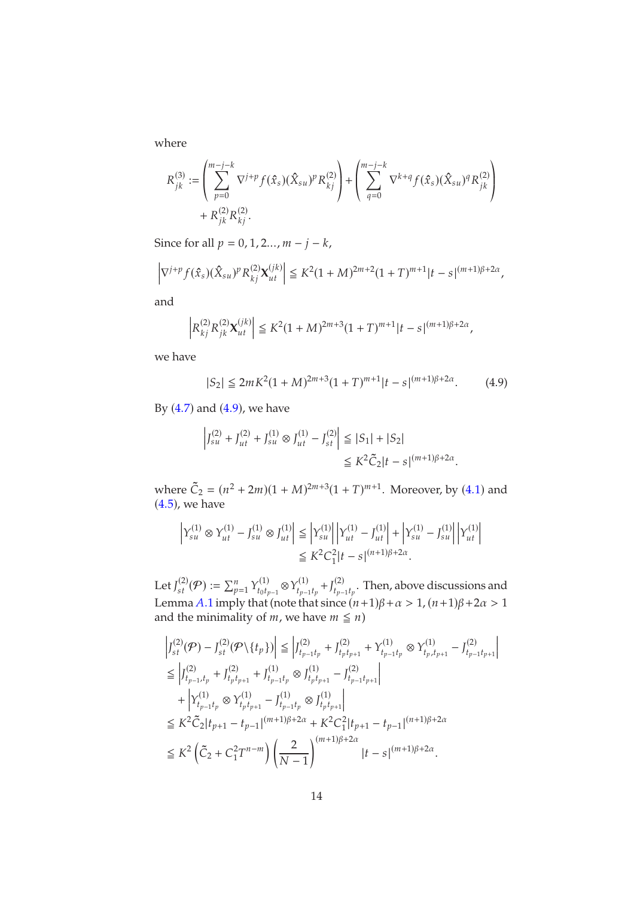where

$$
\begin{aligned}
R^{(3)}_{jk} &:= \left( \sum_{p=0}^{m-j-k} \nabla^{j+p} f(\hat{x}_s)(\hat{X}_{su})^p R^{(2)}_{kj} \right) + \left( \sum_{q=0}^{m-j-k} \nabla^{k+q} f(\hat{x}_s)(\hat{X}_{su})^q R^{(2)}_{jk} \right) \\
&\quad + R^{(2)}_{jk} R^{(2)}_{kj}.
\end{aligned}
$$

Since for all $p = 0, 1, 2 \ldots, m - j - k$,

$$
\left| \nabla^{j+p} f(\hat{x}_s)(\hat{X}_{su})^p R^{(2)}_{kj} \mathbf{X}^{(jk)}_{ut} \right| \leqq K^2 (1+M)^{2m+2} (1+T)^{m+1} |t-s|^{(m+1)\beta + 2\alpha},
$$

and

$$
\left| R^{(2)}_{kj} R^{(2)}_{jk} \mathbf{X}^{(jk)}_{ut} \right| \leqq K^2 (1+M)^{2m+3} (1+T)^{m+1} |t-s|^{(m+1)\beta + 2\alpha},
$$

we have

$$
|S_2| \leqq 2mK^2 (1+M)^{2m+3} (1+T)^{m+1} |t-s|^{(m+1)\beta + 2\alpha}. \tag{4.9}
$$

By (4.7) and (4.9), we have

$$
\begin{aligned}
\left| J^{(2)}_{su} + J^{(2)}_{ut} + J^{(1)}_{su} \otimes J^{(1)}_{ut} - J^{(2)}_{st} \right| &\leqq |S_1| + |S_2| \\
&\leqq K^2 \tilde{C}_2 |t-s|^{(m+1)\beta + 2\alpha}.
\end{aligned}
$$

where $\tilde{C}_2 = (n^2 + 2m)(1+M)^{2m+3}(1+T)^{m+1}$. Moreover, by (4.1) and (4.5), we have

$$
\begin{aligned}
\left| Y^{(1)}_{su} \otimes Y^{(1)}_{ut} - J^{(1)}_{su} \otimes J^{(1)}_{ut} \right| &\leqq \left| Y^{(1)}_{su} \right| \left| Y^{(1)}_{ut} - J^{(1)}_{ut} \right| + \left| Y^{(1)}_{su} - J^{(1)}_{su} \right| \left| Y^{(1)}_{ut} \right| \\
&\leqq K^2 C_1^2 |t-s|^{(n+1)\beta + 2\alpha}.
\end{aligned}
$$

Let $J^{(2)}_{st}(\mathcal{P}) := \sum_{p=1}^{n} Y^{(1)}_{t_0 t_{p-1}} \otimes Y^{(1)}_{t_{p-1} t_p} + J^{(2)}_{t_{p-1} t_p}$. Then, above discussions and Lemma A.1 imply that (note that since $(n+1)\beta + \alpha > 1$, $(n+1)\beta + 2\alpha > 1$ and the minimality of $m$, we have $m \leqq n$)

$$
\begin{aligned}
\left| J^{(2)}_{st}(\mathcal{P}) - J^{(2)}_{st}(\mathcal{P} \backslash \{t_p\}) \right| &\leqq \left| J^{(2)}_{t_{p-1} t_p} + J^{(2)}_{t_p t_{p+1}} + Y^{(1)}_{t_{p-1} t_p} \otimes Y^{(1)}_{t_p, t_{p+1}} - J^{(2)}_{t_{p-1} t_{p+1}} \right| \\
&\leqq \left| J^{(2)}_{t_{p-1}, t_p} + J^{(2)}_{t_p t_{p+1}} + J^{(1)}_{t_{p-1} t_p} \otimes J^{(1)}_{t_p t_{p+1}} - J^{(2)}_{t_{p-1} t_{p+1}} \right| \\
&\quad + \left| Y^{(1)}_{t_{p-1} t_p} \otimes Y^{(1)}_{t_p t_{p+1}} - J^{(1)}_{t_{p-1} t_p} \otimes J^{(1)}_{t_p t_{p+1}} \right| \\
&\leqq K^2 \tilde{C}_2 |t_{p+1} - t_{p-1}|^{(m+1)\beta + 2\alpha} + K^2 C_1^2 |t_{p+1} - t_{p-1}|^{(n+1)\beta + 2\alpha} \\
&\leqq K^2 \left( \tilde{C}_2 + C_1^2 T^{n-m} \right) \left( \frac{2}{N-1} \right)^{(m+1)\beta + 2\alpha} |t-s|^{(m+1)\beta + 2\alpha}.
\end{aligned}
$$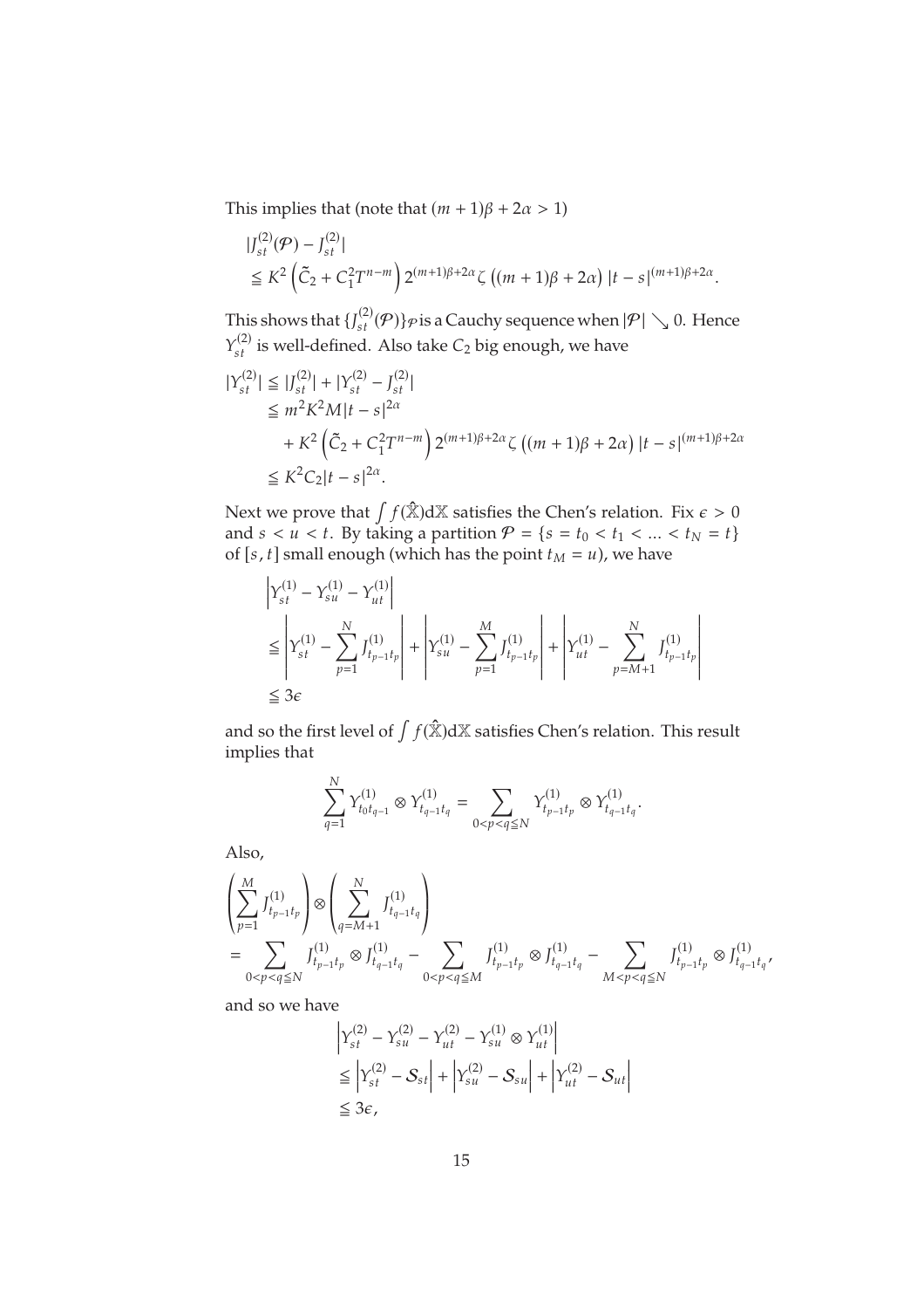This implies that (note that $(m+1)\beta + 2\alpha > 1$)

$$
\begin{aligned}
&|J^{(2)}_{st}(\mathcal{P}) - J^{(2)}_{st}| \\
&\leqq K^2 \left( \tilde{C}_2 + C_1^2 T^{n-m} \right) 2^{(m+1)\beta+2\alpha} \zeta \left( (m+1)\beta + 2\alpha \right) |t-s|^{(m+1)\beta+2\alpha}.
\end{aligned}
$$

This shows that $\{J^{(2)}_{st}(\mathcal{P})\}_{\mathcal{P}}$ is a Cauchy sequence when $|\mathcal{P}| \searrow 0$. Hence $Y^{(2)}_{st}$ is well-defined. Also take $C_2$ big enough, we have

$$
\begin{aligned}
|Y^{(2)}_{st}| &\leqq |J^{(2)}_{st}| + |Y^{(2)}_{st} - J^{(2)}_{st}| \\
&\leqq m^2 K^2 M |t-s|^{2\alpha} \\
&\quad + K^2 \left( \tilde{C}_2 + C_1^2 T^{n-m} \right) 2^{(m+1)\beta+2\alpha} \zeta \left( (m+1)\beta + 2\alpha \right) |t-s|^{(m+1)\beta+2\alpha} \\
&\leqq K^2 C_2 |t-s|^{2\alpha}.
\end{aligned}
$$

Next we prove that $\int f(\hat{\mathbb{X}}) \mathrm{d}\mathbb{X}$ satisfies the Chen's relation. Fix $\epsilon > 0$ and $s < u < t$. By taking a partition $\mathcal{P} = \{s = t_0 < t_1 < \ldots < t_N = t\}$ of $[s,t]$ small enough (which has the point $t_M = u$), we have

$$
\begin{aligned}
&\left| Y^{(1)}_{st} - Y^{(1)}_{su} - Y^{(1)}_{ut} \right| \\
&\leqq \left| Y^{(1)}_{st} - \sum_{p=1}^{N} J^{(1)}_{t_{p-1}t_p} \right| + \left| Y^{(1)}_{su} - \sum_{p=1}^{M} J^{(1)}_{t_{p-1}t_p} \right| + \left| Y^{(1)}_{ut} - \sum_{p=M+1}^{N} J^{(1)}_{t_{p-1}t_p} \right| \\
&\leqq 3\epsilon
\end{aligned}
$$

and so the first level of $\int f(\hat{\mathbb{X}}) \mathrm{d}\mathbb{X}$ satisfies Chen's relation. This result implies that

$$
\sum_{q=1}^{N} Y^{(1)}_{t_0 t_{q-1}} \otimes Y^{(1)}_{t_{q-1}t_q} = \sum_{0<p<q\leqq N} Y^{(1)}_{t_{p-1}t_p} \otimes Y^{(1)}_{t_{q-1}t_q}.
$$

Also,

$$
\begin{aligned}
&\left( \sum_{p=1}^{M} J^{(1)}_{t_{p-1}t_p} \right) \otimes \left( \sum_{q=M+1}^{N} J^{(1)}_{t_{q-1}t_q} \right) \\
&= \sum_{0<p<q\leqq N} J^{(1)}_{t_{p-1}t_p} \otimes J^{(1)}_{t_{q-1}t_q} - \sum_{0<p<q\leqq M} J^{(1)}_{t_{p-1}t_p} \otimes J^{(1)}_{t_{q-1}t_q} - \sum_{M<p<q\leqq N} J^{(1)}_{t_{p-1}t_p} \otimes J^{(1)}_{t_{q-1}t_q},
\end{aligned}
$$

and so we have

$$
\begin{aligned}
&\left| Y^{(2)}_{st} - Y^{(2)}_{su} - Y^{(2)}_{ut} - Y^{(1)}_{su} \otimes Y^{(1)}_{ut} \right| \\
&\leqq \left| Y^{(2)}_{st} - \mathcal{S}_{st} \right| + \left| Y^{(2)}_{su} - \mathcal{S}_{su} \right| + \left| Y^{(2)}_{ut} - \mathcal{S}_{ut} \right| \\
&\leqq 3\epsilon,
\end{aligned}
$$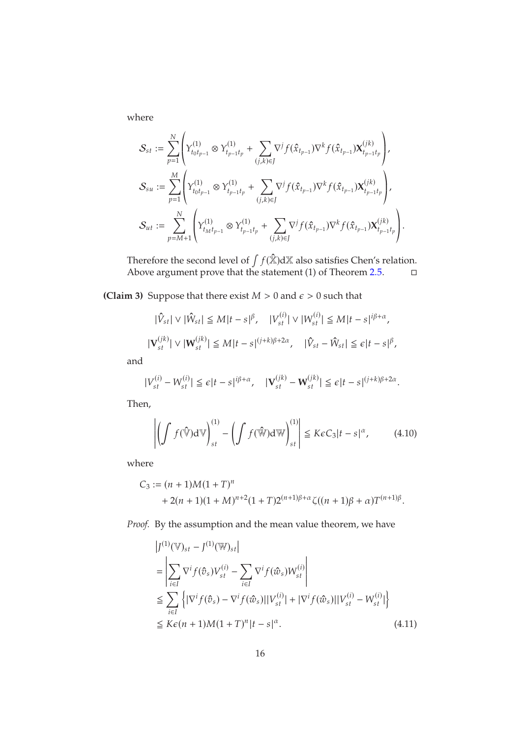where

$$
\begin{aligned}
\mathcal{S}_{st} &:= \sum_{p=1}^{N} \left( Y^{(1)}_{t_0 t_{p-1}} \otimes Y^{(1)}_{t_{p-1} t_p} + \sum_{(j,k)\in J} \nabla^j f(\hat{x}_{t_{p-1}}) \nabla^k f(\hat{x}_{t_{p-1}}) \mathbf{X}^{(jk)}_{t_{p-1} t_p} \right), \\
\mathcal{S}_{su} &:= \sum_{p=1}^{M} \left( Y^{(1)}_{t_0 t_{p-1}} \otimes Y^{(1)}_{t_{p-1} t_p} + \sum_{(j,k)\in J} \nabla^j f(\hat{x}_{t_{p-1}}) \nabla^k f(\hat{x}_{t_{p-1}}) \mathbf{X}^{(jk)}_{t_{p-1} t_p} \right), \\
\mathcal{S}_{ut} &:= \sum_{p=M+1}^{N} \left( Y^{(1)}_{t_M t_{p-1}} \otimes Y^{(1)}_{t_{p-1} t_p} + \sum_{(j,k)\in J} \nabla^j f(\hat{x}_{t_{p-1}}) \nabla^k f(\hat{x}_{t_{p-1}}) \mathbf{X}^{(jk)}_{t_{p-1} t_p} \right).
\end{aligned}
$$

Therefore the second level of $\int f(\hat{\mathbb{X}}) d\mathbb{X}$ also satisfies Chen's relation. Above argument prove that the statement (1) of Theorem 2.5. ◻

**(Claim 3)** Suppose that there exist $M > 0$ and $\epsilon > 0$ such that

$$
|\hat{V}_{st}| \vee |\hat{W}_{st}| \leqq M|t-s|^{\beta}, \quad |V^{(i)}_{st}| \vee |W^{(i)}_{st}| \leqq M|t-s|^{i\beta+\alpha},
$$

$$
|\mathbf{V}^{(jk)}_{st}| \vee |\mathbf{W}^{(jk)}_{st}| \leqq M|t-s|^{(j+k)\beta+2\alpha}, \quad |\hat{V}_{st} - \hat{W}_{st}| \leqq \epsilon|t-s|^{\beta},
$$

and

$$
|V^{(i)}_{st} - W^{(i)}_{st}| \leqq \epsilon|t-s|^{i\beta+\alpha}, \quad |\mathbf{V}^{(jk)}_{st} - \mathbf{W}^{(jk)}_{st}| \leqq \epsilon|t-s|^{(j+k)\beta+2\alpha}.
$$

Then,

$$
\left| \left( \int f(\hat{\mathbb{V}}) d\mathbb{V} \right)^{(1)}_{st} - \left( \int f(\hat{\mathbb{W}}) d\mathbb{W} \right)^{(1)}_{st} \right| \leqq K\epsilon C_3 |t-s|^{\alpha}, \tag{4.10}
$$

where

$$
\begin{aligned}
C_3 &:= (n+1)M(1+T)^n \\
&\quad + 2(n+1)(1+M)^{n+2}(1+T)2^{(n+1)\beta+\alpha}\zeta((n+1)\beta+\alpha)T^{(n+1)\beta}.
\end{aligned}
$$

*Proof.* By the assumption and the mean value theorem, we have

$$
\begin{aligned}
&\left| J^{(1)}(\mathbb{V})_{st} - J^{(1)}(\mathbb{W})_{st} \right| \\
&= \left| \sum_{i\in I} \nabla^i f(\hat{v}_s) V^{(i)}_{st} - \sum_{i\in I} \nabla^i f(\hat{w}_s) W^{(i)}_{st} \right| \\
&\leqq \sum_{i\in I} \left\{ |\nabla^i f(\hat{v}_s) - \nabla^i f(\hat{w}_s)||V^{(i)}_{st}| + |\nabla^i f(\hat{w}_s)||V^{(i)}_{st} - W^{(i)}_{st}| \right\} \\
&\leqq K\epsilon(n+1)M(1+T)^n |t-s|^{\alpha}.
\end{aligned} \tag{4.11}
$$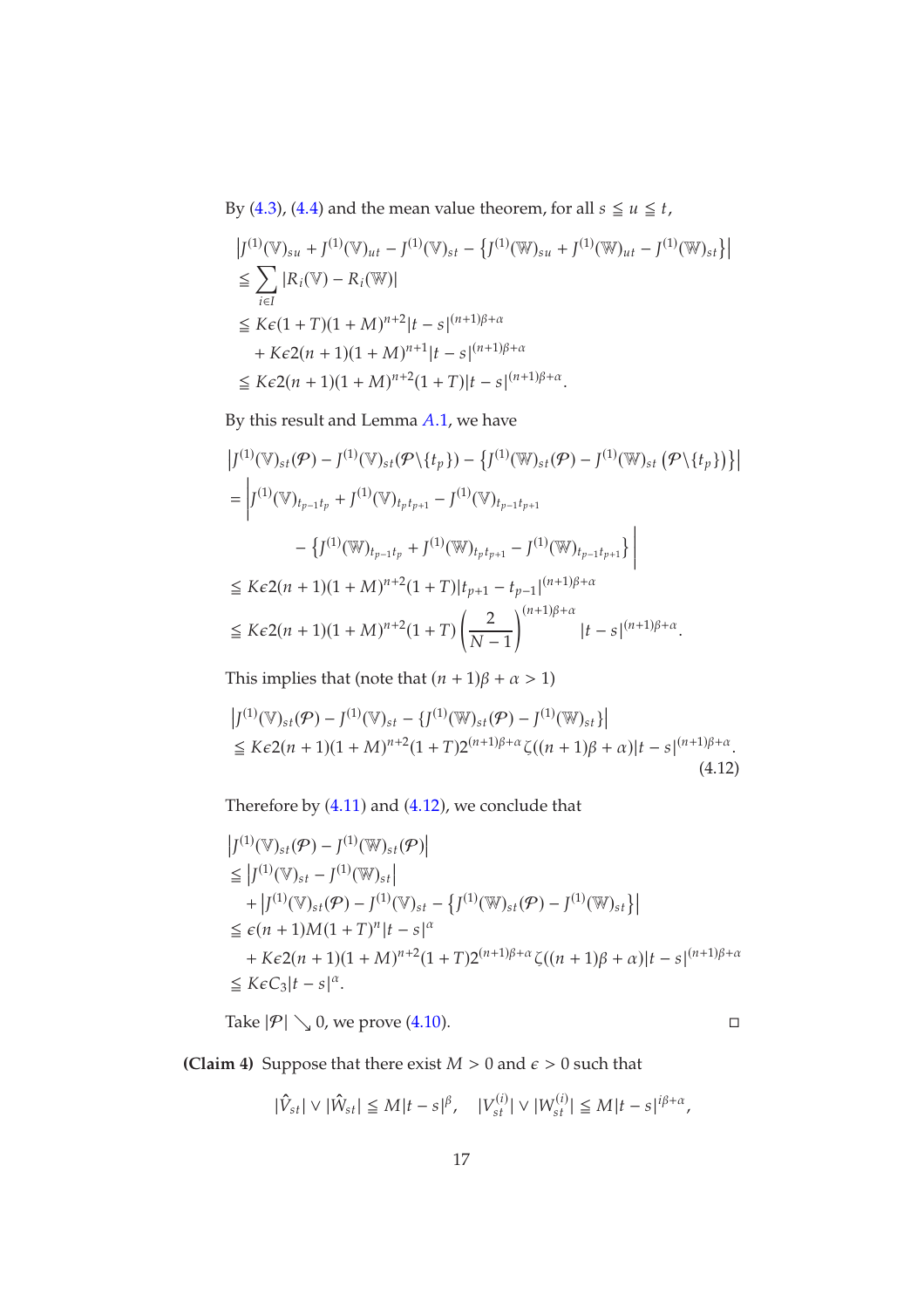By (4.3), (4.4) and the mean value theorem, for all $s \leqq u \leqq t$,

$$
\begin{aligned}
&\left|J^{(1)}(\mathbb{V})_{su} + J^{(1)}(\mathbb{V})_{ut} - J^{(1)}(\mathbb{V})_{st} - \left\{J^{(1)}(\mathbb{W})_{su} + J^{(1)}(\mathbb{W})_{ut} - J^{(1)}(\mathbb{W})_{st}\right\}\right| \\
&\leqq \sum_{i \in I} |R_i(\mathbb{V}) - R_i(\mathbb{W})| \\
&\leqq K\epsilon(1+T)(1+M)^{n+2}|t-s|^{(n+1)\beta+\alpha} \\
&\quad + K\epsilon 2(n+1)(1+M)^{n+1}|t-s|^{(n+1)\beta+\alpha} \\
&\leqq K\epsilon 2(n+1)(1+M)^{n+2}(1+T)|t-s|^{(n+1)\beta+\alpha}.
\end{aligned}
$$

By this result and Lemma A.1, we have

$$
\begin{aligned}
&\left|J^{(1)}(\mathbb{V})_{st}(\mathcal{P}) - J^{(1)}(\mathbb{V})_{st}(\mathcal{P}\backslash\{t_p\}) - \left\{J^{(1)}(\mathbb{W})_{st}(\mathcal{P}) - J^{(1)}(\mathbb{W})_{st}\left(\mathcal{P}\backslash\{t_p\}\right)\right\}\right| \\
&= \Bigg|J^{(1)}(\mathbb{V})_{t_{p-1}t_p} + J^{(1)}(\mathbb{V})_{t_pt_{p+1}} - J^{(1)}(\mathbb{V})_{t_{p-1}t_{p+1}} \\
&\qquad\qquad - \left\{J^{(1)}(\mathbb{W})_{t_{p-1}t_p} + J^{(1)}(\mathbb{W})_{t_pt_{p+1}} - J^{(1)}(\mathbb{W})_{t_{p-1}t_{p+1}}\right\}\Bigg| \\
&\leqq K\epsilon 2(n+1)(1+M)^{n+2}(1+T)|t_{p+1}-t_{p-1}|^{(n+1)\beta+\alpha} \\
&\leqq K\epsilon 2(n+1)(1+M)^{n+2}(1+T)\left(\frac{2}{N-1}\right)^{(n+1)\beta+\alpha}|t-s|^{(n+1)\beta+\alpha}.
\end{aligned}
$$

This implies that (note that $(n+1)\beta + \alpha > 1$)

$$
\begin{aligned}
&\left|J^{(1)}(\mathbb{V})_{st}(\mathcal{P}) - J^{(1)}(\mathbb{V})_{st} - \{J^{(1)}(\mathbb{W})_{st}(\mathcal{P}) - J^{(1)}(\mathbb{W})_{st}\}\right| \\
&\leqq K\epsilon 2(n+1)(1+M)^{n+2}(1+T)2^{(n+1)\beta+\alpha}\zeta((n+1)\beta+\alpha)|t-s|^{(n+1)\beta+\alpha}.
\end{aligned}
\tag{4.12}
$$

Therefore by (4.11) and (4.12), we conclude that

$$
\begin{aligned}
&\left|J^{(1)}(\mathbb{V})_{st}(\mathcal{P}) - J^{(1)}(\mathbb{W})_{st}(\mathcal{P})\right| \\
&\leqq \left|J^{(1)}(\mathbb{V})_{st} - J^{(1)}(\mathbb{W})_{st}\right| \\
&\quad + \left|J^{(1)}(\mathbb{V})_{st}(\mathcal{P}) - J^{(1)}(\mathbb{V})_{st} - \left\{J^{(1)}(\mathbb{W})_{st}(\mathcal{P}) - J^{(1)}(\mathbb{W})_{st}\right\}\right| \\
&\leqq \epsilon(n+1)M(1+T)^n|t-s|^{\alpha} \\
&\quad + K\epsilon 2(n+1)(1+M)^{n+2}(1+T)2^{(n+1)\beta+\alpha}\zeta((n+1)\beta+\alpha)|t-s|^{(n+1)\beta+\alpha} \\
&\leqq K\epsilon C_3|t-s|^{\alpha}.
\end{aligned}
$$

Take $|\mathcal{P}| \searrow 0$, we prove (4.10). $\square$

**(Claim 4)** Suppose that there exist $M > 0$ and $\epsilon > 0$ such that

$$
|\hat{V}_{st}| \vee |\hat{W}_{st}| \leqq M|t-s|^{\beta}, \quad |V_{st}^{(i)}| \vee |W_{st}^{(i)}| \leqq M|t-s|^{i\beta+\alpha},
$$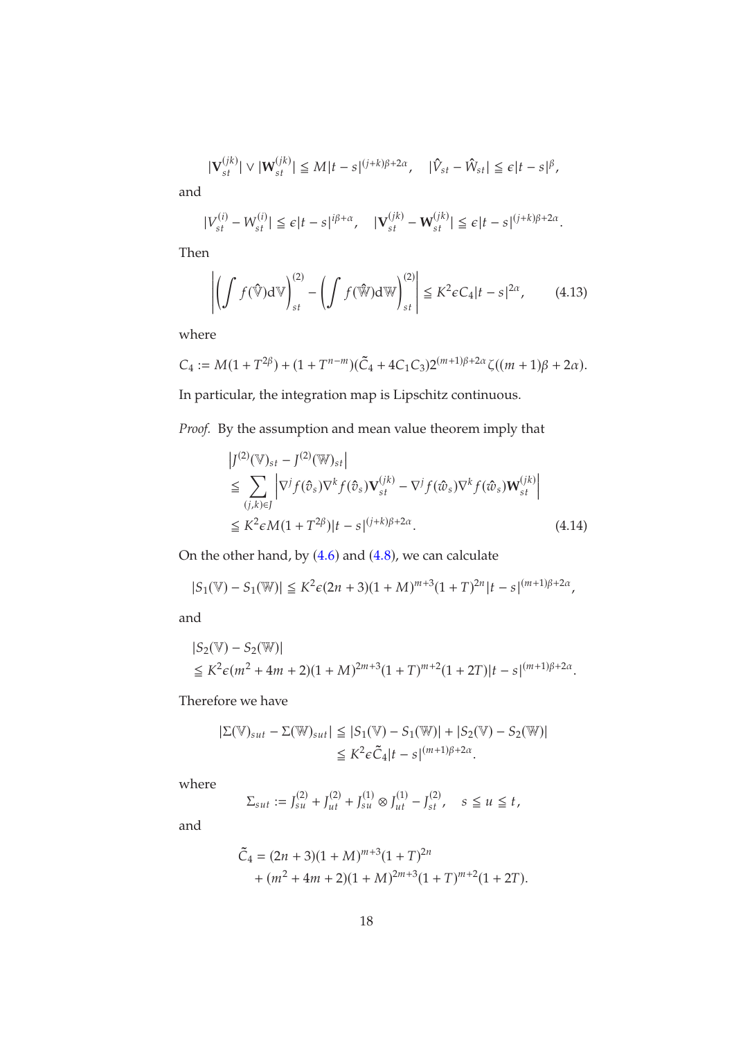$$|\mathbf{V}^{(jk)}_{st}| \vee |\mathbf{W}^{(jk)}_{st}| \leqq M|t-s|^{(j+k)\beta+2\alpha}, \quad |\hat{V}_{st} - \hat{W}_{st}| \leqq \epsilon |t-s|^{\beta},$$

and

$$|V^{(i)}_{st} - W^{(i)}_{st}| \leqq \epsilon |t-s|^{i\beta+\alpha}, \quad |\mathbf{V}^{(jk)}_{st} - \mathbf{W}^{(jk)}_{st}| \leqq \epsilon |t-s|^{(j+k)\beta+2\alpha}.$$

Then

$$\left| \left( \int f(\hat{\mathbb{V}}) \mathrm{d}\mathbb{V} \right)^{(2)}_{st} - \left( \int f(\hat{\mathbb{W}}) \mathrm{d}\mathbb{W} \right)^{(2)}_{st} \right| \leqq K^2 \epsilon C_4 |t-s|^{2\alpha}, \tag{4.13}$$

where

$$C_4 := M(1+T^{2\beta}) + (1+T^{n-m})(\tilde{C}_4 + 4C_1C_3)2^{(m+1)\beta+2\alpha}\zeta((m+1)\beta+2\alpha).$$

In particular, the integration map is Lipschitz continuous.

*Proof.* By the assumption and mean value theorem imply that

$$\begin{aligned}
&\left| J^{(2)}(\mathbb{V})_{st} - J^{(2)}(\mathbb{W})_{st} \right| \\
&\leqq \sum_{(j,k)\in J} \left| \nabla^j f(\hat{v}_s) \nabla^k f(\hat{v}_s) \mathbf{V}^{(jk)}_{st} - \nabla^j f(\hat{w}_s) \nabla^k f(\hat{w}_s) \mathbf{W}^{(jk)}_{st} \right| \\
&\leqq K^2 \epsilon M(1+T^{2\beta})|t-s|^{(j+k)\beta+2\alpha}.
\end{aligned} \tag{4.14}$$

On the other hand, by (4.6) and (4.8), we can calculate

$$|S_1(\mathbb{V}) - S_1(\mathbb{W})| \leqq K^2 \epsilon (2n+3)(1+M)^{m+3}(1+T)^{2n}|t-s|^{(m+1)\beta+2\alpha},$$

and

$$\begin{aligned}
&|S_2(\mathbb{V}) - S_2(\mathbb{W})| \\
&\leqq K^2 \epsilon (m^2+4m+2)(1+M)^{2m+3}(1+T)^{m+2}(1+2T)|t-s|^{(m+1)\beta+2\alpha}.
\end{aligned}$$

Therefore we have

$$\begin{aligned}
|\Sigma(\mathbb{V})_{sut} - \Sigma(\mathbb{W})_{sut}| &\leqq |S_1(\mathbb{V}) - S_1(\mathbb{W})| + |S_2(\mathbb{V}) - S_2(\mathbb{W})| \\
&\leqq K^2 \epsilon \tilde{C}_4 |t-s|^{(m+1)\beta+2\alpha}.
\end{aligned}$$

where

$$\Sigma_{sut} := J^{(2)}_{su} + J^{(2)}_{ut} + J^{(1)}_{su} \otimes J^{(1)}_{ut} - J^{(2)}_{st}, \quad s \leqq u \leqq t,$$

and

$$\begin{aligned}
\tilde{C}_4 &= (2n+3)(1+M)^{m+3}(1+T)^{2n} \\
&\quad + (m^2+4m+2)(1+M)^{2m+3}(1+T)^{m+2}(1+2T).
\end{aligned}$$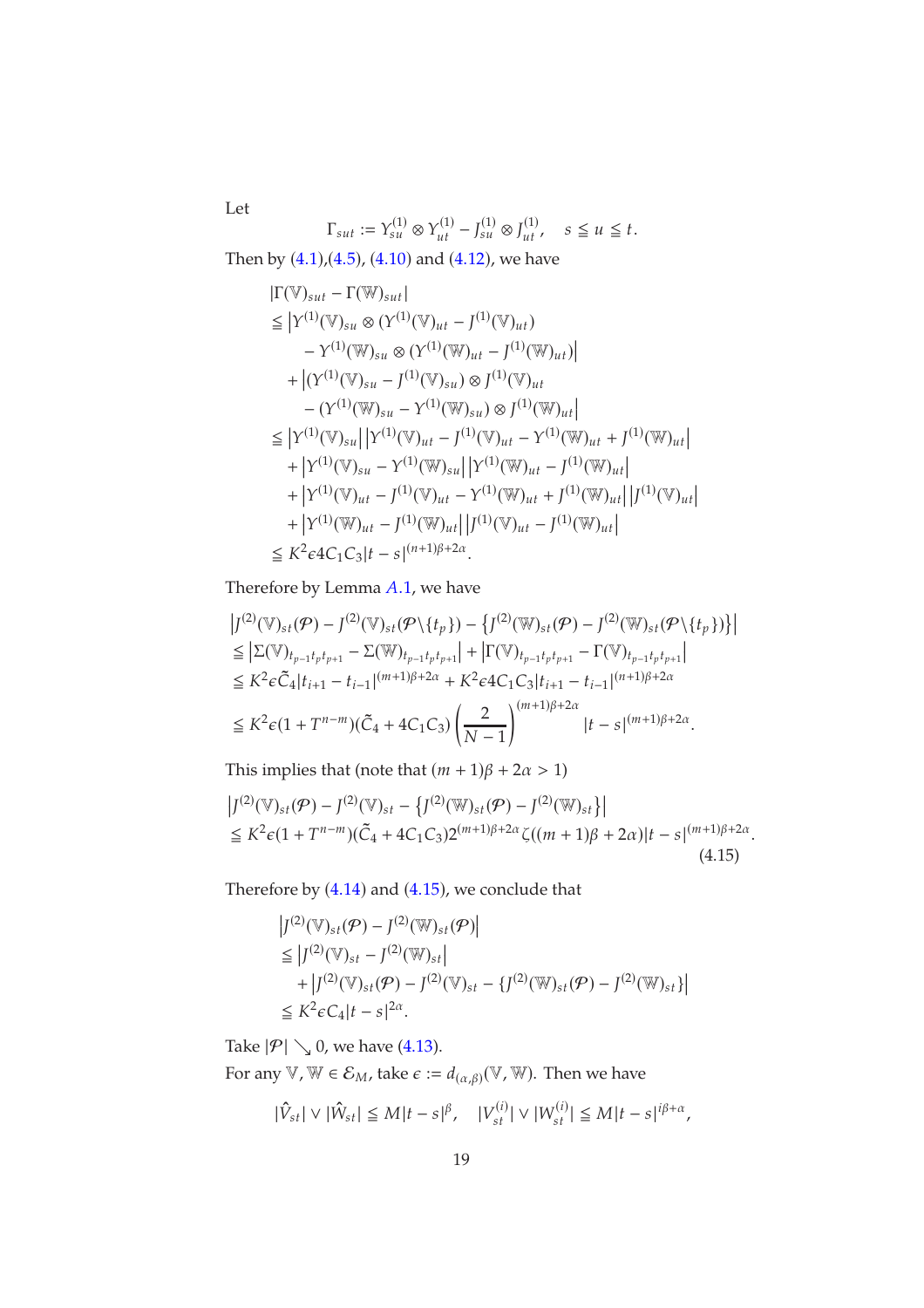Let

$$\Gamma_{sut} := Y^{(1)}_{su} \otimes Y^{(1)}_{ut} - J^{(1)}_{su} \otimes J^{(1)}_{ut}, \quad s \leqq u \leqq t.$$

Then by (4.1),(4.5), (4.10) and (4.12), we have

$$\begin{aligned}
&|\Gamma(\mathbb{V})_{sut} - \Gamma(\mathbb{W})_{sut}| \\
&\leqq \Big| Y^{(1)}(\mathbb{V})_{su} \otimes (Y^{(1)}(\mathbb{V})_{ut} - J^{(1)}(\mathbb{V})_{ut}) \\
&\qquad - Y^{(1)}(\mathbb{W})_{su} \otimes (Y^{(1)}(\mathbb{W})_{ut} - J^{(1)}(\mathbb{W})_{ut}) \Big| \\
&\quad + \Big| (Y^{(1)}(\mathbb{V})_{su} - J^{(1)}(\mathbb{V})_{su}) \otimes J^{(1)}(\mathbb{V})_{ut} \\
&\qquad - (Y^{(1)}(\mathbb{W})_{su} - Y^{(1)}(\mathbb{W})_{su}) \otimes J^{(1)}(\mathbb{W})_{ut} \Big| \\
&\leqq \Big| Y^{(1)}(\mathbb{V})_{su} \Big| \Big| Y^{(1)}(\mathbb{V})_{ut} - J^{(1)}(\mathbb{V})_{ut} - Y^{(1)}(\mathbb{W})_{ut} + J^{(1)}(\mathbb{W})_{ut} \Big| \\
&\quad + \Big| Y^{(1)}(\mathbb{V})_{su} - Y^{(1)}(\mathbb{W})_{su} \Big| \Big| Y^{(1)}(\mathbb{W})_{ut} - J^{(1)}(\mathbb{W})_{ut} \Big| \\
&\quad + \Big| Y^{(1)}(\mathbb{V})_{ut} - J^{(1)}(\mathbb{V})_{ut} - Y^{(1)}(\mathbb{W})_{ut} + J^{(1)}(\mathbb{W})_{ut} \Big| \Big| J^{(1)}(\mathbb{V})_{ut} \Big| \\
&\quad + \Big| Y^{(1)}(\mathbb{W})_{ut} - J^{(1)}(\mathbb{W})_{ut} \Big| \Big| J^{(1)}(\mathbb{V})_{ut} - J^{(1)}(\mathbb{W})_{ut} \Big| \\
&\leqq K^2 \epsilon 4 C_1 C_3 |t-s|^{(n+1)\beta + 2\alpha}.
\end{aligned}$$

Therefore by Lemma *A*.1, we have

$$\begin{aligned}
&\left| J^{(2)}(\mathbb{V})_{st}(\mathcal{P}) - J^{(2)}(\mathbb{V})_{st}(\mathcal{P}\backslash\{t_p\}) - \left\{ J^{(2)}(\mathbb{W})_{st}(\mathcal{P}) - J^{(2)}(\mathbb{W})_{st}(\mathcal{P}\backslash\{t_p\}) \right\} \right| \\
&\leqq \left| \Sigma(\mathbb{V})_{t_{p-1}t_p t_{p+1}} - \Sigma(\mathbb{W})_{t_{p-1}t_p t_{p+1}} \right| + \left| \Gamma(\mathbb{V})_{t_{p-1}t_p t_{p+1}} - \Gamma(\mathbb{V})_{t_{p-1}t_p t_{p+1}} \right| \\
&\leqq K^2 \epsilon \tilde{C}_4 |t_{i+1} - t_{i-1}|^{(m+1)\beta + 2\alpha} + K^2 \epsilon 4 C_1 C_3 |t_{i+1} - t_{i-1}|^{(n+1)\beta + 2\alpha} \\
&\leqq K^2 \epsilon (1 + T^{n-m})(\tilde{C}_4 + 4 C_1 C_3) \left( \frac{2}{N-1} \right)^{(m+1)\beta + 2\alpha} |t-s|^{(m+1)\beta + 2\alpha}.
\end{aligned}$$

This implies that (note that $(m+1)\beta + 2\alpha > 1$)

$$\begin{aligned}
&\left| J^{(2)}(\mathbb{V})_{st}(\mathcal{P}) - J^{(2)}(\mathbb{V})_{st} - \left\{ J^{(2)}(\mathbb{W})_{st}(\mathcal{P}) - J^{(2)}(\mathbb{W})_{st} \right\} \right| \\
&\leqq K^2 \epsilon (1 + T^{n-m})(\tilde{C}_4 + 4 C_1 C_3) 2^{(m+1)\beta + 2\alpha} \zeta((m+1)\beta + 2\alpha) |t-s|^{(m+1)\beta + 2\alpha}.
\end{aligned} \tag{4.15}$$

Therefore by (4.14) and (4.15), we conclude that

$$\begin{aligned}
&\left| J^{(2)}(\mathbb{V})_{st}(\mathcal{P}) - J^{(2)}(\mathbb{W})_{st}(\mathcal{P}) \right| \\
&\leqq \left| J^{(2)}(\mathbb{V})_{st} - J^{(2)}(\mathbb{W})_{st} \right| \\
&\quad + \left| J^{(2)}(\mathbb{V})_{st}(\mathcal{P}) - J^{(2)}(\mathbb{V})_{st} - \{ J^{(2)}(\mathbb{W})_{st}(\mathcal{P}) - J^{(2)}(\mathbb{W})_{st} \} \right| \\
&\leqq K^2 \epsilon C_4 |t-s|^{2\alpha}.
\end{aligned}$$

Take $|\mathcal{P}| \searrow 0$, we have (4.13).

For any $\mathbb{V}, \mathbb{W} \in \mathcal{E}_M$, take $\epsilon := d_{(\alpha,\beta)}(\mathbb{V}, \mathbb{W})$. Then we have

$$|\hat{V}_{st}| \vee |\hat{W}_{st}| \leqq M|t-s|^{\beta}, \quad |V^{(i)}_{st}| \vee |W^{(i)}_{st}| \leqq M|t-s|^{i\beta + \alpha},$$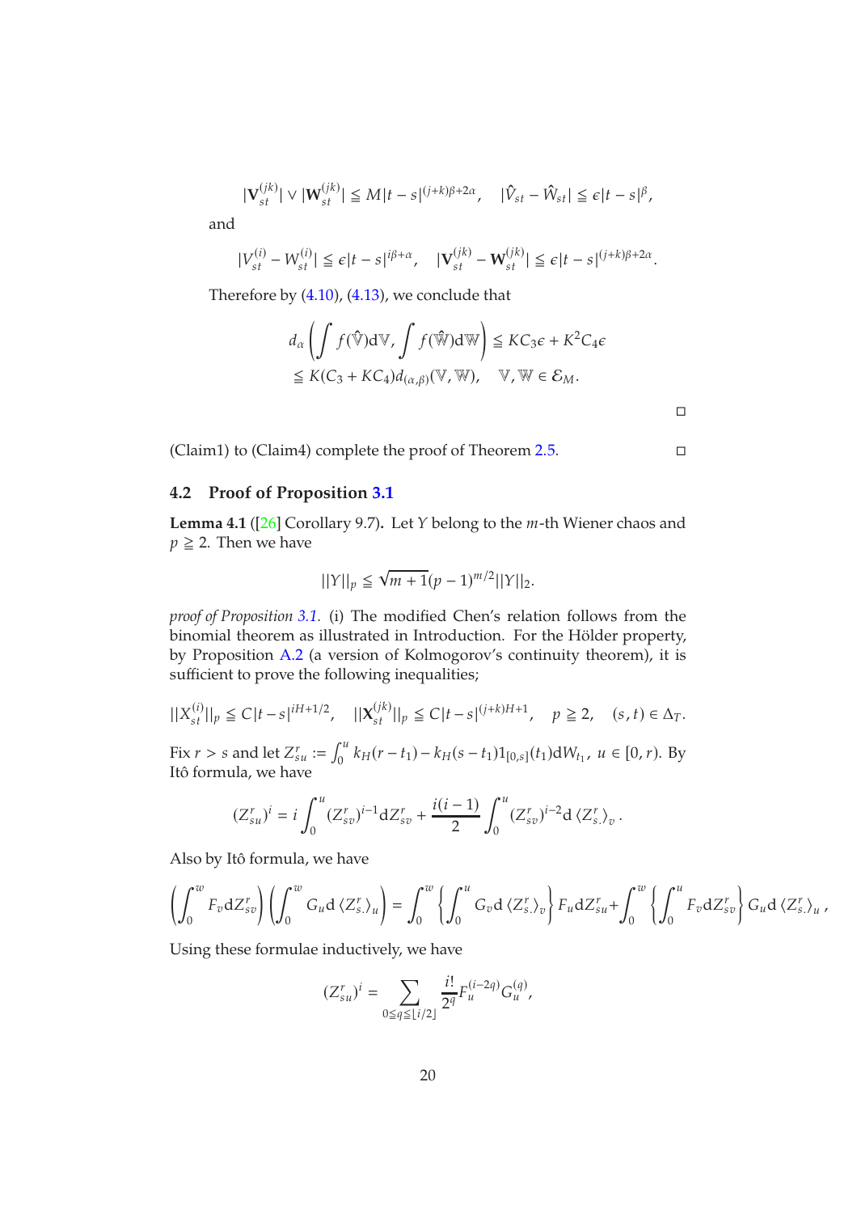$$|\mathbf{V}^{(jk)}_{st}| \vee |\mathbf{W}^{(jk)}_{st}| \leqq M|t-s|^{(j+k)\beta+2\alpha}, \quad |\hat{V}_{st} - \hat{W}_{st}| \leqq \epsilon|t-s|^{\beta},$$

and

$$|V^{(i)}_{st} - W^{(i)}_{st}| \leqq \epsilon|t-s|^{i\beta+\alpha}, \quad |\mathbf{V}^{(jk)}_{st} - \mathbf{W}^{(jk)}_{st}| \leqq \epsilon|t-s|^{(j+k)\beta+2\alpha}.$$

Therefore by (4.10), (4.13), we conclude that

$$\begin{aligned} d_\alpha\left(\int f(\hat{\mathbb{V}})\mathrm{d}\mathbb{V}, \int f(\hat{\mathbb{W}})\mathrm{d}\mathbb{W}\right) &\leqq KC_3\epsilon + K^2C_4\epsilon \\ &\leqq K(C_3 + KC_4)d_{(\alpha,\beta)}(\mathbb{V}, \mathbb{W}), \quad \mathbb{V}, \mathbb{W} \in \mathcal{E}_M. \end{aligned}$$

□

(Claim1) to (Claim4) complete the proof of Theorem 2.5. □

## 4.2 Proof of Proposition 3.1

**Lemma 4.1** ([26] Corollary 9.7)**.** Let $Y$ belong to the $m$-th Wiener chaos and $p \geqq 2$. Then we have

$$||Y||_p \leqq \sqrt{m+1}(p-1)^{m/2}||Y||_2.$$

*proof of Proposition 3.1.* (i) The modified Chen's relation follows from the binomial theorem as illustrated in Introduction. For the Hölder property, by Proposition A.2 (a version of Kolmogorov's continuity theorem), it is sufficient to prove the following inequalities;

$$||X^{(i)}_{st}||_p \leqq C|t-s|^{iH+1/2}, \quad ||\mathbf{X}^{(jk)}_{st}||_p \leqq C|t-s|^{(j+k)H+1}, \quad p \geqq 2, \quad (s,t) \in \Delta_T.$$

Fix $r > s$ and let $Z^r_{su} := \int_0^u k_H(r-t_1) - k_H(s-t_1)1_{[0,s]}(t_1)\mathrm{d}W_{t_1}$, $u \in [0, r)$. By Itô formula, we have

$$(Z^r_{su})^i = i\int_0^u (Z^r_{sv})^{i-1}\mathrm{d}Z^r_{sv} + \frac{i(i-1)}{2}\int_0^u (Z^r_{sv})^{i-2}\mathrm{d}\left\langle Z^r_{s\cdot}\right\rangle_v.$$

Also by Itô formula, we have

$$\left(\int_0^w F_v\mathrm{d}Z^r_{sv}\right)\left(\int_0^w G_u\mathrm{d}\left\langle Z^r_{s\cdot}\right\rangle_u\right) = \int_0^w \left\{\int_0^u G_v\mathrm{d}\left\langle Z^r_{s\cdot}\right\rangle_v\right\} F_u\mathrm{d}Z^r_{su} + \int_0^w \left\{\int_0^u F_v\mathrm{d}Z^r_{sv}\right\} G_u\mathrm{d}\left\langle Z^r_{s\cdot}\right\rangle_u,$$

Using these formulae inductively, we have

$$(Z^r_{su})^i = \sum_{0\leqq q\leqq \lfloor i/2\rfloor} \frac{i!}{2^q}F^{(i-2q)}_u G^{(q)}_u,$$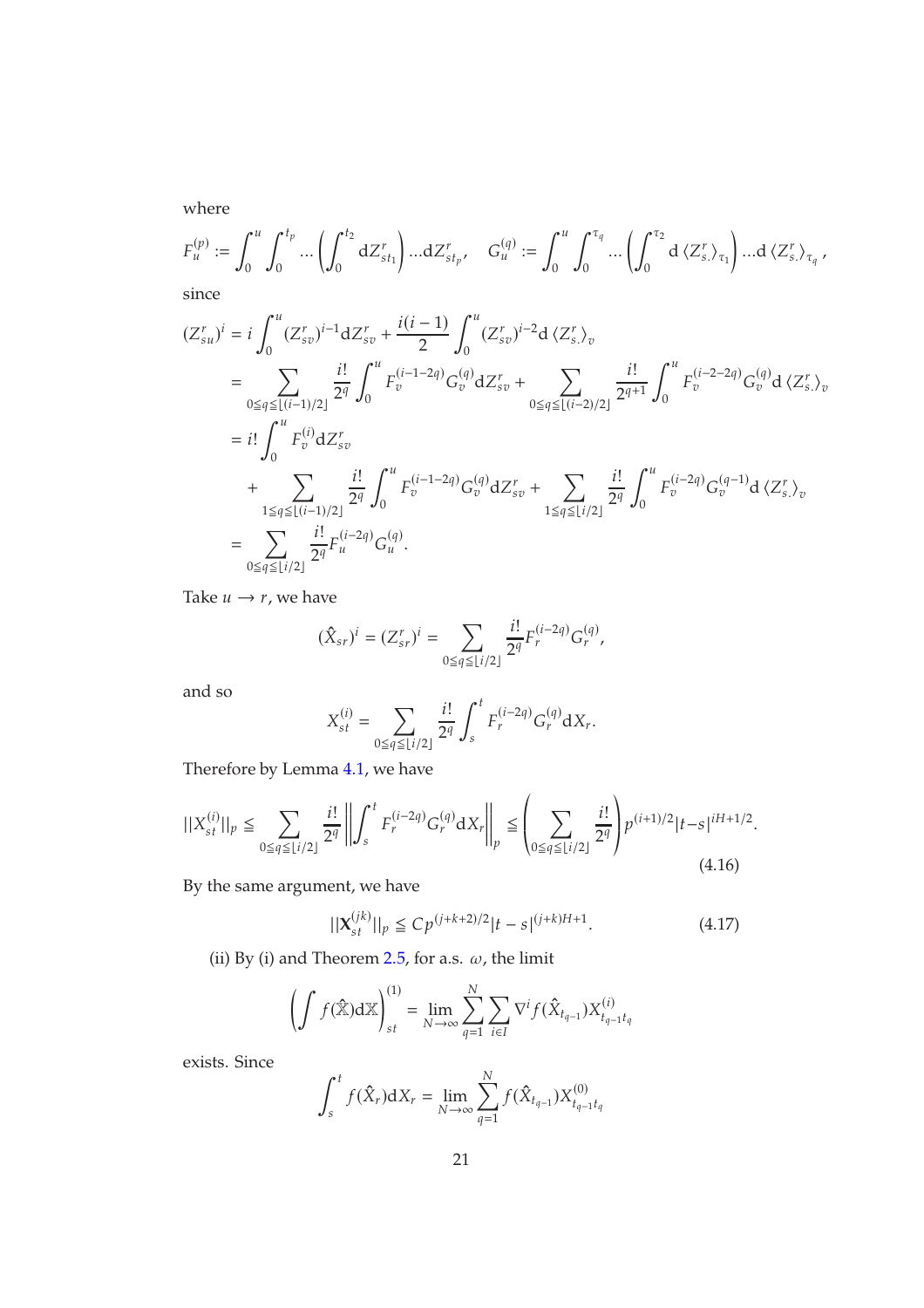where

$$F_u^{(p)} := \int_0^u \int_0^{t_p} \cdots \left( \int_0^{t_2} \mathrm{d}Z_{st_1}^r \right) \ldots \mathrm{d}Z_{st_p}^r, \quad G_u^{(q)} := \int_0^u \int_0^{\tau_q} \cdots \left( \int_0^{\tau_2} \mathrm{d} \left\langle Z_{s\cdot}^r \right\rangle_{\tau_1} \right) \ldots \mathrm{d} \left\langle Z_{s\cdot}^r \right\rangle_{\tau_q},$$

since

$$\begin{aligned}
(Z_{su}^r)^i &= i \int_0^u (Z_{sv}^r)^{i-1} \mathrm{d}Z_{sv}^r + \frac{i(i-1)}{2} \int_0^u (Z_{sv}^r)^{i-2} \mathrm{d} \left\langle Z_{s\cdot}^r \right\rangle_v \\
&= \sum_{0 \leqq q \leqq \lfloor (i-1)/2 \rfloor} \frac{i!}{2^q} \int_0^u F_v^{(i-1-2q)} G_v^{(q)} \mathrm{d}Z_{sv}^r + \sum_{0 \leqq q \leqq \lfloor (i-2)/2 \rfloor} \frac{i!}{2^{q+1}} \int_0^u F_v^{(i-2-2q)} G_v^{(q)} \mathrm{d} \left\langle Z_{s\cdot}^r \right\rangle_v \\
&= i! \int_0^u F_v^{(i)} \mathrm{d}Z_{sv}^r \\
&\quad + \sum_{1 \leqq q \leqq \lfloor (i-1)/2 \rfloor} \frac{i!}{2^q} \int_0^u F_v^{(i-1-2q)} G_v^{(q)} \mathrm{d}Z_{sv}^r + \sum_{1 \leqq q \leqq \lfloor i/2 \rfloor} \frac{i!}{2^q} \int_0^u F_v^{(i-2q)} G_v^{(q-1)} \mathrm{d} \left\langle Z_{s\cdot}^r \right\rangle_v \\
&= \sum_{0 \leqq q \leqq \lfloor i/2 \rfloor} \frac{i!}{2^q} F_u^{(i-2q)} G_u^{(q)}.
\end{aligned}$$

Take $u \to r$, we have

$$(\hat{X}_{sr})^i = (Z_{sr}^r)^i = \sum_{0 \leqq q \leqq \lfloor i/2 \rfloor} \frac{i!}{2^q} F_r^{(i-2q)} G_r^{(q)},$$

and so

$$X_{st}^{(i)} = \sum_{0 \leqq q \leqq \lfloor i/2 \rfloor} \frac{i!}{2^q} \int_s^t F_r^{(i-2q)} G_r^{(q)} \mathrm{d}X_r.$$

Therefore by Lemma 4.1, we have

$$||X_{st}^{(i)}||_p \leqq \sum_{0 \leqq q \leqq \lfloor i/2 \rfloor} \frac{i!}{2^q} \left\| \int_s^t F_r^{(i-2q)} G_r^{(q)} \mathrm{d}X_r \right\|_p \leqq \left( \sum_{0 \leqq q \leqq \lfloor i/2 \rfloor} \frac{i!}{2^q} \right) p^{(i+1)/2} |t-s|^{iH+1/2}. \tag{4.16}$$

By the same argument, we have

$$||\mathbf{X}_{st}^{(jk)}||_p \leqq C p^{(j+k+2)/2} |t-s|^{(j+k)H+1}. \tag{4.17}$$

(ii) By (i) and Theorem 2.5, for a.s. $\omega$, the limit

$$\left( \int f(\hat{\mathbb{X}}) \mathrm{d}\mathbb{X} \right)_{st}^{(1)} = \lim_{N \to \infty} \sum_{q=1}^N \sum_{i \in I} \nabla^i f(\hat{X}_{t_{q-1}}) X_{t_{q-1} t_q}^{(i)}$$

exists. Since

$$\int_s^t f(\hat{X}_r) \mathrm{d}X_r = \lim_{N \to \infty} \sum_{q=1}^N f(\hat{X}_{t_{q-1}}) X_{t_{q-1} t_q}^{(0)}$$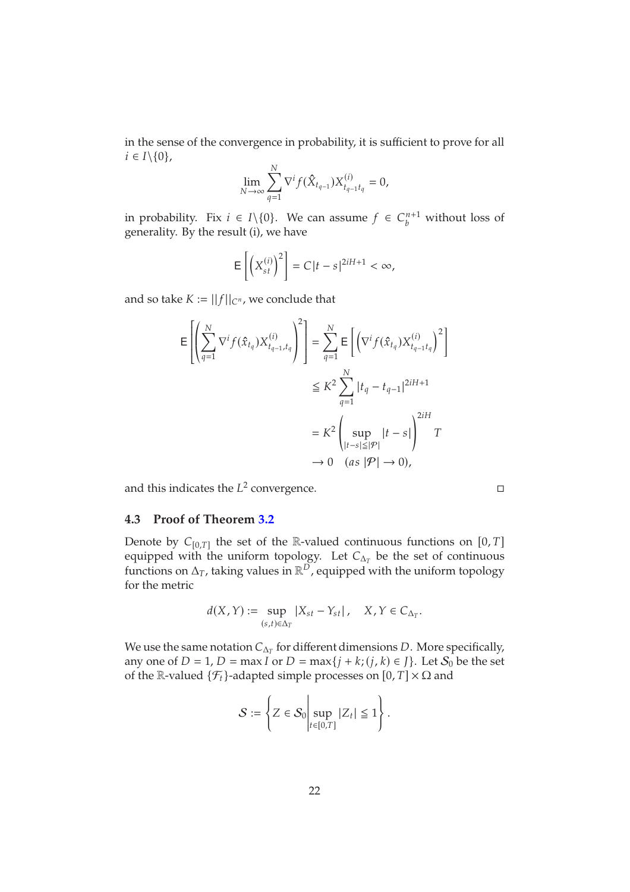in the sense of the convergence in probability, it is sufficient to prove for all $i \in I \backslash \{0\}$,

$$\lim_{N \to \infty} \sum_{q=1}^{N} \nabla^i f(\hat{X}_{t_{q-1}}) X^{(i)}_{t_{q-1} t_q} = 0,$$

in probability. Fix $i \in I \backslash \{0\}$. We can assume $f \in C_b^{n+1}$ without loss of generality. By the result (i), we have

$$\mathsf{E}\left[\left(X^{(i)}_{st}\right)^2\right] = C|t-s|^{2iH+1} < \infty,$$

and so take $K := ||f||_{C^n}$, we conclude that

$$\begin{aligned}
\mathsf{E}\left[\left(\sum_{q=1}^{N} \nabla^i f(\hat{x}_{t_q}) X^{(i)}_{t_{q-1}, t_q}\right)^2\right] &= \sum_{q=1}^{N} \mathsf{E}\left[\left(\nabla^i f(\hat{x}_{t_q}) X^{(i)}_{t_{q-1} t_q}\right)^2\right] \\
&\leqq K^2 \sum_{q=1}^{N} |t_q - t_{q-1}|^{2iH+1} \\
&= K^2 \left(\sup_{|t-s| \leqq |\mathcal{P}|} |t-s|\right)^{2iH} T \\
&\to 0 \quad (as\ |\mathcal{P}| \to 0),
\end{aligned}$$

and this indicates the $L^2$ convergence. □

### 4.3 Proof of Theorem 3.2

Denote by $C_{[0,T]}$ the set of the $\mathbb{R}$-valued continuous functions on $[0, T]$ equipped with the uniform topology. Let $C_{\Delta_T}$ be the set of continuous functions on $\Delta_T$, taking values in $\mathbb{R}^D$, equipped with the uniform topology for the metric

$$d(X, Y) := \sup_{(s,t) \in \Delta_T} |X_{st} - Y_{st}|, \quad X, Y \in C_{\Delta_T}.$$

We use the same notation $C_{\Delta_T}$ for different dimensions $D$. More specifically, any one of $D = 1$, $D = \max I$ or $D = \max\{j + k; (j, k) \in J\}$. Let $\mathcal{S}_0$ be the set of the $\mathbb{R}$-valued $\{\mathcal{F}_t\}$-adapted simple processes on $[0, T] \times \Omega$ and

$$\mathcal{S} := \left\{ Z \in \mathcal{S}_0 \middle| \sup_{t \in [0,T]} |Z_t| \leqq 1 \right\}.$$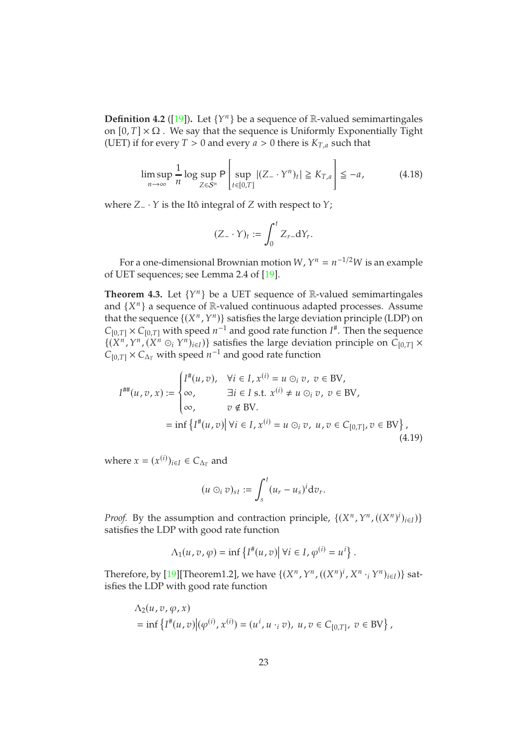**Definition 4.2** ([19]). Let $\{Y^n\}$ be a sequence of $\mathbb{R}$-valued semimartingales on $[0,T]\times\Omega$ . We say that the sequence is Uniformly Exponentially Tight (UET) if for every $T>0$ and every $a>0$ there is $K_{T,a}$ such that

$$
\limsup_{n\to\infty}\frac{1}{n}\log\sup_{Z\in\mathcal{S}^n}\mathsf{P}\left[\sup_{t\in[0,T]}|(Z_-\cdot Y^n)_t|\geqq K_{T,a}\right]\leqq -a, \tag{4.18}
$$

where $Z_-\cdot Y$ is the Itô integral of $Z$ with respect to $Y$;

$$
(Z_-\cdot Y)_t := \int_0^t Z_{r-}\mathrm{d}Y_r.
$$

For a one-dimensional Brownian motion $W$, $Y^n = n^{-1/2}W$ is an example of UET sequences; see Lemma 2.4 of [19].

**Theorem 4.3.** Let $\{Y^n\}$ be a UET sequence of $\mathbb{R}$-valued semimartingales and $\{X^n\}$ a sequence of $\mathbb{R}$-valued continuous adapted processes. Assume that the sequence $\{(X^n,Y^n)\}$ satisfies the large deviation principle (LDP) on $C_{[0,T]}\times C_{[0,T]}$ with speed $n^{-1}$ and good rate function $I^\#$. Then the sequence $\{(X^n,Y^n,(X^n\odot_i Y^n)_{i\in I})\}$ satisfies the large deviation principle on $C_{[0,T]}\times C_{[0,T]}\times C_{\Delta_T}$ with speed $n^{-1}$ and good rate function

$$
\begin{aligned}
I^{\#\#}(u,v,x) &:= \begin{cases} I^\#(u,v), & \forall i\in I,\, x^{(i)} = u\odot_i v,\ v\in \mathrm{BV},\\ \infty, & \exists i\in I \text{ s.t. } x^{(i)}\neq u\odot_i v,\ v\in\mathrm{BV},\\ \infty, & v\notin \mathrm{BV}.\end{cases}\\
&= \inf\left\{I^\#(u,v)\,\middle|\,\forall i\in I,\, x^{(i)} = u\odot_i v,\ u,v\in C_{[0,T]}, v\in\mathrm{BV}\right\},
\end{aligned} \tag{4.19}
$$

where $x=(x^{(i)})_{i\in I}\in C_{\Delta_T}$ and

$$
(u\odot_i v)_{st} := \int_s^t (u_r-u_s)^i \mathrm{d}v_r.
$$

*Proof.* By the assumption and contraction principle, $\{(X^n,Y^n,((X^n)^i)_{i\in I})\}$ satisfies the LDP with good rate function

$$
\Lambda_1(u,v,\varphi) = \inf\left\{I^\#(u,v)\,\middle|\,\forall i\in I, \varphi^{(i)} = u^i\right\}.
$$

Therefore, by [19][Theorem1.2], we have $\{(X^n,Y^n,((X^n)^i, X^n\cdot_i Y^n)_{i\in I})\}$ satisfies the LDP with good rate function

$$
\begin{aligned}
&\Lambda_2(u,v,\varphi,x)\\
&= \inf\left\{I^\#(u,v)\middle|(\varphi^{(i)},x^{(i)}) = (u^i, u\cdot_i v),\ u,v\in C_{[0,T]},\ v\in\mathrm{BV}\right\},
\end{aligned}
$$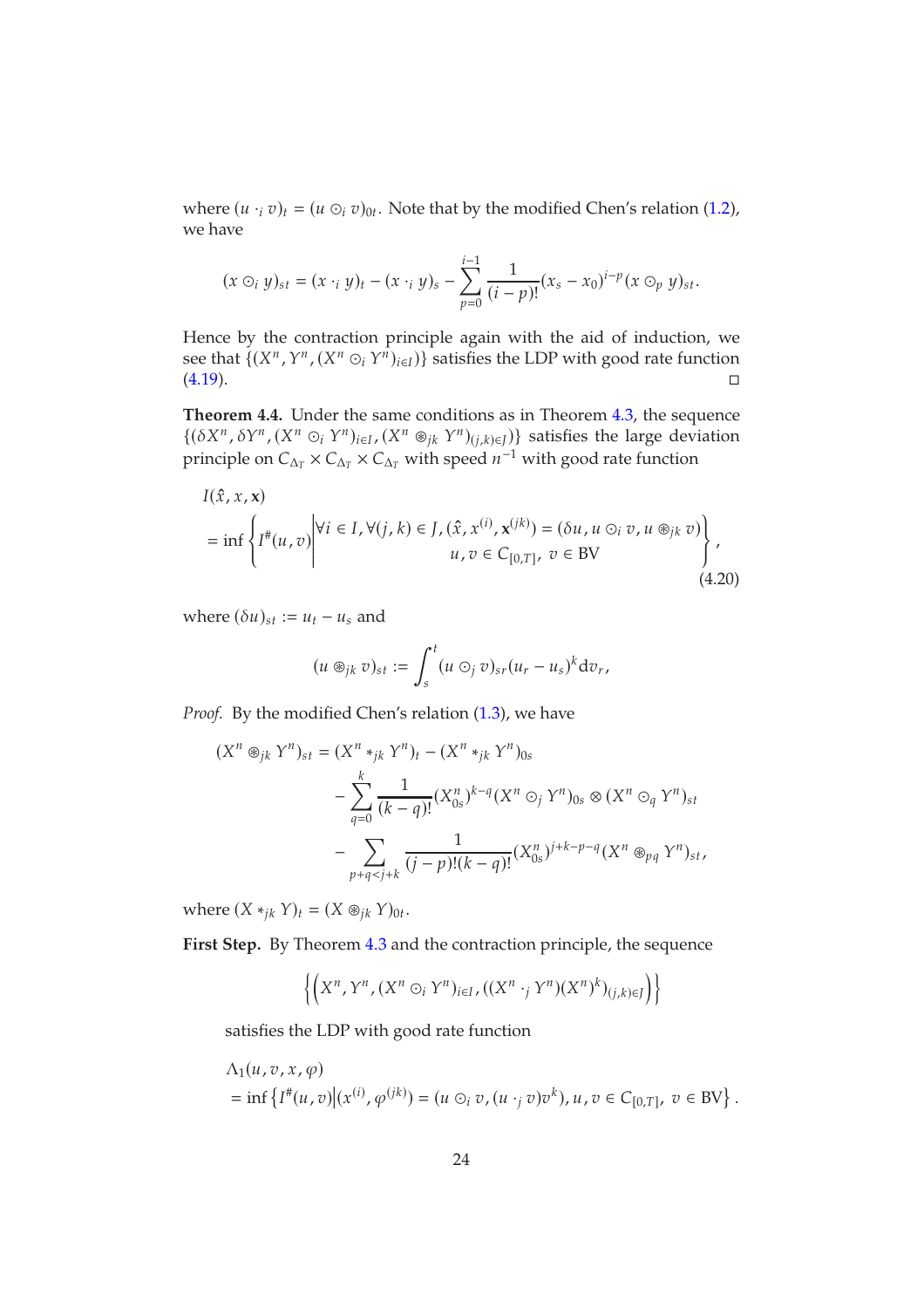where $(u \cdot_i v)_t = (u \odot_i v)_{0t}$. Note that by the modified Chen's relation (1.2), we have

$$(x \odot_i y)_{st} = (x \cdot_i y)_t - (x \cdot_i y)_s - \sum_{p=0}^{i-1} \frac{1}{(i-p)!}(x_s - x_0)^{i-p}(x \odot_p y)_{st}.$$

Hence by the contraction principle again with the aid of induction, we see that $\{(X^n, Y^n, (X^n \odot_i Y^n)_{i\in I})\}$ satisfies the LDP with good rate function (4.19). □

**Theorem 4.4.** Under the same conditions as in Theorem 4.3, the sequence $\{(\delta X^n, \delta Y^n, (X^n \odot_i Y^n)_{i\in I}, (X^n \circledast_{jk} Y^n)_{(j,k)\in J})\}$ satisfies the large deviation principle on $C_{\Delta_T} \times C_{\Delta_T} \times C_{\Delta_T}$ with speed $n^{-1}$ with good rate function

$$\begin{aligned} &I(\hat{x}, x, \mathbf{x}) \\ &= \inf\left\{ I^{\#}(u,v) \middle| \begin{array}{r} \forall i \in I, \forall (j,k) \in J, (\hat{x}, x^{(i)}, \mathbf{x}^{(jk)}) = (\delta u, u \odot_i v, u \circledast_{jk} v) \\ u, v \in C_{[0,T]},\ v \in \mathrm{BV} \end{array} \right\}, \end{aligned} \tag{4.20}$$

where $(\delta u)_{st} := u_t - u_s$ and

$$(u \circledast_{jk} v)_{st} := \int_s^t (u \odot_j v)_{sr}(u_r - u_s)^k \mathrm{d}v_r,$$

*Proof.* By the modified Chen's relation (1.3), we have

$$\begin{aligned} (X^n \circledast_{jk} Y^n)_{st} = &(X^n *_{jk} Y^n)_t - (X^n *_{jk} Y^n)_{0s} \\ &- \sum_{q=0}^{k} \frac{1}{(k-q)!}(X^n_{0s})^{k-q}(X^n \odot_j Y^n)_{0s} \otimes (X^n \odot_q Y^n)_{st} \\ &- \sum_{p+q<j+k} \frac{1}{(j-p)!(k-q)!}(X^n_{0s})^{j+k-p-q}(X^n \circledast_{pq} Y^n)_{st}, \end{aligned}$$

where $(X *_{jk} Y)_t = (X \circledast_{jk} Y)_{0t}$.

**First Step.** By Theorem 4.3 and the contraction principle, the sequence

$$\left\{\left(X^n, Y^n, (X^n \odot_i Y^n)_{i\in I}, ((X^n \cdot_j Y^n)(X^n)^k)_{(j,k)\in J}\right)\right\}$$

satisfies the LDP with good rate function

$$\begin{aligned} &\Lambda_1(u, v, x, \varphi) \\ &= \inf\left\{ I^{\#}(u,v) \middle| (x^{(i)}, \varphi^{(jk)}) = (u \odot_i v, (u \cdot_j v)v^k), u, v \in C_{[0,T]},\ v \in \mathrm{BV}\right\}. \end{aligned}$$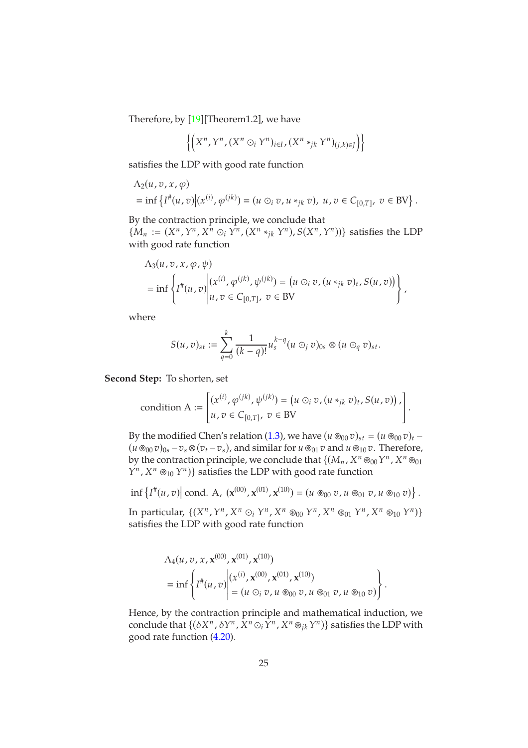Therefore, by [19][Theorem1.2], we have

$$\left\{\left(X^n, Y^n, (X^n \odot_i Y^n)_{i\in I}, (X^n *_{jk} Y^n)_{(j,k)\in J}\right)\right\}$$

satisfies the LDP with good rate function

$$\begin{aligned}
&\Lambda_2(u, v, x, \varphi) \\
&= \inf\left\{I^{\#}(u,v)\middle|(x^{(i)}, \varphi^{(jk)}) = (u \odot_i v, u *_{jk} v),\ u, v \in C_{[0,T]},\ v \in \mathrm{BV}\right\}.
\end{aligned}$$

By the contraction principle, we conclude that $\{M_n := (X^n, Y^n, X^n \odot_i Y^n, (X^n *_{jk} Y^n), S(X^n, Y^n))\}$ satisfies the LDP with good rate function

$$\begin{aligned}
&\Lambda_3(u, v, x, \varphi, \psi) \\
&= \inf\left\{I^{\#}(u,v)\middle|\begin{matrix}(x^{(i)}, \varphi^{(jk)}, \psi^{(jk)}) = \left(u \odot_i v, (u *_{jk} v)_t, S(u,v)\right), \\ u, v \in C_{[0,T]},\ v \in \mathrm{BV}\end{matrix}\right\},
\end{aligned}$$

where

$$S(u,v)_{st} := \sum_{q=0}^{k} \frac{1}{(k-q)!} u_s^{k-q} (u \odot_j v)_{0s} \otimes (u \odot_q v)_{st}.$$

**Second Step:** To shorten, set

$$\text{condition A} := \left[\begin{matrix}(x^{(i)}, \varphi^{(jk)}, \psi^{(jk)}) = \left(u \odot_i v, (u *_{jk} v)_t, S(u,v)\right), \\ u, v \in C_{[0,T]},\ v \in \mathrm{BV}\end{matrix}\right].$$

By the modified Chen's relation (1.3), we have $(u \circledast_{00} v)_{st} = (u \circledast_{00} v)_t - (u \circledast_{00} v)_{0s} - v_s \otimes (v_t - v_s)$, and similar for $u \circledast_{01} v$ and $u \circledast_{10} v$. Therefore, by the contraction principle, we conclude that $\{(M_n, X^n \circledast_{00} Y^n, X^n \circledast_{01} Y^n, X^n \circledast_{10} Y^n)\}$ satisfies the LDP with good rate function

$$\inf\left\{I^{\#}(u,v)\middle|\ \text{cond. A},\ (\mathbf{x}^{(00)}, \mathbf{x}^{(01)}, \mathbf{x}^{(10)}) = (u \circledast_{00} v, u \circledast_{01} v, u \circledast_{10} v)\right\}.$$

In particular, $\{(X^n, Y^n, X^n \odot_i Y^n, X^n \circledast_{00} Y^n, X^n \circledast_{01} Y^n, X^n \circledast_{10} Y^n)\}$ satisfies the LDP with good rate function

$$\begin{aligned}
&\Lambda_4(u, v, x, \mathbf{x}^{(00)}, \mathbf{x}^{(01)}, \mathbf{x}^{(10)}) \\
&= \inf\left\{I^{\#}(u,v)\middle|\begin{matrix}(x^{(i)}, \mathbf{x}^{(00)}, \mathbf{x}^{(01)}, \mathbf{x}^{(10)}) \\ = (u \odot_i v, u \circledast_{00} v, u \circledast_{01} v, u \circledast_{10} v)\end{matrix}\right\}.
\end{aligned}$$

Hence, by the contraction principle and mathematical induction, we conclude that $\{(\delta X^n, \delta Y^n, X^n \odot_i Y^n, X^n \circledast_{jk} Y^n)\}$ satisfies the LDP with good rate function (4.20).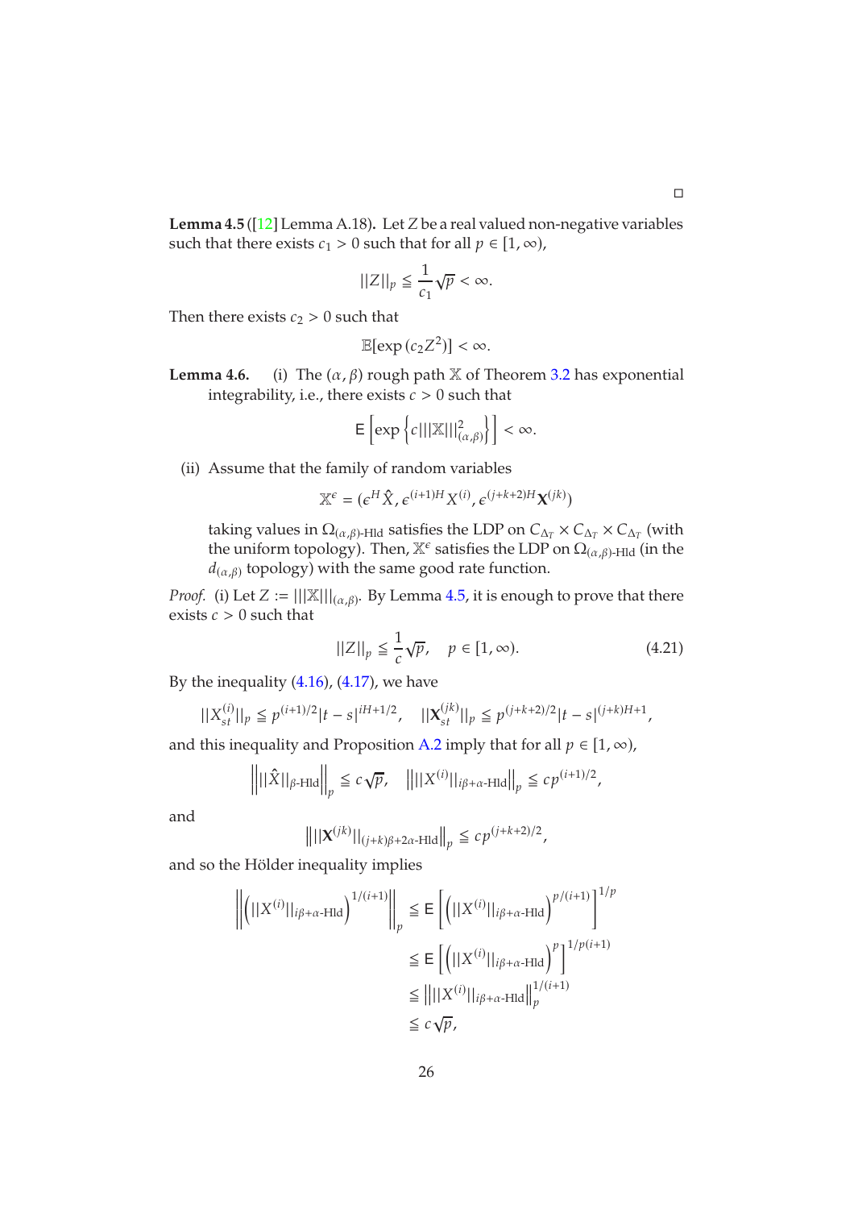$\square$

**Lemma 4.5** ([12] Lemma A.18)**.** Let $Z$ be a real valued non-negative variables such that there exists $c_1 > 0$ such that for all $p \in [1, \infty)$,

$$||Z||_p \leqq \frac{1}{c_1}\sqrt{p} < \infty.$$

Then there exists $c_2 > 0$ such that

$$\mathbb{E}[\exp(c_2 Z^2)] < \infty.$$

**Lemma 4.6.** (i) The $(\alpha, \beta)$ rough path $\mathbb{X}$ of Theorem 3.2 has exponential integrability, i.e., there exists $c > 0$ such that

$$\mathsf{E}\left[\exp\left\{c|||\mathbb{X}|||^2_{(\alpha,\beta)}\right\}\right] < \infty.$$

(ii) Assume that the family of random variables

$$\mathbb{X}^\epsilon = (\epsilon^H \hat{X}, \epsilon^{(i+1)H} X^{(i)}, \epsilon^{(j+k+2)H} \mathbf{X}^{(jk)})$$

taking values in $\Omega_{(\alpha,\beta)\text{-Hld}}$ satisfies the LDP on $C_{\Delta_T} \times C_{\Delta_T} \times C_{\Delta_T}$ (with the uniform topology). Then, $\mathbb{X}^\epsilon$ satisfies the LDP on $\Omega_{(\alpha,\beta)\text{-Hld}}$ (in the $d_{(\alpha,\beta)}$ topology) with the same good rate function.

*Proof.* (i) Let $Z := |||\mathbb{X}|||_{(\alpha,\beta)}$. By Lemma 4.5, it is enough to prove that there exists $c > 0$ such that

$$||Z||_p \leqq \frac{1}{c}\sqrt{p}, \quad p \in [1, \infty). \tag{4.21}$$

By the inequality (4.16), (4.17), we have

$$||X^{(i)}_{st}||_p \leqq p^{(i+1)/2}|t-s|^{iH+1/2}, \quad ||\mathbf{X}^{(jk)}_{st}||_p \leqq p^{(j+k+2)/2}|t-s|^{(j+k)H+1},$$

and this inequality and Proposition A.2 imply that for all $p \in [1, \infty)$,

$$\left\|||\hat{X}||_{\beta\text{-Hld}}\right\|_p \leqq c\sqrt{p}, \quad \left\|||X^{(i)}||_{i\beta+\alpha\text{-Hld}}\right\|_p \leqq cp^{(i+1)/2},$$

and

$$\left\|||\mathbf{X}^{(jk)}||_{(j+k)\beta+2\alpha\text{-Hld}}\right\|_p \leqq cp^{(j+k+2)/2},$$

and so the Hölder inequality implies

$$\begin{aligned}
\left\|\left(||X^{(i)}||_{i\beta+\alpha\text{-Hld}}\right)^{1/(i+1)}\right\|_p &\leqq \mathsf{E}\left[\left(||X^{(i)}||_{i\beta+\alpha\text{-Hld}}\right)^{p/(i+1)}\right]^{1/p} \\
&\leqq \mathsf{E}\left[\left(||X^{(i)}||_{i\beta+\alpha\text{-Hld}}\right)^{p}\right]^{1/p(i+1)} \\
&\leqq \left\|||X^{(i)}||_{i\beta+\alpha\text{-Hld}}\right\|_p^{1/(i+1)} \\
&\leqq c\sqrt{p},
\end{aligned}$$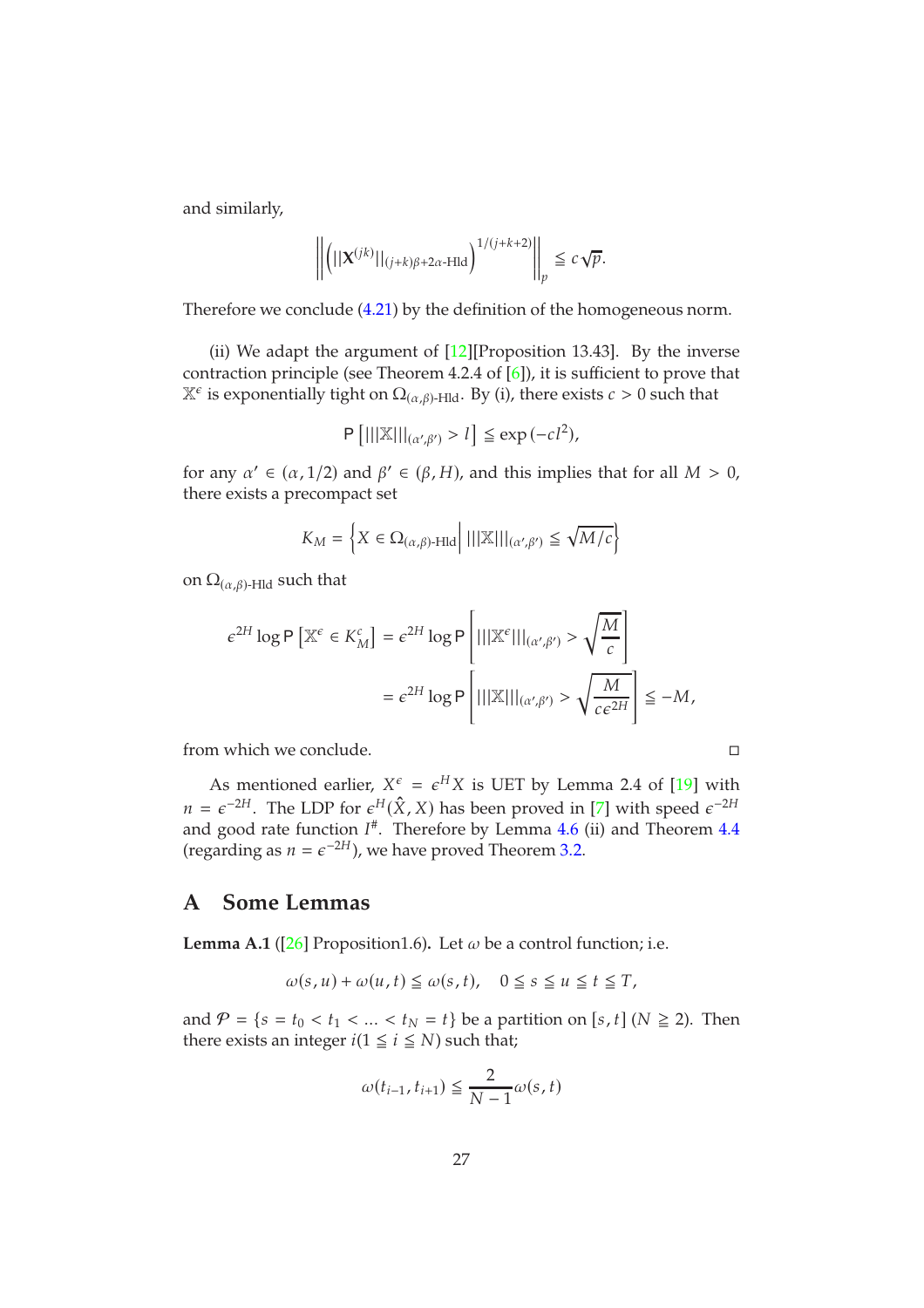and similarly,

$$\left\| \left( ||\mathbf{X}^{(jk)}||_{(j+k)\beta+2\alpha\text{-Hld}} \right)^{1/(j+k+2)} \right\|_p \leqq c\sqrt{p}.$$

Therefore we conclude (4.21) by the definition of the homogeneous norm.

(ii) We adapt the argument of [12][Proposition 13.43]. By the inverse contraction principle (see Theorem 4.2.4 of [6]), it is sufficient to prove that $\mathbb{X}^\epsilon$ is exponentially tight on $\Omega_{(\alpha,\beta)\text{-Hld}}$. By (i), there exists $c > 0$ such that

$$\mathsf{P}\left[|||\mathbb{X}|||_{(\alpha',\beta')} > l\right] \leqq \exp\left(-cl^2\right),$$

for any $\alpha' \in (\alpha, 1/2)$ and $\beta' \in (\beta, H)$, and this implies that for all $M > 0$, there exists a precompact set

$$K_M = \left\{ X \in \Omega_{(\alpha,\beta)\text{-Hld}} \middle| \, |||\mathbb{X}|||_{(\alpha',\beta')} \leqq \sqrt{M/c} \right\}$$

on $\Omega_{(\alpha,\beta)\text{-Hld}}$ such that

$$\begin{aligned}
\epsilon^{2H} \log \mathsf{P}\left[\mathbb{X}^\epsilon \in K_M^c\right] &= \epsilon^{2H} \log \mathsf{P}\left[ |||\mathbb{X}^\epsilon|||_{(\alpha',\beta')} > \sqrt{\frac{M}{c}} \right] \\
&= \epsilon^{2H} \log \mathsf{P}\left[ |||\mathbb{X}|||_{(\alpha',\beta')} > \sqrt{\frac{M}{c\epsilon^{2H}}} \right] \leqq -M,
\end{aligned}$$

from which we conclude. $\square$

As mentioned earlier, $X^\epsilon = \epsilon^H X$ is UET by Lemma 2.4 of [19] with $n = \epsilon^{-2H}$. The LDP for $\epsilon^H(\hat{X}, X)$ has been proved in [7] with speed $\epsilon^{-2H}$ and good rate function $I^\#$. Therefore by Lemma 4.6 (ii) and Theorem 4.4 (regarding as $n = \epsilon^{-2H}$), we have proved Theorem 3.2.

## A Some Lemmas

**Lemma A.1** ([26] Proposition1.6)**.** Let $\omega$ be a control function; i.e.

$$\omega(s,u) + \omega(u,t) \leqq \omega(s,t), \quad 0 \leqq s \leqq u \leqq t \leqq T,$$

and $\mathcal{P} = \{s = t_0 < t_1 < \ldots < t_N = t\}$ be a partition on $[s,t]$ ($N \geqq 2$). Then there exists an integer $i (1 \leqq i \leqq N)$ such that;

$$\omega(t_{i-1}, t_{i+1}) \leqq \frac{2}{N-1}\omega(s,t)$$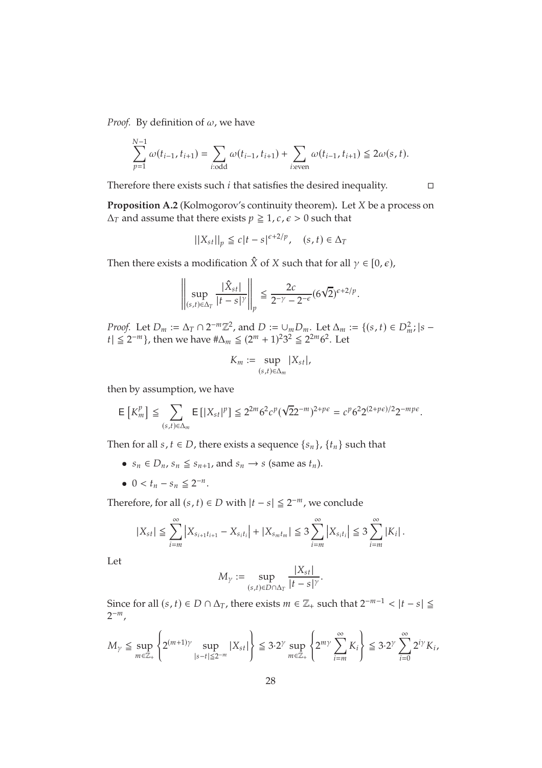*Proof.* By definition of $\omega$, we have

$$\sum_{p=1}^{N-1} \omega(t_{i-1}, t_{i+1}) = \sum_{i:\text{odd}} \omega(t_{i-1}, t_{i+1}) + \sum_{i:\text{even}} \omega(t_{i-1}, t_{i+1}) \leqq 2\omega(s,t).$$

Therefore there exists such $i$ that satisfies the desired inequality. □

**Proposition A.2** (Kolmogorov's continuity theorem)**.** Let $X$ be a process on $\Delta_T$ and assume that there exists $p \geqq 1, c, \epsilon > 0$ such that

$$||X_{st}||_p \leqq c|t-s|^{\epsilon + 2/p}, \quad (s,t) \in \Delta_T$$

Then there exists a modification $\hat{X}$ of $X$ such that for all $\gamma \in [0, \epsilon)$,

$$\left\| \sup_{(s,t)\in\Delta_T} \frac{|\hat{X}_{st}|}{|t-s|^{\gamma}} \right\|_p \leqq \frac{2c}{2^{-\gamma} - 2^{-\epsilon}} (6\sqrt{2})^{\epsilon + 2/p}.$$

*Proof.* Let $D_m := \Delta_T \cap 2^{-m}\mathbb{Z}^2$, and $D := \cup_m D_m$. Let $\Delta_m := \{(s,t) \in D_m^2; |s - t| \leqq 2^{-m}\}$, then we have $\#\Delta_m \leqq (2^m + 1)^2 3^2 \leqq 2^{2m} 6^2$. Let

$$K_m := \sup_{(s,t)\in\Delta_m} |X_{st}|,$$

then by assumption, we have

$$\mathsf{E}\left[K_m^p\right] \leqq \sum_{(s,t)\in\Delta_m} \mathsf{E}\left[|X_{st}|^p\right] \leqq 2^{2m} 6^2 c^p (\sqrt{2}2^{-m})^{2+p\epsilon} = c^p 6^2 2^{(2+p\epsilon)/2} 2^{-mp\epsilon}.$$

Then for all $s, t \in D$, there exists a sequence $\{s_n\}$, $\{t_n\}$ such that

- $s_n \in D_n$, $s_n \leqq s_{n+1}$, and $s_n \to s$ (same as $t_n$).
- $0 < t_n - s_n \leqq 2^{-n}$.

Therefore, for all $(s,t) \in D$ with $|t-s| \leqq 2^{-m}$, we conclude

$$|X_{st}| \leqq \sum_{i=m}^{\infty} \left| X_{s_{i+1}t_{i+1}} - X_{s_i t_i} \right| + |X_{s_m t_m}| \leqq 3 \sum_{i=m}^{\infty} \left| X_{s_i t_i} \right| \leqq 3 \sum_{i=m}^{\infty} |K_i|.$$

Let

$$M_\gamma := \sup_{(s,t)\in D\cap\Delta_T} \frac{|X_{st}|}{|t-s|^{\gamma}}.$$

Since for all $(s,t) \in D \cap \Delta_T$, there exists $m \in \mathbb{Z}_+$ such that $2^{-m-1} < |t-s| \leqq 2^{-m}$,

$$M_\gamma \leqq \sup_{m\in\mathbb{Z}_+} \left\{ 2^{(m+1)\gamma} \sup_{|s-t|\leqq 2^{-m}} |X_{st}| \right\} \leqq 3{\cdot}2^{\gamma} \sup_{m\in\mathbb{Z}_+} \left\{ 2^{m\gamma} \sum_{i=m}^{\infty} K_i \right\} \leqq 3{\cdot}2^{\gamma} \sum_{i=0}^{\infty} 2^{i\gamma} K_i,$$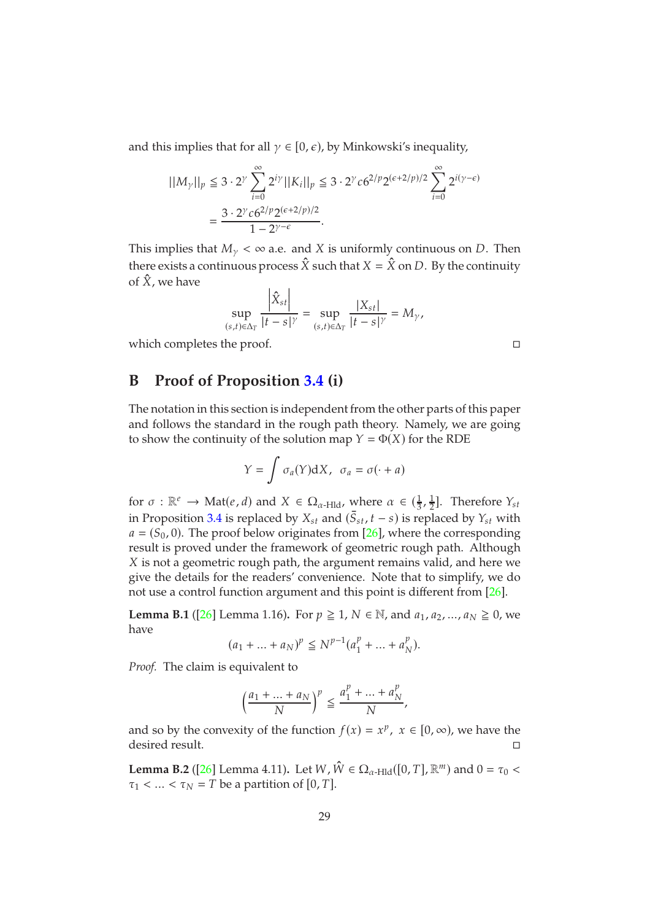and this implies that for all $\gamma \in [0, \epsilon)$, by Minkowski's inequality,

$$
\begin{aligned}
||M_\gamma||_p &\leqq 3 \cdot 2^\gamma \sum_{i=0}^{\infty} 2^{i\gamma} ||K_i||_p \leqq 3 \cdot 2^\gamma c 6^{2/p} 2^{(\epsilon+2/p)/2} \sum_{i=0}^{\infty} 2^{i(\gamma-\epsilon)} \\
&= \frac{3 \cdot 2^\gamma c 6^{2/p} 2^{(\epsilon+2/p)/2}}{1 - 2^{\gamma-\epsilon}}.
\end{aligned}
$$

This implies that $M_\gamma < \infty$ a.e. and $X$ is uniformly continuous on $D$. Then there exists a continuous process $\hat{X}$ such that $X = \hat{X}$ on $D$. By the continuity of $\hat{X}$, we have

$$
\sup_{(s,t)\in\Delta_T} \frac{\left|\hat{X}_{st}\right|}{|t-s|^\gamma} = \sup_{(s,t)\in\Delta_T} \frac{|X_{st}|}{|t-s|^\gamma} = M_\gamma,
$$

which completes the proof. □

## B Proof of Proposition 3.4 (i)

The notation in this section is independent from the other parts of this paper and follows the standard in the rough path theory. Namely, we are going to show the continuity of the solution map $Y = \Phi(X)$ for the RDE

$$
Y = \int \sigma_a(Y) \mathrm{d}X, \quad \sigma_a = \sigma(\cdot + a)
$$

for $\sigma : \mathbb{R}^e \to \mathrm{Mat}(e, d)$ and $X \in \Omega_{\alpha\text{-Hld}}$, where $\alpha \in (\frac{1}{3}, \frac{1}{2}]$. Therefore $Y_{st}$ in Proposition 3.4 is replaced by $X_{st}$ and $(\bar{S}_{st}, t-s)$ is replaced by $Y_{st}$ with $a = (S_0, 0)$. The proof below originates from [26], where the corresponding result is proved under the framework of geometric rough path. Although $X$ is not a geometric rough path, the argument remains valid, and here we give the details for the readers' convenience. Note that to simplify, we do not use a control function argument and this point is different from [26].

**Lemma B.1** ([26] Lemma 1.16)**.** For $p \geqq 1$, $N \in \mathbb{N}$, and $a_1, a_2, ..., a_N \geqq 0$, we have

$$
(a_1 + ... + a_N)^p \leqq N^{p-1}(a_1^p + ... + a_N^p).
$$

*Proof.* The claim is equivalent to

$$
\left(\frac{a_1 + ... + a_N}{N}\right)^p \leqq \frac{a_1^p + ... + a_N^p}{N},
$$

and so by the convexity of the function $f(x) = x^p$, $x \in [0, \infty)$, we have the desired result. □

**Lemma B.2** ([26] Lemma 4.11)**.** Let $W, \hat{W} \in \Omega_{\alpha\text{-Hld}}([0, T], \mathbb{R}^m)$ and $0 = \tau_0 < \tau_1 < ... < \tau_N = T$ be a partition of $[0, T]$.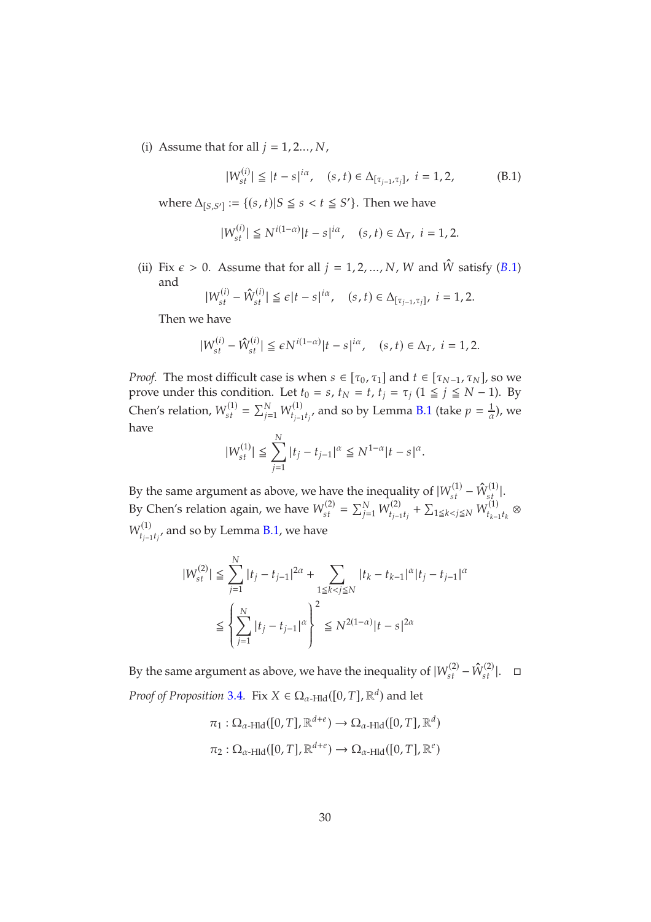(i) Assume that for all $j = 1, 2\ldots, N$,

$$|W^{(i)}_{st}| \leqq |t-s|^{i\alpha}, \quad (s,t) \in \Delta_{[\tau_{j-1},\tau_j]},\ i = 1, 2, \tag{B.1}$$

where $\Delta_{[S,S']} := \{(s,t) | S \leqq s < t \leqq S'\}$. Then we have

$$|W^{(i)}_{st}| \leqq N^{i(1-\alpha)}|t-s|^{i\alpha}, \quad (s,t) \in \Delta_T,\ i = 1, 2.$$

(ii) Fix $\epsilon > 0$. Assume that for all $j = 1, 2, \ldots, N$, $W$ and $\hat{W}$ satisfy (B.1) and

$$|W^{(i)}_{st} - \hat{W}^{(i)}_{st}| \leqq \epsilon |t-s|^{i\alpha}, \quad (s,t) \in \Delta_{[\tau_{j-1},\tau_j]},\ i = 1, 2.$$

Then we have

$$|W^{(i)}_{st} - \hat{W}^{(i)}_{st}| \leqq \epsilon N^{i(1-\alpha)}|t-s|^{i\alpha}, \quad (s,t) \in \Delta_T,\ i = 1, 2.$$

*Proof.* The most difficult case is when $s \in [\tau_0, \tau_1]$ and $t \in [\tau_{N-1}, \tau_N]$, so we prove under this condition. Let $t_0 = s$, $t_N = t$, $t_j = \tau_j$ $(1 \leqq j \leqq N-1)$. By Chen's relation, $W^{(1)}_{st} = \sum_{j=1}^{N} W^{(1)}_{t_{j-1}t_j}$, and so by Lemma B.1 (take $p = \frac{1}{\alpha}$), we have

$$|W^{(1)}_{st}| \leqq \sum_{j=1}^{N} |t_j - t_{j-1}|^{\alpha} \leqq N^{1-\alpha}|t-s|^{\alpha}.$$

By the same argument as above, we have the inequality of $|W^{(1)}_{st} - \hat{W}^{(1)}_{st}|$.
By Chen's relation again, we have $W^{(2)}_{st} = \sum_{j=1}^{N} W^{(2)}_{t_{j-1}t_j} + \sum_{1 \leqq k < j \leqq N} W^{(1)}_{t_{k-1}t_k} \otimes W^{(1)}_{t_{j-1}t_j}$, and so by Lemma B.1, we have

$$\begin{aligned}
|W^{(2)}_{st}| &\leqq \sum_{j=1}^{N} |t_j - t_{j-1}|^{2\alpha} + \sum_{1 \leqq k < j \leqq N} |t_k - t_{k-1}|^{\alpha} |t_j - t_{j-1}|^{\alpha} \\
&\leqq \left\{ \sum_{j=1}^{N} |t_j - t_{j-1}|^{\alpha} \right\}^2 \leqq N^{2(1-\alpha)}|t-s|^{2\alpha}
\end{aligned}$$

By the same argument as above, we have the inequality of $|W^{(2)}_{st} - \hat{W}^{(2)}_{st}|$. □

*Proof of Proposition 3.4.* Fix $X \in \Omega_{\alpha\text{-Hld}}([0,T], \mathbb{R}^d)$ and let

$$\pi_1 : \Omega_{\alpha\text{-Hld}}([0,T], \mathbb{R}^{d+e}) \to \Omega_{\alpha\text{-Hld}}([0,T], \mathbb{R}^{d})$$

$$\pi_2 : \Omega_{\alpha\text{-Hld}}([0,T], \mathbb{R}^{d+e}) \to \Omega_{\alpha\text{-Hld}}([0,T], \mathbb{R}^{e})$$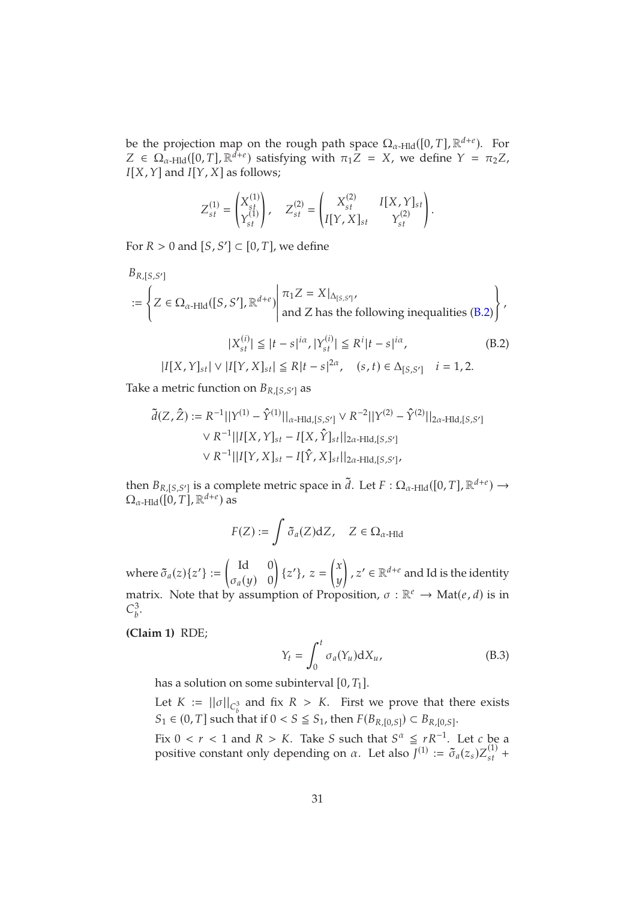be the projection map on the rough path space $\Omega_{\alpha\text{-Hld}}([0,T],\mathbb{R}^{d+e})$. For $Z \in \Omega_{\alpha\text{-Hld}}([0,T],\mathbb{R}^{d+e})$ satisfying with $\pi_1 Z = X$, we define $Y = \pi_2 Z$, $I[X,Y]$ and $I[Y,X]$ as follows;

$$
Z^{(1)}_{st} = \begin{pmatrix} X^{(1)}_{st} \\ Y^{(1)}_{st} \end{pmatrix}, \quad Z^{(2)}_{st} = \begin{pmatrix} X^{(2)}_{st} & I[X,Y]_{st} \\ I[Y,X]_{st} & Y^{(2)}_{st} \end{pmatrix}.
$$

For $R > 0$ and $[S,S'] \subset [0,T]$, we define

$$
B_{R,[S,S']} := \left\{ Z \in \Omega_{\alpha\text{-Hld}}([S,S'],\mathbb{R}^{d+e}) \,\middle|\, \begin{array}{l} \pi_1 Z = X|_{\Delta_{[S,S']}}, \\ \text{and Z has the following inequalities (B.2)} \end{array} \right\},
$$

$$
\begin{aligned}
|X^{(i)}_{st}| \leqq |t-s|^{i\alpha}, |Y^{(i)}_{st}| &\leqq R^i |t-s|^{i\alpha}, && \text{(B.2)} \\
|I[X,Y]_{st}| \vee |I[Y,X]_{st}| &\leqq R|t-s|^{2\alpha}, \quad (s,t) \in \Delta_{[S,S']} \quad i = 1,2.
\end{aligned}
$$

Take a metric function on $B_{R,[S,S']}$ as

$$
\begin{aligned}
\tilde{d}(Z,\hat{Z}) := & R^{-1}||Y^{(1)} - \hat{Y}^{(1)}||_{\alpha\text{-Hld},[S,S']} \vee R^{-2}||Y^{(2)} - \hat{Y}^{(2)}||_{2\alpha\text{-Hld},[S,S']} \\
& \vee R^{-1}||I[X,Y]_{st} - I[X,\hat{Y}]_{st}||_{2\alpha\text{-Hld},[S,S']} \\
& \vee R^{-1}||I[Y,X]_{st} - I[\hat{Y},X]_{st}||_{2\alpha\text{-Hld},[S,S']},
\end{aligned}
$$

then $B_{R,[S,S']}$ is a complete metric space in $\tilde{d}$. Let $F : \Omega_{\alpha\text{-Hld}}([0,T],\mathbb{R}^{d+e}) \to \Omega_{\alpha\text{-Hld}}([0,T],\mathbb{R}^{d+e})$ as

$$
F(Z) := \int \tilde{\sigma}_a(Z)\mathrm{d}Z, \quad Z \in \Omega_{\alpha\text{-Hld}}
$$

where $\tilde{\sigma}_a(z)\{z'\} := \begin{pmatrix} \mathrm{Id} & 0 \\ \sigma_a(y) & 0 \end{pmatrix} \{z'\}$, $z = \begin{pmatrix} x \\ y \end{pmatrix}$, $z' \in \mathbb{R}^{d+e}$ and Id is the identity matrix. Note that by assumption of Proposition, $\sigma : \mathbb{R}^e \to \mathrm{Mat}(e,d)$ is in $C^3_b$.

**(Claim 1)** RDE;

$$
Y_t = \int_0^t \sigma_a(Y_u)\mathrm{d}X_u, \tag{B.3}
$$

has a solution on some subinterval $[0,T_1]$.

Let $K := ||\sigma||_{C^3_b}$ and fix $R > K$. First we prove that there exists $S_1 \in (0,T]$ such that if $0 < S \leqq S_1$, then $F(B_{R,[0,S]}) \subset B_{R,[0,S]}$.

Fix $0 < r < 1$ and $R > K$. Take $S$ such that $S^\alpha \leqq rR^{-1}$. Let $c$ be a positive constant only depending on $\alpha$. Let also $J^{(1)} := \tilde{\sigma}_a(z_s)Z^{(1)}_{st} +$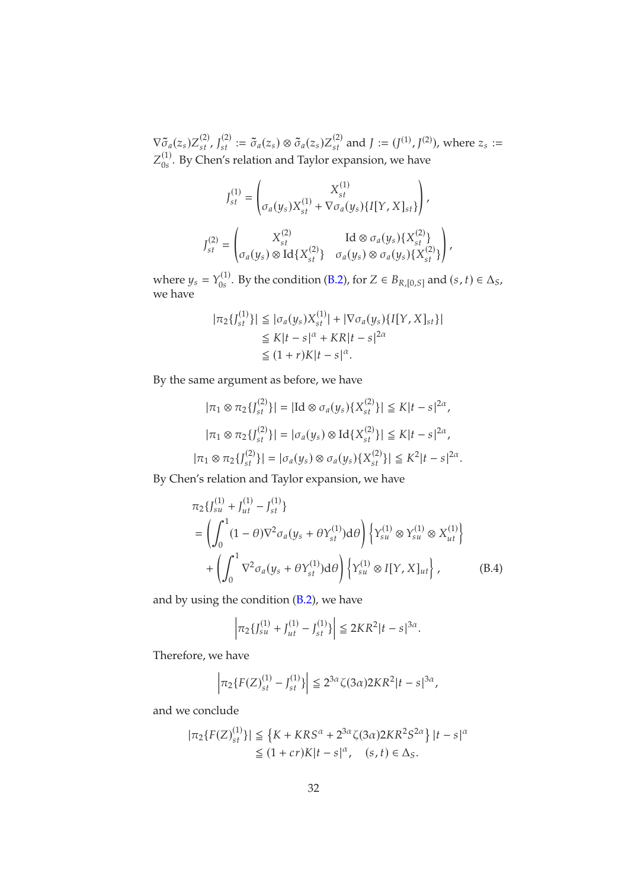$\nabla\tilde{\sigma}_a(z_s)Z^{(2)}_{st}$, $J^{(2)}_{st} := \tilde{\sigma}_a(z_s) \otimes \tilde{\sigma}_a(z_s)Z^{(2)}_{st}$ and $J := (J^{(1)}, J^{(2)})$, where $z_s := Z^{(1)}_{0s}$. By Chen's relation and Taylor expansion, we have

$$J^{(1)}_{st} = \begin{pmatrix} X^{(1)}_{st} \\ \sigma_a(y_s)X^{(1)}_{st} + \nabla\sigma_a(y_s)\{I[Y,X]_{st}\} \end{pmatrix},$$

$$J^{(2)}_{st} = \begin{pmatrix} X^{(2)}_{st} & \mathrm{Id} \otimes \sigma_a(y_s)\{X^{(2)}_{st}\} \\ \sigma_a(y_s) \otimes \mathrm{Id}\{X^{(2)}_{st}\} & \sigma_a(y_s) \otimes \sigma_a(y_s)\{X^{(2)}_{st}\} \end{pmatrix},$$

where $y_s = Y^{(1)}_{0s}$. By the condition (B.2), for $Z \in B_{R,[0,S]}$ and $(s,t) \in \Delta_S$, we have

$$\begin{aligned} |\pi_2\{J^{(1)}_{st}\}| &\leqq |\sigma_a(y_s)X^{(1)}_{st}| + |\nabla\sigma_a(y_s)\{I[Y,X]_{st}\}| \\ &\leqq K|t-s|^{\alpha} + KR|t-s|^{2\alpha} \\ &\leqq (1+r)K|t-s|^{\alpha}. \end{aligned}$$

By the same argument as before, we have

$$|\pi_1 \otimes \pi_2\{J^{(2)}_{st}\}| = |\mathrm{Id} \otimes \sigma_a(y_s)\{X^{(2)}_{st}\}| \leqq K|t-s|^{2\alpha},$$

$$|\pi_1 \otimes \pi_2\{J^{(2)}_{st}\}| = |\sigma_a(y_s) \otimes \mathrm{Id}\{X^{(2)}_{st}\}| \leqq K|t-s|^{2\alpha},$$

$$|\pi_1 \otimes \pi_2\{J^{(2)}_{st}\}| = |\sigma_a(y_s) \otimes \sigma_a(y_s)\{X^{(2)}_{st}\}| \leqq K^2|t-s|^{2\alpha}.$$

By Chen's relation and Taylor expansion, we have

$$\begin{aligned} &\pi_2\{J^{(1)}_{su} + J^{(1)}_{ut} - J^{(1)}_{st}\} \\ &= \left(\int_0^1 (1-\theta)\nabla^2\sigma_a(y_s + \theta Y^{(1)}_{st})\mathrm{d}\theta\right)\left\{Y^{(1)}_{su} \otimes Y^{(1)}_{su} \otimes X^{(1)}_{ut}\right\} \\ &\quad + \left(\int_0^1 \nabla^2\sigma_a(y_s + \theta Y^{(1)}_{st})\mathrm{d}\theta\right)\left\{Y^{(1)}_{su} \otimes I[Y,X]_{ut}\right\}, \end{aligned} \tag{B.4}$$

and by using the condition (B.2), we have

$$\left|\pi_2\{J^{(1)}_{su} + J^{(1)}_{ut} - J^{(1)}_{st}\}\right| \leqq 2KR^2|t-s|^{3\alpha}.$$

Therefore, we have

$$\left|\pi_2\{F(Z)^{(1)}_{st} - J^{(1)}_{st}\}\right| \leqq 2^{3\alpha}\zeta(3\alpha)2KR^2|t-s|^{3\alpha},$$

and we conclude

$$\begin{aligned} |\pi_2\{F(Z)^{(1)}_{st}\}| &\leqq \left\{K + KRS^{\alpha} + 2^{3\alpha}\zeta(3\alpha)2KR^2S^{2\alpha}\right\}|t-s|^{\alpha} \\ &\leqq (1+cr)K|t-s|^{\alpha}, \quad (s,t) \in \Delta_S. \end{aligned}$$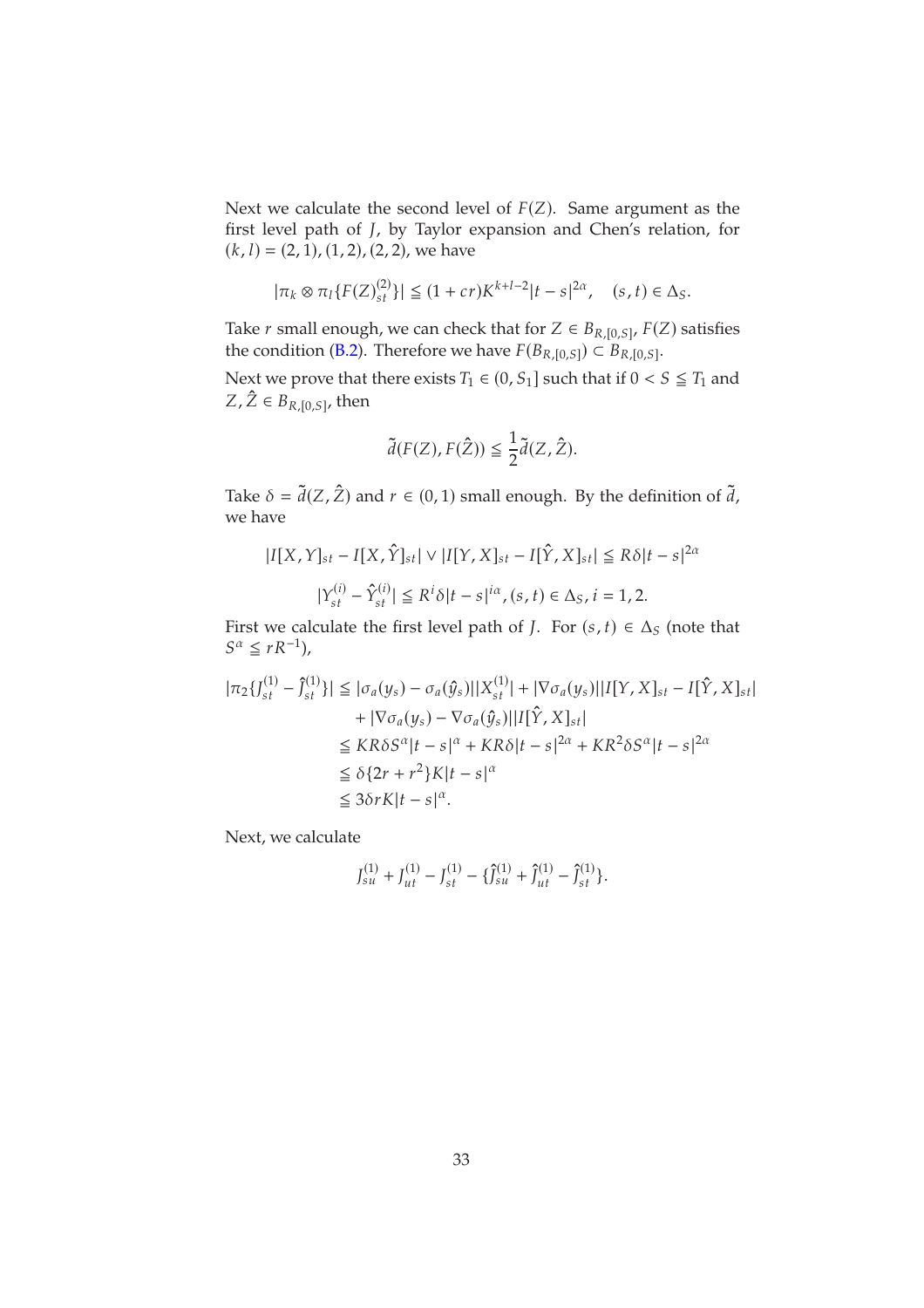Next we calculate the second level of $F(Z)$. Same argument as the first level path of $J$, by Taylor expansion and Chen's relation, for $(k,l) = (2,1), (1,2), (2,2)$, we have

$$|\pi_k \otimes \pi_l \{F(Z)^{(2)}_{st}\}| \leqq (1+cr)K^{k+l-2}|t-s|^{2\alpha}, \quad (s,t) \in \Delta_S.$$

Take $r$ small enough, we can check that for $Z \in B_{R,[0,S]}$, $F(Z)$ satisfies the condition (B.2). Therefore we have $F(B_{R,[0,S]}) \subset B_{R,[0,S]}$.

Next we prove that there exists $T_1 \in (0, S_1]$ such that if $0 < S \leqq T_1$ and $Z, \hat{Z} \in B_{R,[0,S]}$, then

$$\tilde{d}(F(Z), F(\hat{Z})) \leqq \frac{1}{2}\tilde{d}(Z, \hat{Z}).$$

Take $\delta = \tilde{d}(Z, \hat{Z})$ and $r \in (0,1)$ small enough. By the definition of $\tilde{d}$, we have

$$|I[X,Y]_{st} - I[X,\hat{Y}]_{st}| \vee |I[Y,X]_{st} - I[\hat{Y},X]_{st}| \leqq R\delta|t-s|^{2\alpha}$$

$$|Y^{(i)}_{st} - \hat{Y}^{(i)}_{st}| \leqq R^i\delta|t-s|^{i\alpha}, (s,t) \in \Delta_S, i = 1,2.$$

First we calculate the first level path of $J$. For $(s,t) \in \Delta_S$ (note that $S^\alpha \leqq rR^{-1}$),

$$\begin{aligned}
|\pi_2\{J^{(1)}_{st} - \hat{J}^{(1)}_{st}\}| &\leqq |\sigma_a(y_s) - \sigma_a(\hat{y}_s)||X^{(1)}_{st}| + |\nabla\sigma_a(y_s)||I[Y,X]_{st} - I[\hat{Y},X]_{st}| \\
&\quad + |\nabla\sigma_a(y_s) - \nabla\sigma_a(\hat{y}_s)||I[\hat{Y},X]_{st}| \\
&\leqq KR\delta S^\alpha|t-s|^\alpha + KR\delta|t-s|^{2\alpha} + KR^2\delta S^\alpha|t-s|^{2\alpha} \\
&\leqq \delta\{2r + r^2\}K|t-s|^\alpha \\
&\leqq 3\delta rK|t-s|^\alpha.
\end{aligned}$$

Next, we calculate

$$J^{(1)}_{su} + J^{(1)}_{ut} - J^{(1)}_{st} - \{\hat{J}^{(1)}_{su} + \hat{J}^{(1)}_{ut} - \hat{J}^{(1)}_{st}\}.$$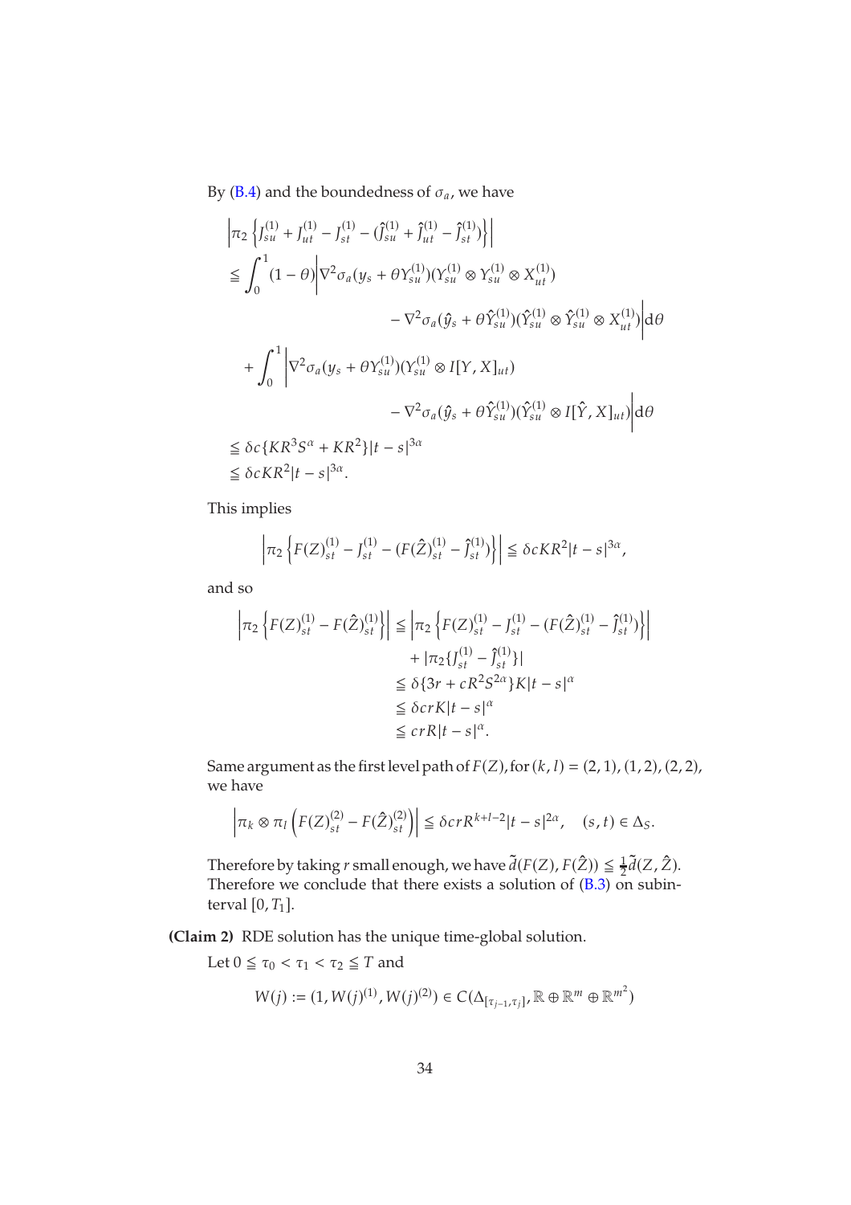By (B.4) and the boundedness of $\sigma_a$, we have

$$
\begin{aligned}
&\left|\pi_2\left\{J^{(1)}_{su} + J^{(1)}_{ut} - J^{(1)}_{st} - (\hat{J}^{(1)}_{su} + \hat{J}^{(1)}_{ut} - \hat{J}^{(1)}_{st})\right\}\right| \\
&\leqq \int_0^1 (1-\theta)\Big|\nabla^2\sigma_a(y_s + \theta Y^{(1)}_{su})(Y^{(1)}_{su} \otimes Y^{(1)}_{su} \otimes X^{(1)}_{ut}) \\
&\qquad\qquad - \nabla^2\sigma_a(\hat{y}_s + \theta \hat{Y}^{(1)}_{su})(\hat{Y}^{(1)}_{su} \otimes \hat{Y}^{(1)}_{su} \otimes X^{(1)}_{ut})\Big| \mathrm{d}\theta \\
&\quad + \int_0^1 \Big|\nabla^2\sigma_a(y_s + \theta Y^{(1)}_{su})(Y^{(1)}_{su} \otimes I[Y,X]_{ut}) \\
&\qquad\qquad - \nabla^2\sigma_a(\hat{y}_s + \theta \hat{Y}^{(1)}_{su})(\hat{Y}^{(1)}_{su} \otimes I[\hat{Y},X]_{ut})\Big| \mathrm{d}\theta \\
&\leqq \delta c\{KR^3S^\alpha + KR^2\}|t-s|^{3\alpha} \\
&\leqq \delta cKR^2|t-s|^{3\alpha}.
\end{aligned}
$$

This implies

$$
\left|\pi_2\left\{F(Z)^{(1)}_{st} - J^{(1)}_{st} - (F(\hat{Z})^{(1)}_{st} - \hat{J}^{(1)}_{st})\right\}\right| \leqq \delta cKR^2|t-s|^{3\alpha},
$$

and so

$$
\begin{aligned}
\left|\pi_2\left\{F(Z)^{(1)}_{st} - F(\hat{Z})^{(1)}_{st}\right\}\right| &\leqq \left|\pi_2\left\{F(Z)^{(1)}_{st} - J^{(1)}_{st} - (F(\hat{Z})^{(1)}_{st} - \hat{J}^{(1)}_{st})\right\}\right| \\
&\quad + |\pi_2\{J^{(1)}_{st} - \hat{J}^{(1)}_{st}\}| \\
&\leqq \delta\{3r + cR^2S^{2\alpha}\}K|t-s|^\alpha \\
&\leqq \delta crK|t-s|^\alpha \\
&\leqq crR|t-s|^\alpha.
\end{aligned}
$$

Same argument as the first level path of $F(Z)$, for $(k,l) = (2,1), (1,2), (2,2)$, we have

$$
\left|\pi_k \otimes \pi_l\left(F(Z)^{(2)}_{st} - F(\hat{Z})^{(2)}_{st}\right)\right| \leqq \delta crR^{k+l-2}|t-s|^{2\alpha}, \quad (s,t) \in \Delta_S.
$$

Therefore by taking $r$ small enough, we have $\tilde{d}(F(Z), F(\hat{Z})) \leqq \frac{1}{2}\tilde{d}(Z, \hat{Z})$. Therefore we conclude that there exists a solution of (B.3) on subinterval $[0, T_1]$.

**(Claim 2)** RDE solution has the unique time-global solution.

Let $0 \leqq \tau_0 < \tau_1 < \tau_2 \leqq T$ and

$$
W(j) := (1, W(j)^{(1)}, W(j)^{(2)}) \in C(\Delta_{[\tau_{j-1},\tau_j]}, \mathbb{R} \oplus \mathbb{R}^m \oplus \mathbb{R}^{m^2})
$$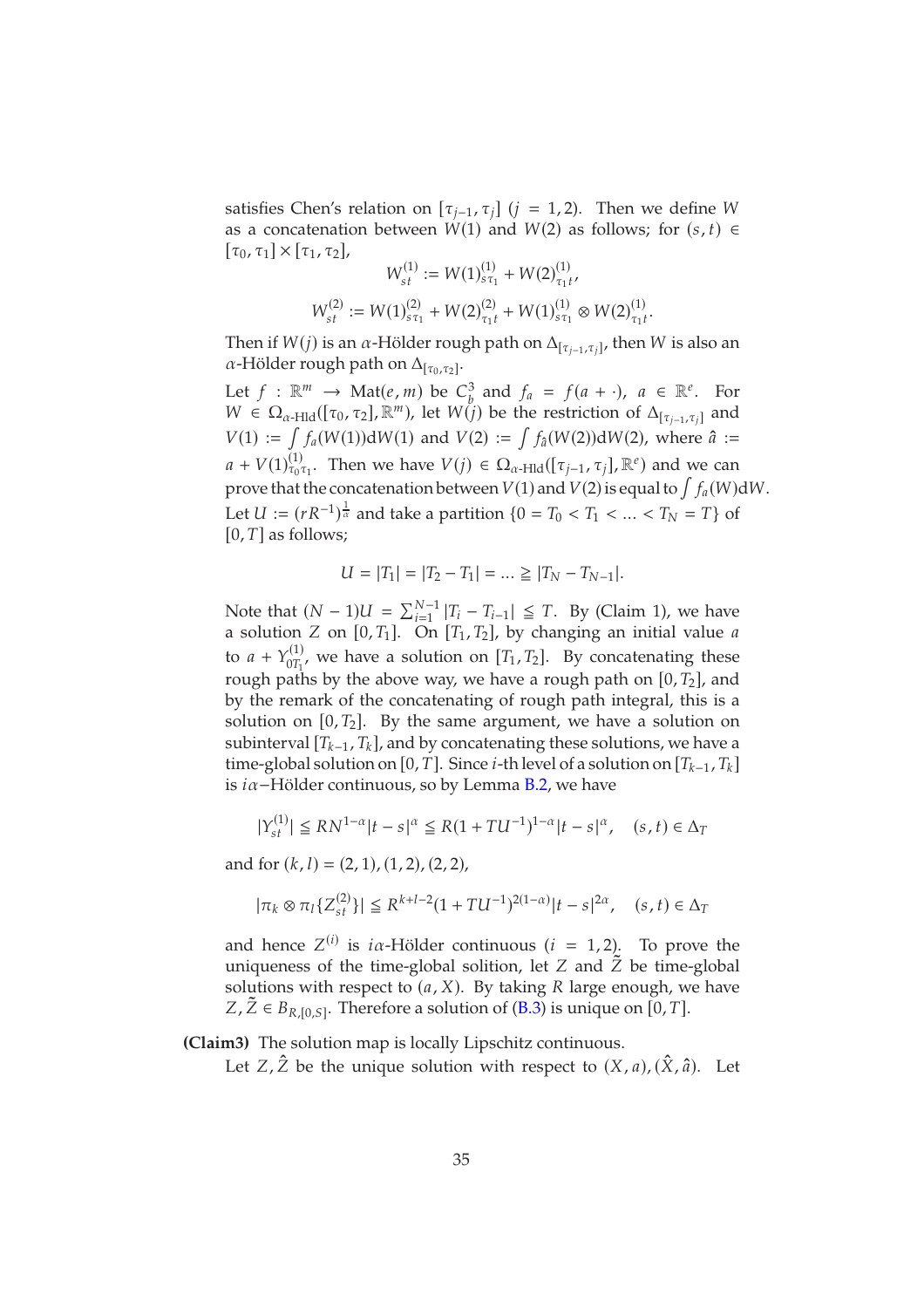satisfies Chen's relation on $[\tau_{j-1}, \tau_j]$ $(j = 1, 2)$. Then we define $W$ as a concatenation between $W(1)$ and $W(2)$ as follows; for $(s, t) \in [\tau_0, \tau_1] \times [\tau_1, \tau_2]$,

$$W^{(1)}_{st} := W(1)^{(1)}_{s\tau_1} + W(2)^{(1)}_{\tau_1 t},$$

$$W^{(2)}_{st} := W(1)^{(2)}_{s\tau_1} + W(2)^{(2)}_{\tau_1 t} + W(1)^{(1)}_{s\tau_1} \otimes W(2)^{(1)}_{\tau_1 t}.$$

Then if $W(j)$ is an $\alpha$-Hölder rough path on $\Delta_{[\tau_{j-1}, \tau_j]}$, then $W$ is also an $\alpha$-Hölder rough path on $\Delta_{[\tau_0, \tau_2]}$.

Let $f : \mathbb{R}^m \to \mathrm{Mat}(e, m)$ be $C^3_b$ and $f_a = f(a + \cdot)$, $a \in \mathbb{R}^e$. For $W \in \Omega_{\alpha\text{-Hld}}([\tau_0, \tau_2], \mathbb{R}^m)$, let $W(j)$ be the restriction of $\Delta_{[\tau_{j-1}, \tau_j]}$ and $V(1) := \int f_a(W(1))\mathrm{d}W(1)$ and $V(2) := \int f_{\hat{a}}(W(2))\mathrm{d}W(2)$, where $\hat{a} := a + V(1)^{(1)}_{\tau_0 \tau_1}$. Then we have $V(j) \in \Omega_{\alpha\text{-Hld}}([\tau_{j-1}, \tau_j], \mathbb{R}^e)$ and we can prove that the concatenation between $V(1)$ and $V(2)$ is equal to $\int f_a(W)\mathrm{d}W$.

Let $U := (rR^{-1})^{\frac{1}{\alpha}}$ and take a partition $\{0 = T_0 < T_1 < \ldots < T_N = T\}$ of $[0, T]$ as follows;

$$U = |T_1| = |T_2 - T_1| = \ldots \geqq |T_N - T_{N-1}|.$$

Note that $(N-1)U = \sum_{i=1}^{N-1} |T_i - T_{i-1}| \leqq T$. By (Claim 1), we have a solution $Z$ on $[0, T_1]$. On $[T_1, T_2]$, by changing an initial value $a$ to $a + Y^{(1)}_{0T_1}$, we have a solution on $[T_1, T_2]$. By concatenating these rough paths by the above way, we have a rough path on $[0, T_2]$, and by the remark of the concatenating of rough path integral, this is a solution on $[0, T_2]$. By the same argument, we have a solution on subinterval $[T_{k-1}, T_k]$, and by concatenating these solutions, we have a time-global solution on $[0, T]$. Since $i$-th level of a solution on $[T_{k-1}, T_k]$ is $i\alpha-$Hölder continuous, so by Lemma B.2, we have

$$|Y^{(1)}_{st}| \leqq RN^{1-\alpha}|t - s|^{\alpha} \leqq R(1 + TU^{-1})^{1-\alpha}|t - s|^{\alpha}, \quad (s, t) \in \Delta_T$$

and for $(k, l) = (2, 1), (1, 2), (2, 2)$,

$$|\pi_k \otimes \pi_l\{Z^{(2)}_{st}\}| \leqq R^{k+l-2}(1 + TU^{-1})^{2(1-\alpha)}|t - s|^{2\alpha}, \quad (s, t) \in \Delta_T$$

and hence $Z^{(i)}$ is $i\alpha$-Hölder continuous $(i = 1, 2)$. To prove the uniqueness of the time-global solition, let $Z$ and $\tilde{Z}$ be time-global solutions with respect to $(a, X)$. By taking $R$ large enough, we have $Z, \tilde{Z} \in B_{R,[0,S]}$. Therefore a solution of (B.3) is unique on $[0, T]$.

**(Claim3)** The solution map is locally Lipschitz continuous.

Let $Z, \hat{Z}$ be the unique solution with respect to $(X, a), (\hat{X}, \hat{a})$. Let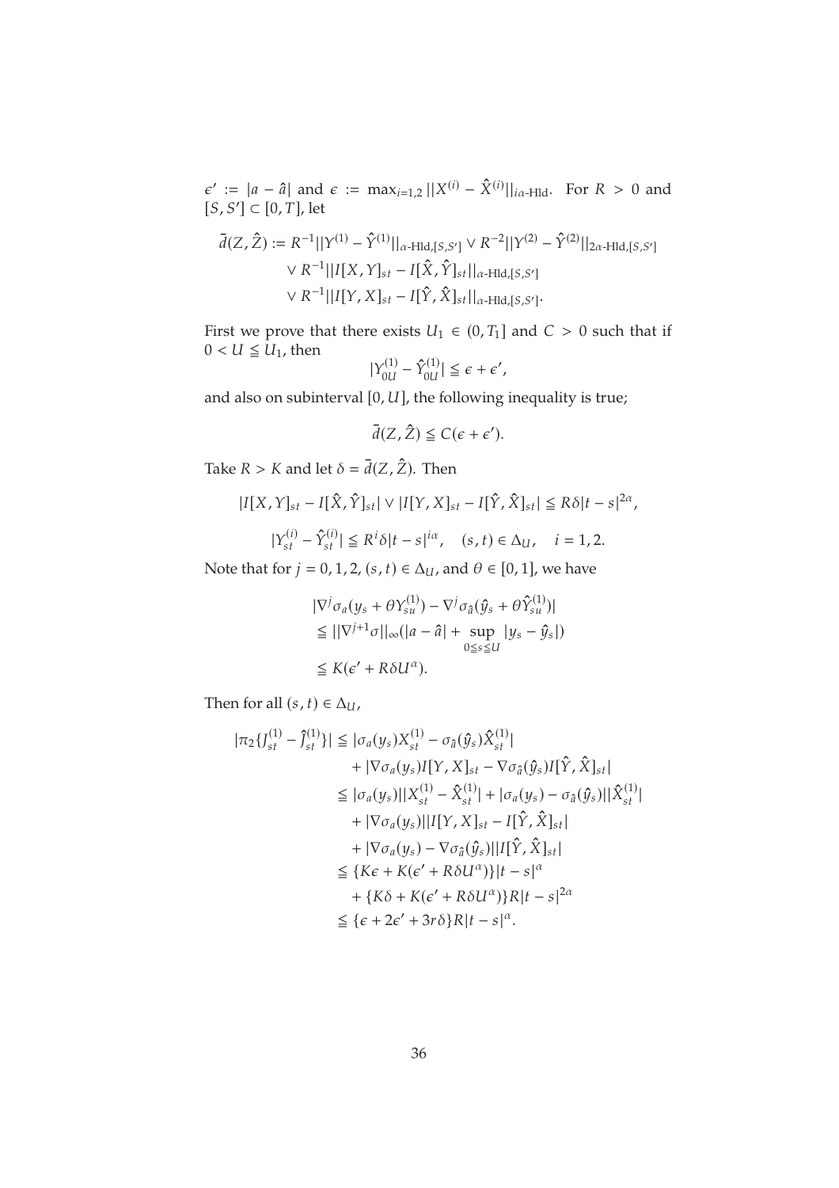$\epsilon' := |a - \hat{a}|$ and $\epsilon := \max_{i=1,2} ||X^{(i)} - \hat{X}^{(i)}||_{i\alpha\text{-Hld}}$. For $R > 0$ and $[S, S'] \subset [0, T]$, let

$$\begin{aligned}
\bar{d}(Z, \hat{Z}) := R^{-1}||Y^{(1)} - \hat{Y}^{(1)}||_{\alpha\text{-Hld},[S,S']} \vee R^{-2}||Y^{(2)} - \hat{Y}^{(2)}||_{2\alpha\text{-Hld},[S,S']} \\
\vee R^{-1}||I[X, Y]_{st} - I[\hat{X}, \hat{Y}]_{st}||_{\alpha\text{-Hld},[S,S']} \\
\vee R^{-1}||I[Y, X]_{st} - I[\hat{Y}, \hat{X}]_{st}||_{\alpha\text{-Hld},[S,S']}.
\end{aligned}$$

First we prove that there exists $U_1 \in (0, T_1]$ and $C > 0$ such that if $0 < U \leqq U_1$, then

$$|Y^{(1)}_{0U} - \hat{Y}^{(1)}_{0U}| \leqq \epsilon + \epsilon',$$

and also on subinterval $[0, U]$, the following inequality is true;

$$\bar{d}(Z, \hat{Z}) \leqq C(\epsilon + \epsilon').$$

Take $R > K$ and let $\delta = \bar{d}(Z, \hat{Z})$. Then

$$|I[X, Y]_{st} - I[\hat{X}, \hat{Y}]_{st}| \vee |I[Y, X]_{st} - I[\hat{Y}, \hat{X}]_{st}| \leqq R\delta|t - s|^{2\alpha},$$

$$|Y^{(i)}_{st} - \hat{Y}^{(i)}_{st}| \leqq R^i\delta|t - s|^{i\alpha}, \quad (s, t) \in \Delta_U, \quad i = 1, 2.$$

Note that for $j = 0, 1, 2$, $(s, t) \in \Delta_U$, and $\theta \in [0, 1]$, we have

$$\begin{aligned}
&|\nabla^j \sigma_a(y_s + \theta Y^{(1)}_{su}) - \nabla^j \sigma_{\hat{a}}(\hat{y}_s + \theta \hat{Y}^{(1)}_{su})| \\
&\leqq ||\nabla^{j+1}\sigma||_\infty(|a - \hat{a}| + \sup_{0 \leqq s \leqq U} |y_s - \hat{y}_s|) \\
&\leqq K(\epsilon' + R\delta U^\alpha).
\end{aligned}$$

Then for all $(s, t) \in \Delta_U$,

$$\begin{aligned}
|\pi_2\{J^{(1)}_{st} - \hat{J}^{(1)}_{st}\}| &\leqq |\sigma_a(y_s)X^{(1)}_{st} - \sigma_{\hat{a}}(\hat{y}_s)\hat{X}^{(1)}_{st}| \\
&\quad + |\nabla\sigma_a(y_s)I[Y, X]_{st} - \nabla\sigma_{\hat{a}}(\hat{y}_s)I[\hat{Y}, \hat{X}]_{st}| \\
&\leqq |\sigma_a(y_s)||X^{(1)}_{st} - \hat{X}^{(1)}_{st}| + |\sigma_a(y_s) - \sigma_{\hat{a}}(\hat{y}_s)||\hat{X}^{(1)}_{st}| \\
&\quad + |\nabla\sigma_a(y_s)||I[Y, X]_{st} - I[\hat{Y}, \hat{X}]_{st}| \\
&\quad + |\nabla\sigma_a(y_s) - \nabla\sigma_{\hat{a}}(\hat{y}_s)||I[\hat{Y}, \hat{X}]_{st}| \\
&\leqq \{K\epsilon + K(\epsilon' + R\delta U^\alpha)\}|t - s|^\alpha \\
&\quad + \{K\delta + K(\epsilon' + R\delta U^\alpha)\}R|t - s|^{2\alpha} \\
&\leqq \{\epsilon + 2\epsilon' + 3r\delta\}R|t - s|^\alpha.
\end{aligned}$$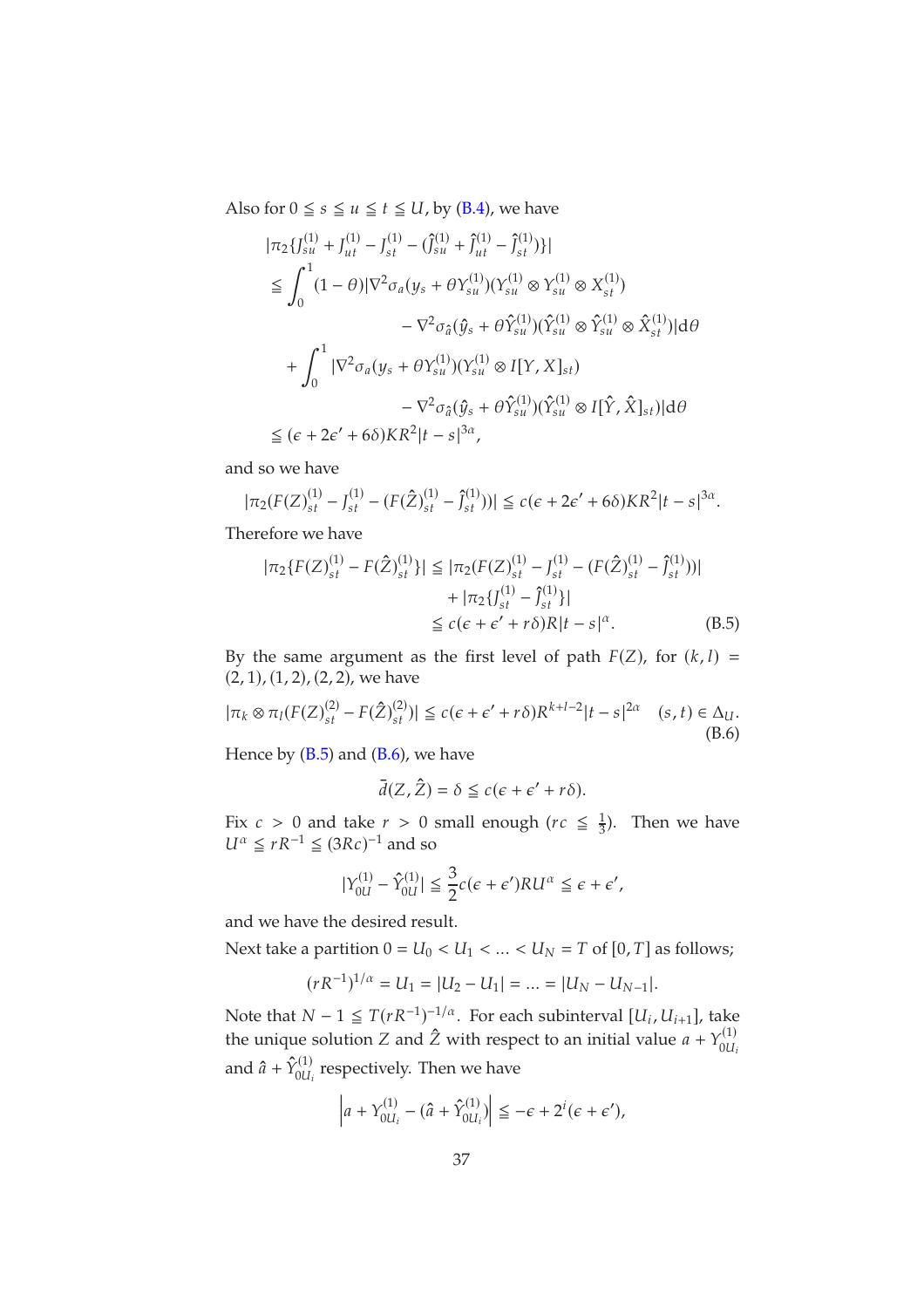Also for $0 \leqq s \leqq u \leqq t \leqq U$, by (B.4), we have

$$
\begin{aligned}
&|\pi_2\{J^{(1)}_{su} + J^{(1)}_{ut} - J^{(1)}_{st} - (\hat{J}^{(1)}_{su} + \hat{J}^{(1)}_{ut} - \hat{J}^{(1)}_{st})\}| \\
&\leqq \int_0^1 (1-\theta)|\nabla^2\sigma_a(y_s + \theta Y^{(1)}_{su})(Y^{(1)}_{su} \otimes Y^{(1)}_{su} \otimes X^{(1)}_{st}) \\
&\qquad\qquad - \nabla^2\sigma_{\hat{a}}(\hat{y}_s + \theta \hat{Y}^{(1)}_{su})(\hat{Y}^{(1)}_{su} \otimes \hat{Y}^{(1)}_{su} \otimes \hat{X}^{(1)}_{st})|\mathrm{d}\theta \\
&\quad + \int_0^1 |\nabla^2\sigma_a(y_s + \theta Y^{(1)}_{su})(Y^{(1)}_{su} \otimes I[Y, X]_{st}) \\
&\qquad\qquad - \nabla^2\sigma_{\hat{a}}(\hat{y}_s + \theta \hat{Y}^{(1)}_{su})(\hat{Y}^{(1)}_{su} \otimes I[\hat{Y}, \hat{X}]_{st})|\mathrm{d}\theta \\
&\leqq (\epsilon + 2\epsilon' + 6\delta)KR^2|t-s|^{3\alpha},
\end{aligned}
$$

and so we have

$$
|\pi_2(F(Z)^{(1)}_{st} - J^{(1)}_{st} - (F(\hat{Z})^{(1)}_{st} - \hat{J}^{(1)}_{st}))| \leqq c(\epsilon + 2\epsilon' + 6\delta)KR^2|t-s|^{3\alpha}.
$$

Therefore we have

$$
\begin{aligned}
|\pi_2\{F(Z)^{(1)}_{st} - F(\hat{Z})^{(1)}_{st}\}| &\leqq |\pi_2(F(Z)^{(1)}_{st} - J^{(1)}_{st} - (F(\hat{Z})^{(1)}_{st} - \hat{J}^{(1)}_{st}))| \\
&\quad + |\pi_2\{J^{(1)}_{st} - \hat{J}^{(1)}_{st}\}| \\
&\leqq c(\epsilon + \epsilon' + r\delta)R|t-s|^{\alpha}. \qquad \text{(B.5)}
\end{aligned}
$$

By the same argument as the first level of path $F(Z)$, for $(k, l) = (2, 1), (1, 2), (2, 2)$, we have

$$
|\pi_k \otimes \pi_l(F(Z)^{(2)}_{st} - F(\hat{Z})^{(2)}_{st})| \leqq c(\epsilon + \epsilon' + r\delta)R^{k+l-2}|t-s|^{2\alpha} \quad (s, t) \in \Delta_U. \tag{B.6}
$$

Hence by (B.5) and (B.6), we have

$$
\bar{d}(Z, \hat{Z}) = \delta \leqq c(\epsilon + \epsilon' + r\delta).
$$

Fix $c > 0$ and take $r > 0$ small enough ($rc \leqq \frac{1}{3}$). Then we have $U^\alpha \leqq rR^{-1} \leqq (3Rc)^{-1}$ and so

$$
|Y^{(1)}_{0U} - \hat{Y}^{(1)}_{0U}| \leqq \frac{3}{2}c(\epsilon + \epsilon')RU^\alpha \leqq \epsilon + \epsilon',
$$

and we have the desired result.

Next take a partition $0 = U_0 < U_1 < \ldots < U_N = T$ of $[0, T]$ as follows;

$$
(rR^{-1})^{1/\alpha} = U_1 = |U_2 - U_1| = \ldots = |U_N - U_{N-1}|.
$$

Note that $N - 1 \leqq T(rR^{-1})^{-1/\alpha}$. For each subinterval $[U_i, U_{i+1}]$, take the unique solution $Z$ and $\hat{Z}$ with respect to an initial value $a + Y^{(1)}_{0U_i}$ and $\hat{a} + \hat{Y}^{(1)}_{0U_i}$ respectively. Then we have

$$
\left|a + Y^{(1)}_{0U_i} - (\hat{a} + \hat{Y}^{(1)}_{0U_i})\right| \leqq -\epsilon + 2^i(\epsilon + \epsilon'),
$$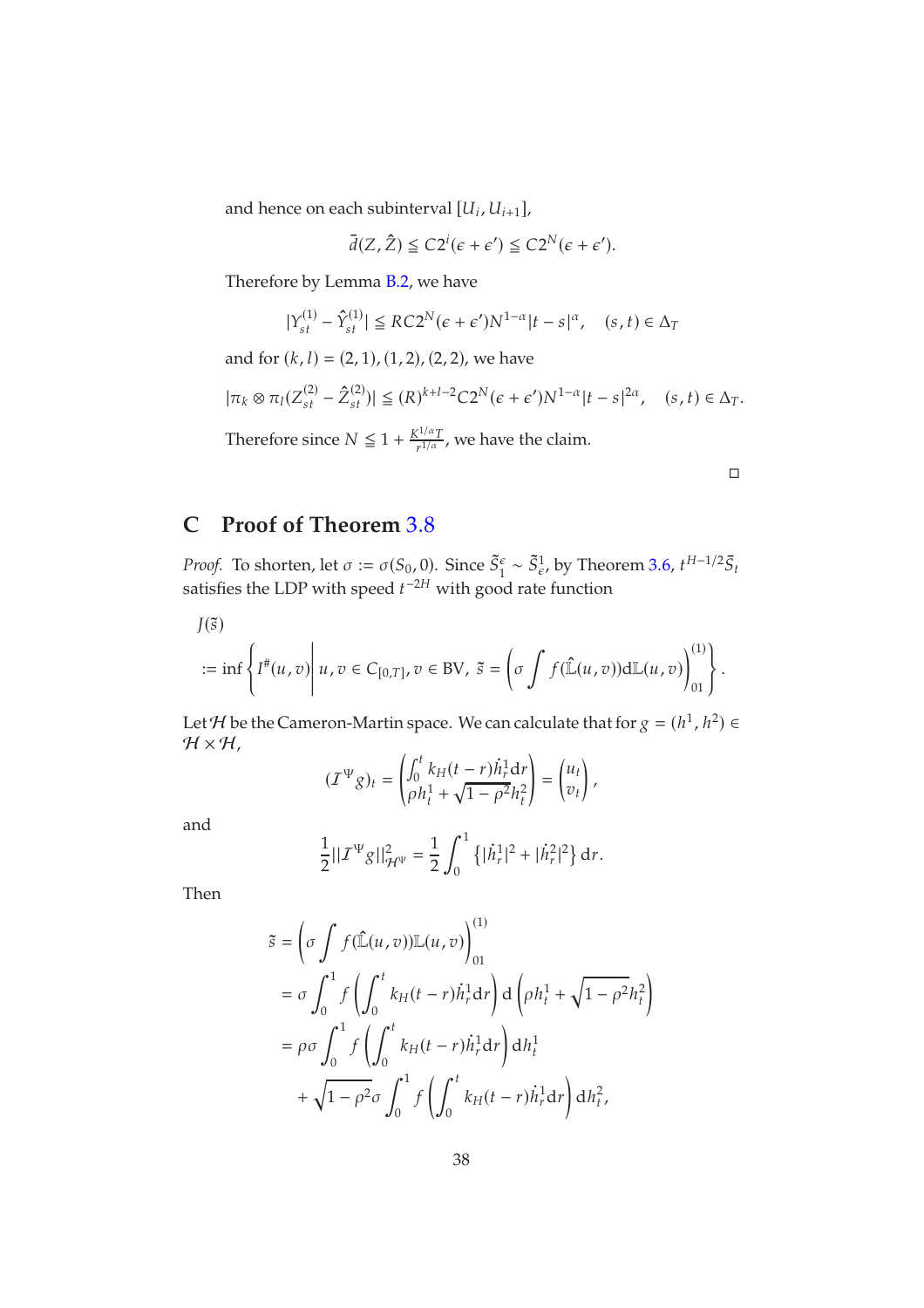and hence on each subinterval $[U_i, U_{i+1}]$,

$$\bar{d}(Z, \hat{Z}) \leqq C2^i(\epsilon + \epsilon') \leqq C2^N(\epsilon + \epsilon').$$

Therefore by Lemma B.2, we have

$$|Y^{(1)}_{st} - \hat{Y}^{(1)}_{st}| \leqq RC2^N(\epsilon + \epsilon')N^{1-\alpha}|t - s|^{\alpha}, \quad (s, t) \in \Delta_T$$

and for $(k, l) = (2, 1), (1, 2), (2, 2)$, we have

$$|\pi_k \otimes \pi_l(Z^{(2)}_{st} - \hat{Z}^{(2)}_{st})| \leqq (R)^{k+l-2}C2^N(\epsilon + \epsilon')N^{1-\alpha}|t - s|^{2\alpha}, \quad (s, t) \in \Delta_T.$$

Therefore since $N \leqq 1 + \frac{K^{1/\alpha}T}{r^{1/\alpha}}$, we have the claim.

□

## C Proof of Theorem 3.8

*Proof.* To shorten, let $\sigma := \sigma(S_0, 0)$. Since $\tilde{S}^{\epsilon}_1 \sim \tilde{S}^1_{\epsilon}$, by Theorem 3.6, $t^{H-1/2}\tilde{S}_t$ satisfies the LDP with speed $t^{-2H}$ with good rate function

$$J(\tilde{s}) := \inf\left\{ I^{\#}(u, v) \,\middle|\, u, v \in C_{[0,T]}, v \in \mathrm{BV},\ \tilde{s} = \left( \sigma \int f(\hat{\mathbb{L}}(u, v))\mathrm{d}\mathbb{L}(u, v) \right)^{(1)}_{01} \right\}.$$

Let $\mathcal{H}$ be the Cameron-Martin space. We can calculate that for $g = (h^1, h^2) \in \mathcal{H} \times \mathcal{H}$,

$$(\mathcal{I}^{\Psi}g)_t = \begin{pmatrix} \int_0^t k_H(t-r)\dot{h}^1_r \mathrm{d}r \\ \rho h^1_t + \sqrt{1-\rho^2}h^2_t \end{pmatrix} = \begin{pmatrix} u_t \\ v_t \end{pmatrix},$$

and

$$\frac{1}{2}\|\mathcal{I}^{\Psi}g\|^2_{\mathcal{H}^{\Psi}} = \frac{1}{2}\int_0^1 \left\{ |\dot{h}^1_r|^2 + |\dot{h}^2_r|^2 \right\} \mathrm{d}r.$$

Then

$$\begin{aligned}
\tilde{s} &= \left( \sigma \int f(\hat{\mathbb{L}}(u, v))\mathbb{L}(u, v) \right)^{(1)}_{01} \\
&= \sigma \int_0^1 f\left( \int_0^t k_H(t-r)\dot{h}^1_r \mathrm{d}r \right) \mathrm{d}\left( \rho h^1_t + \sqrt{1-\rho^2}h^2_t \right) \\
&= \rho\sigma \int_0^1 f\left( \int_0^t k_H(t-r)\dot{h}^1_r \mathrm{d}r \right) \mathrm{d}h^1_t \\
&\quad + \sqrt{1-\rho^2}\sigma \int_0^1 f\left( \int_0^t k_H(t-r)\dot{h}^1_r \mathrm{d}r \right) \mathrm{d}h^2_t,
\end{aligned}$$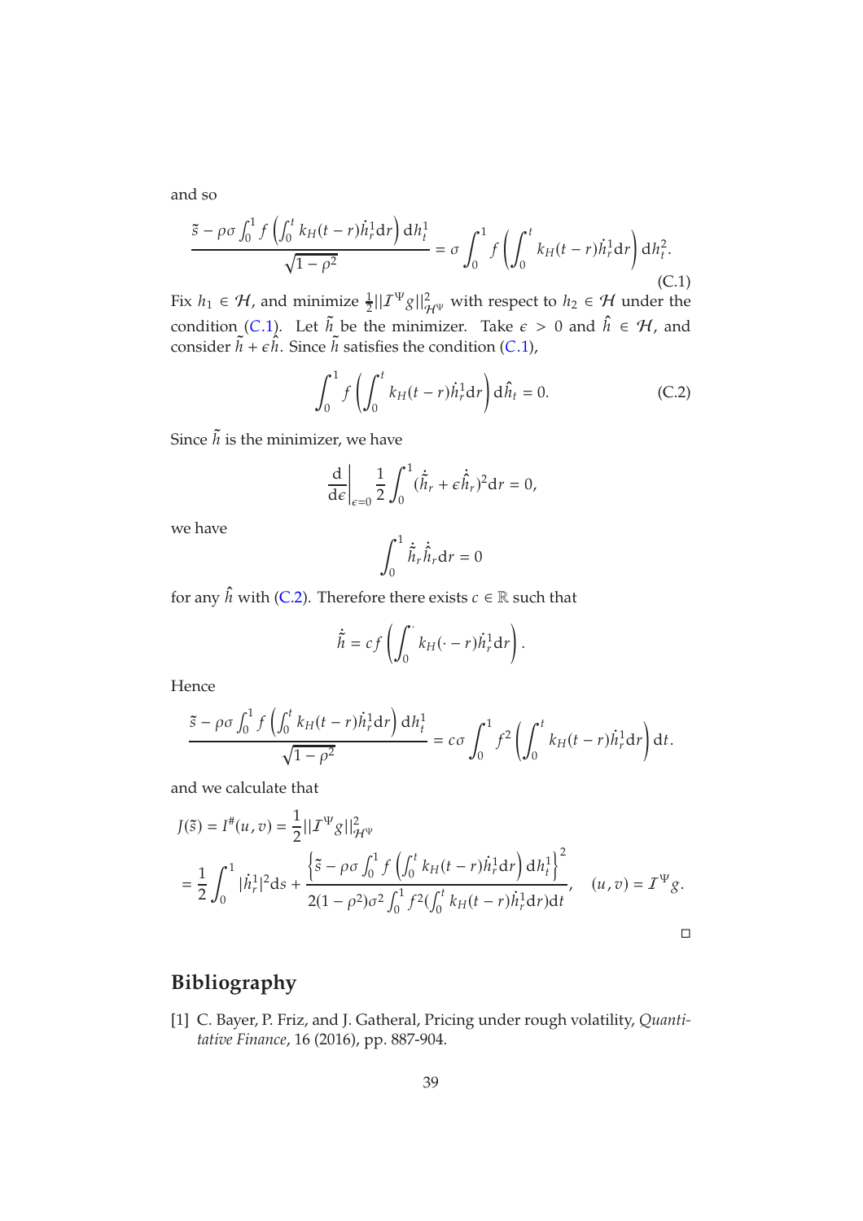and so

$$\frac{\tilde{s} - \rho\sigma \int_0^1 f\left(\int_0^t k_H(t-r)\dot{h}_r^1 \mathrm{d}r\right) \mathrm{d}h_t^1}{\sqrt{1-\rho^2}} = \sigma \int_0^1 f\left(\int_0^t k_H(t-r)\dot{h}_r^1 \mathrm{d}r\right) \mathrm{d}h_t^2. \tag{C.1}$$

Fix $h_1 \in \mathcal{H}$, and minimize $\frac{1}{2}||\mathcal{I}^\Psi g||^2_{\mathcal{H}^\Psi}$ with respect to $h_2 \in \mathcal{H}$ under the condition (C.1). Let $\tilde{h}$ be the minimizer. Take $\epsilon > 0$ and $\hat{h} \in \mathcal{H}$, and consider $\tilde{h} + \epsilon \hat{h}$. Since $\tilde{h}$ satisfies the condition (C.1),

$$\int_0^1 f\left(\int_0^t k_H(t-r)\dot{h}_r^1 \mathrm{d}r\right) \mathrm{d}\hat{h}_t = 0. \tag{C.2}$$

Since $\tilde{h}$ is the minimizer, we have

$$\left.\frac{\mathrm{d}}{\mathrm{d}\epsilon}\right|_{\epsilon=0} \frac{1}{2}\int_0^1 (\dot{\tilde{h}}_r + \epsilon \dot{\hat{h}}_r)^2 \mathrm{d}r = 0,$$

we have

$$\int_0^1 \dot{\tilde{h}}_r \dot{\hat{h}}_r \mathrm{d}r = 0$$

for any $\hat{h}$ with (C.2). Therefore there exists $c \in \mathbb{R}$ such that

$$\dot{\tilde{h}} = c f\left(\int_0^\cdot k_H(\cdot - r)\dot{h}_r^1 \mathrm{d}r\right).$$

Hence

$$\frac{\tilde{s} - \rho\sigma \int_0^1 f\left(\int_0^t k_H(t-r)\dot{h}_r^1 \mathrm{d}r\right) \mathrm{d}h_t^1}{\sqrt{1-\rho^2}} = c\sigma \int_0^1 f^2\left(\int_0^t k_H(t-r)\dot{h}_r^1 \mathrm{d}r\right) \mathrm{d}t.$$

and we calculate that

$$\begin{aligned}
J(\tilde{s}) &= I^\#(u,v) = \frac{1}{2}||\mathcal{I}^\Psi g||^2_{\mathcal{H}^\Psi} \\
&= \frac{1}{2}\int_0^1 |\dot{h}_r^1|^2 \mathrm{d}s + \frac{\left\{\tilde{s} - \rho\sigma \int_0^1 f\left(\int_0^t k_H(t-r)\dot{h}_r^1 \mathrm{d}r\right) \mathrm{d}h_t^1\right\}^2}{2(1-\rho^2)\sigma^2 \int_0^1 f^2(\int_0^t k_H(t-r)\dot{h}_r^1 \mathrm{d}r)\mathrm{d}t}, \quad (u,v) = \mathcal{I}^\Psi g.
\end{aligned}$$

□

# Bibliography

[1] C. Bayer, P. Friz, and J. Gatheral, Pricing under rough volatility, *Quantitative Finance*, 16 (2016), pp. 887-904.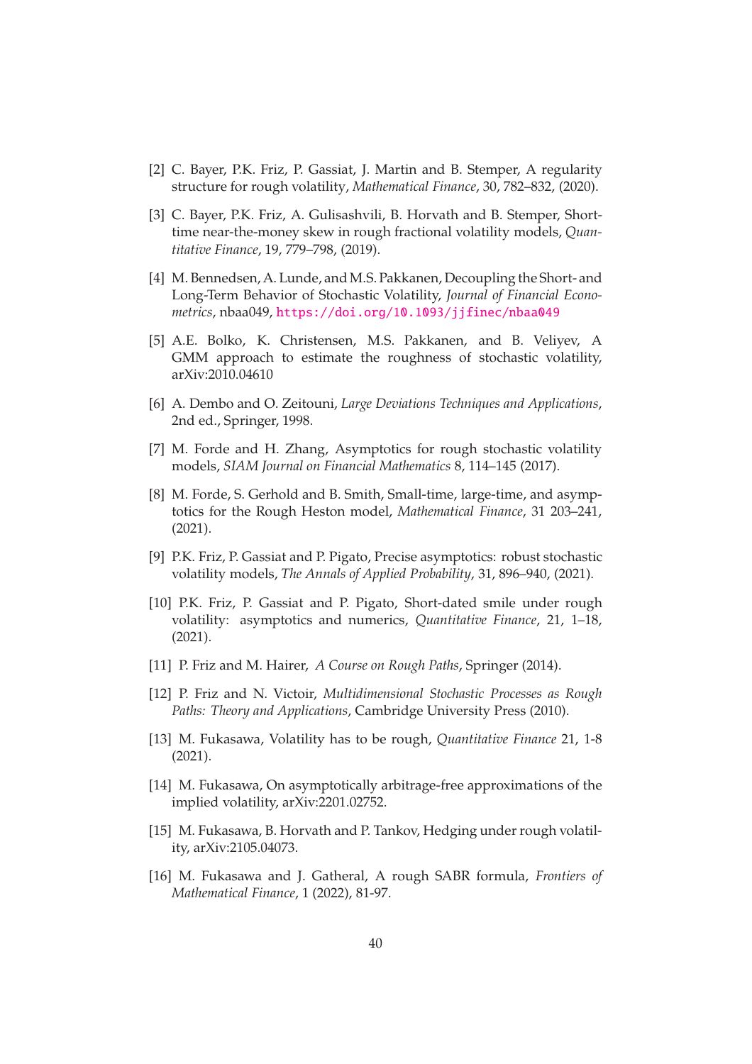[2] C. Bayer, P.K. Friz, P. Gassiat, J. Martin and B. Stemper, A regularity structure for rough volatility, *Mathematical Finance*, 30, 782–832, (2020).

[3] C. Bayer, P.K. Friz, A. Gulisashvili, B. Horvath and B. Stemper, Short-time near-the-money skew in rough fractional volatility models, *Quantitative Finance*, 19, 779–798, (2019).

[4] M. Bennedsen, A. Lunde, and M.S. Pakkanen, Decoupling the Short- and Long-Term Behavior of Stochastic Volatility, *Journal of Financial Econometrics*, nbaa049, https://doi.org/10.1093/jjfinec/nbaa049

[5] A.E. Bolko, K. Christensen, M.S. Pakkanen, and B. Veliyev, A GMM approach to estimate the roughness of stochastic volatility, arXiv:2010.04610

[6] A. Dembo and O. Zeitouni, *Large Deviations Techniques and Applications*, 2nd ed., Springer, 1998.

[7] M. Forde and H. Zhang, Asymptotics for rough stochastic volatility models, *SIAM Journal on Financial Mathematics* 8, 114–145 (2017).

[8] M. Forde, S. Gerhold and B. Smith, Small-time, large-time, and asymptotics for the Rough Heston model, *Mathematical Finance*, 31 203–241, (2021).

[9] P.K. Friz, P. Gassiat and P. Pigato, Precise asymptotics: robust stochastic volatility models, *The Annals of Applied Probability*, 31, 896–940, (2021).

[10] P.K. Friz, P. Gassiat and P. Pigato, Short-dated smile under rough volatility: asymptotics and numerics, *Quantitative Finance*, 21, 1–18, (2021).

[11] P. Friz and M. Hairer, *A Course on Rough Paths*, Springer (2014).

[12] P. Friz and N. Victoir, *Multidimensional Stochastic Processes as Rough Paths: Theory and Applications*, Cambridge University Press (2010).

[13] M. Fukasawa, Volatility has to be rough, *Quantitative Finance* 21, 1-8 (2021).

[14] M. Fukasawa, On asymptotically arbitrage-free approximations of the implied volatility, arXiv:2201.02752.

[15] M. Fukasawa, B. Horvath and P. Tankov, Hedging under rough volatility, arXiv:2105.04073.

[16] M. Fukasawa and J. Gatheral, A rough SABR formula, *Frontiers of Mathematical Finance*, 1 (2022), 81-97.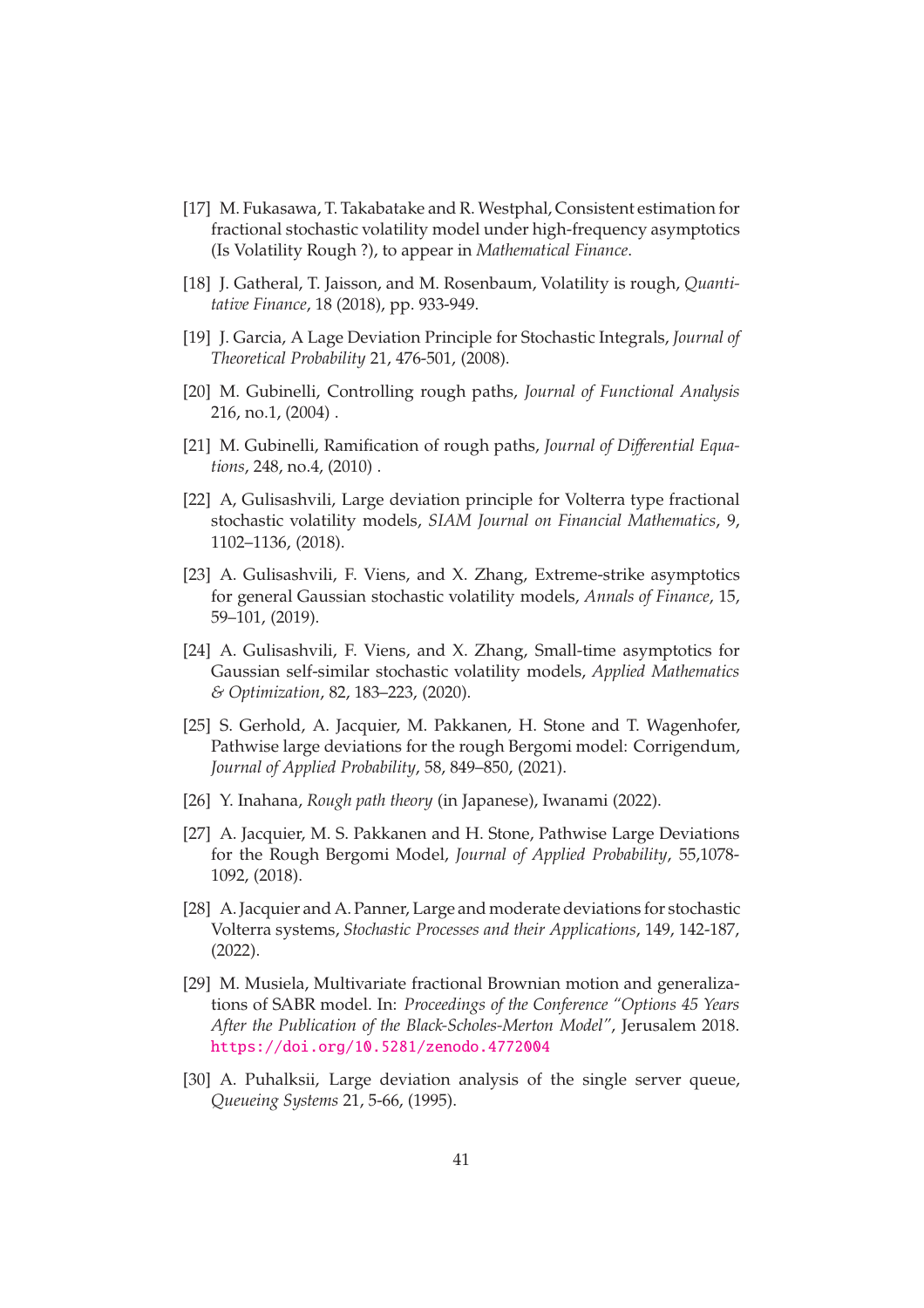[17] M. Fukasawa, T. Takabatake and R. Westphal, Consistent estimation for fractional stochastic volatility model under high-frequency asymptotics (Is Volatility Rough ?), to appear in *Mathematical Finance*.

[18] J. Gatheral, T. Jaisson, and M. Rosenbaum, Volatility is rough, *Quantitative Finance*, 18 (2018), pp. 933-949.

[19] J. Garcia, A Lage Deviation Principle for Stochastic Integrals, *Journal of Theoretical Probability* 21, 476-501, (2008).

[20] M. Gubinelli, Controlling rough paths, *Journal of Functional Analysis* 216, no.1, (2004) .

[21] M. Gubinelli, Ramification of rough paths, *Journal of Differential Equations*, 248, no.4, (2010) .

[22] A, Gulisashvili, Large deviation principle for Volterra type fractional stochastic volatility models, *SIAM Journal on Financial Mathematics*, 9, 1102–1136, (2018).

[23] A. Gulisashvili, F. Viens, and X. Zhang, Extreme-strike asymptotics for general Gaussian stochastic volatility models, *Annals of Finance*, 15, 59–101, (2019).

[24] A. Gulisashvili, F. Viens, and X. Zhang, Small-time asymptotics for Gaussian self-similar stochastic volatility models, *Applied Mathematics & Optimization*, 82, 183–223, (2020).

[25] S. Gerhold, A. Jacquier, M. Pakkanen, H. Stone and T. Wagenhofer, Pathwise large deviations for the rough Bergomi model: Corrigendum, *Journal of Applied Probability*, 58, 849–850, (2021).

[26] Y. Inahana, *Rough path theory* (in Japanese), Iwanami (2022).

[27] A. Jacquier, M. S. Pakkanen and H. Stone, Pathwise Large Deviations for the Rough Bergomi Model, *Journal of Applied Probability*, 55,1078-1092, (2018).

[28] A. Jacquier and A. Panner, Large and moderate deviations for stochastic Volterra systems, *Stochastic Processes and their Applications*, 149, 142-187, (2022).

[29] M. Musiela, Multivariate fractional Brownian motion and generalizations of SABR model. In: *Proceedings of the Conference "Options 45 Years After the Publication of the Black-Scholes-Merton Model"*, Jerusalem 2018. https://doi.org/10.5281/zenodo.4772004

[30] A. Puhalksii, Large deviation analysis of the single server queue, *Queueing Systems* 21, 5-66, (1995).